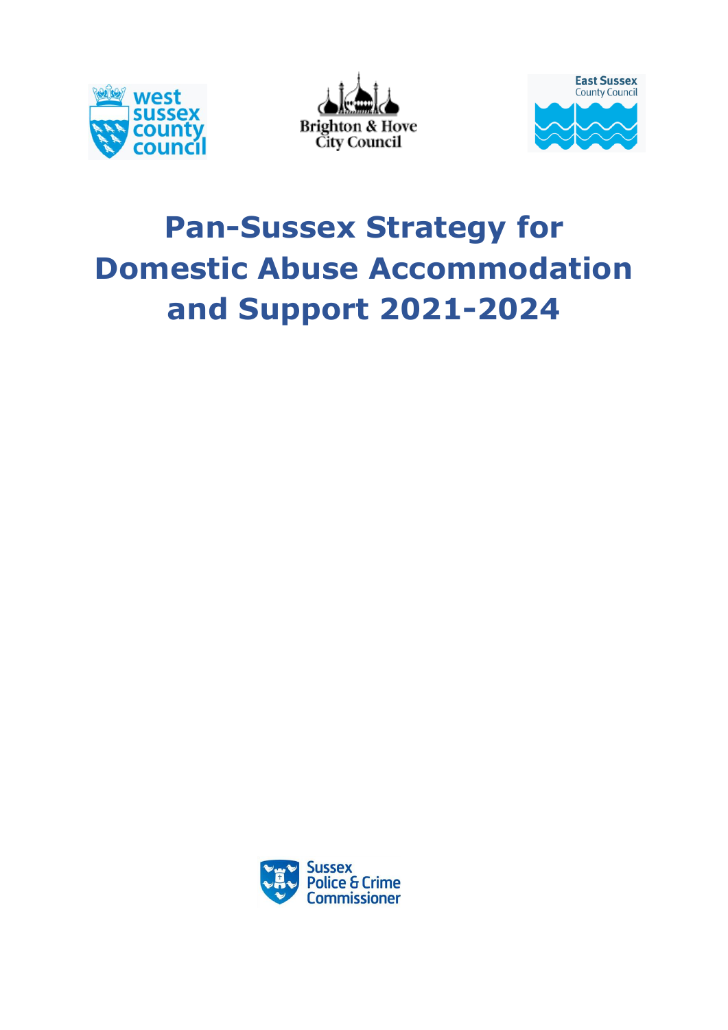# Pan-Sussex Strategy for Domestic Abuse Accommodation and Support 2021-2024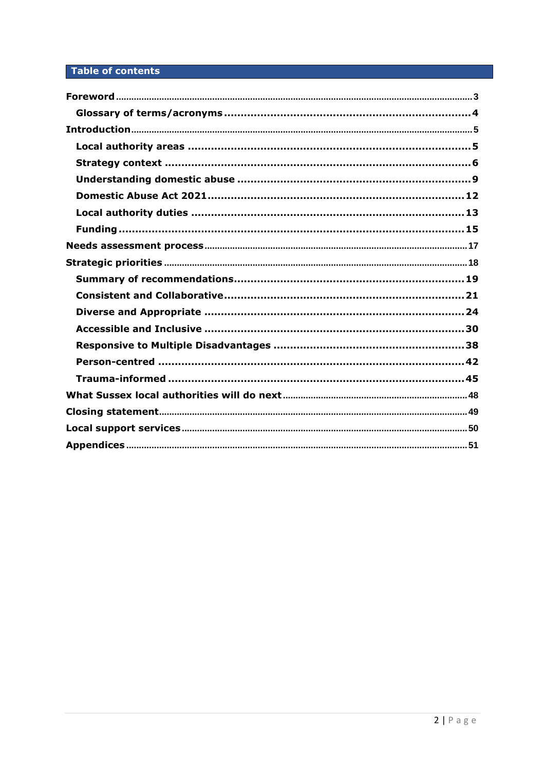## Table of contents

- **Foreword** 3
  - **Glossary of terms/acronyms** 4
- **Introduction** 5
  - **Local authority areas** 5
  - **Strategy context** 6
  - **Understanding domestic abuse** 9
  - **Domestic Abuse Act 2021** 12
  - **Local authority duties** 13
  - **Funding** 15
- **Needs assessment process** 17
- **Strategic priorities** 18
  - **Summary of recommendations** 19
  - **Consistent and Collaborative** 21
  - **Diverse and Appropriate** 24
  - **Accessible and Inclusive** 30
  - **Responsive to Multiple Disadvantages** 38
  - **Person-centred** 42
  - **Trauma-informed** 45
- **What Sussex local authorities will do next** 48
- **Closing statement** 49
- **Local support services** 50
- **Appendices** 51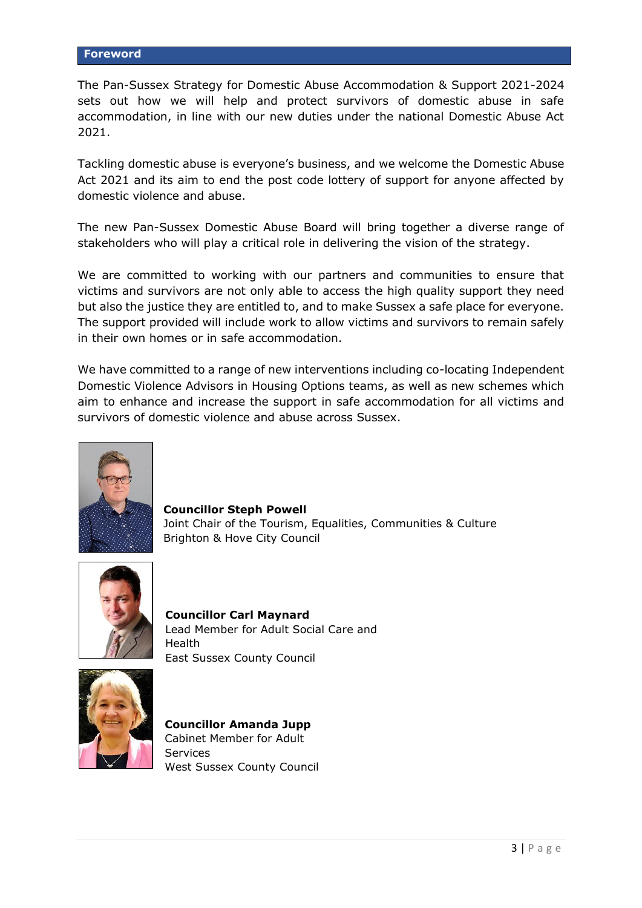## Foreword

The Pan-Sussex Strategy for Domestic Abuse Accommodation & Support 2021-2024 sets out how we will help and protect survivors of domestic abuse in safe accommodation, in line with our new duties under the national Domestic Abuse Act 2021.

Tackling domestic abuse is everyone's business, and we welcome the Domestic Abuse Act 2021 and its aim to end the post code lottery of support for anyone affected by domestic violence and abuse.

The new Pan-Sussex Domestic Abuse Board will bring together a diverse range of stakeholders who will play a critical role in delivering the vision of the strategy.

We are committed to working with our partners and communities to ensure that victims and survivors are not only able to access the high quality support they need but also the justice they are entitled to, and to make Sussex a safe place for everyone. The support provided will include work to allow victims and survivors to remain safely in their own homes or in safe accommodation.

We have committed to a range of new interventions including co-locating Independent Domestic Violence Advisors in Housing Options teams, as well as new schemes which aim to enhance and increase the support in safe accommodation for all victims and survivors of domestic violence and abuse across Sussex.

**Councillor Steph Powell**
Joint Chair of the Tourism, Equalities, Communities & Culture
Brighton & Hove City Council

**Councillor Carl Maynard**
Lead Member for Adult Social Care and Health
East Sussex County Council

**Councillor Amanda Jupp**
Cabinet Member for Adult Services
West Sussex County Council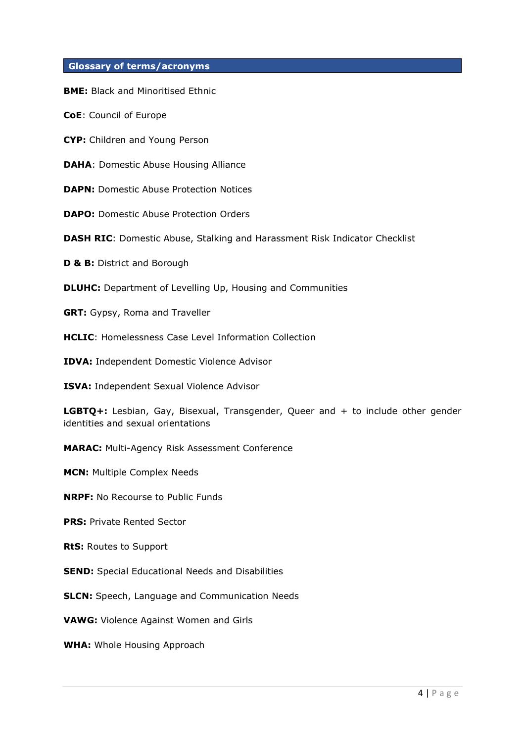## Glossary of terms/acronyms

**BME:** Black and Minoritised Ethnic

**CoE**: Council of Europe

**CYP:** Children and Young Person

**DAHA**: Domestic Abuse Housing Alliance

**DAPN:** Domestic Abuse Protection Notices

**DAPO:** Domestic Abuse Protection Orders

**DASH RIC**: Domestic Abuse, Stalking and Harassment Risk Indicator Checklist

**D & B:** District and Borough

**DLUHC:** Department of Levelling Up, Housing and Communities

**GRT:** Gypsy, Roma and Traveller

**HCLIC**: Homelessness Case Level Information Collection

**IDVA:** Independent Domestic Violence Advisor

**ISVA:** Independent Sexual Violence Advisor

**LGBTQ+:** Lesbian, Gay, Bisexual, Transgender, Queer and + to include other gender identities and sexual orientations

**MARAC:** Multi-Agency Risk Assessment Conference

**MCN:** Multiple Complex Needs

**NRPF:** No Recourse to Public Funds

**PRS:** Private Rented Sector

**RtS:** Routes to Support

**SEND:** Special Educational Needs and Disabilities

**SLCN:** Speech, Language and Communication Needs

**VAWG:** Violence Against Women and Girls

**WHA:** Whole Housing Approach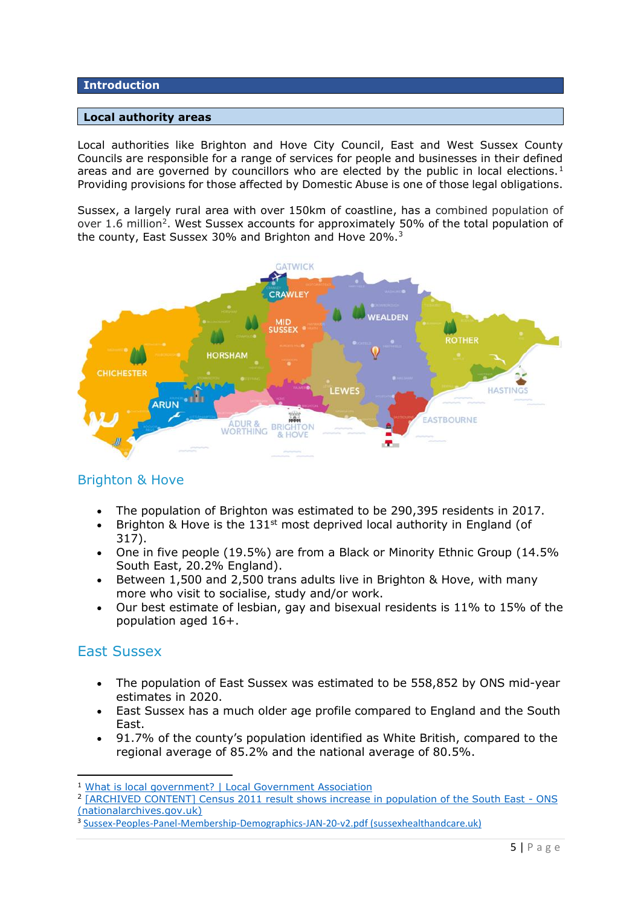## Introduction

### Local authority areas

Local authorities like Brighton and Hove City Council, East and West Sussex County Councils are responsible for a range of services for people and businesses in their defined areas and are governed by councillors who are elected by the public in local elections.[1] Providing provisions for those affected by Domestic Abuse is one of those legal obligations.

Sussex, a largely rural area with over 150km of coastline, has a combined population of over 1.6 million[2]. West Sussex accounts for approximately 50% of the total population of the county, East Sussex 30% and Brighton and Hove 20%.[3]

### Brighton & Hove

- The population of Brighton was estimated to be 290,395 residents in 2017.
- Brighton & Hove is the 131st most deprived local authority in England (of 317).
- One in five people (19.5%) are from a Black or Minority Ethnic Group (14.5% South East, 20.2% England).
- Between 1,500 and 2,500 trans adults live in Brighton & Hove, with many more who visit to socialise, study and/or work.
- Our best estimate of lesbian, gay and bisexual residents is 11% to 15% of the population aged 16+.

### East Sussex

- The population of East Sussex was estimated to be 558,852 by ONS mid-year estimates in 2020.
- East Sussex has a much older age profile compared to England and the South East.
- 91.7% of the county's population identified as White British, compared to the regional average of 85.2% and the national average of 80.5%.

---

[1] What is local government? | Local Government Association

[2] [ARCHIVED CONTENT] Census 2011 result shows increase in population of the South East - ONS (nationalarchives.gov.uk)

[3] Sussex-Peoples-Panel-Membership-Demographics-JAN-20-v2.pdf (sussexhealthandcare.uk)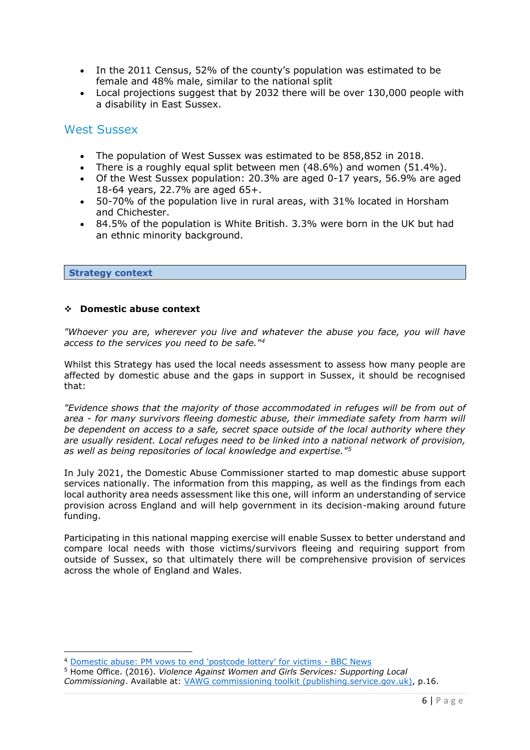- In the 2011 Census, 52% of the county's population was estimated to be female and 48% male, similar to the national split
- Local projections suggest that by 2032 there will be over 130,000 people with a disability in East Sussex.

## West Sussex

- The population of West Sussex was estimated to be 858,852 in 2018.
- There is a roughly equal split between men (48.6%) and women (51.4%).
- Of the West Sussex population: 20.3% are aged 0-17 years, 56.9% are aged 18-64 years, 22.7% are aged 65+.
- 50-70% of the population live in rural areas, with 31% located in Horsham and Chichester.
- 84.5% of the population is White British. 3.3% were born in the UK but had an ethnic minority background.

## Strategy context

### ❖ Domestic abuse context

*"Whoever you are, wherever you live and whatever the abuse you face, you will have access to the services you need to be safe."*[4]

Whilst this Strategy has used the local needs assessment to assess how many people are affected by domestic abuse and the gaps in support in Sussex, it should be recognised that:

*"Evidence shows that the majority of those accommodated in refuges will be from out of area - for many survivors fleeing domestic abuse, their immediate safety from harm will be dependent on access to a safe, secret space outside of the local authority where they are usually resident. Local refuges need to be linked into a national network of provision, as well as being repositories of local knowledge and expertise."*[5]

In July 2021, the Domestic Abuse Commissioner started to map domestic abuse support services nationally. The information from this mapping, as well as the findings from each local authority area needs assessment like this one, will inform an understanding of service provision across England and will help government in its decision-making around future funding.

Participating in this national mapping exercise will enable Sussex to better understand and compare local needs with those victims/survivors fleeing and requiring support from outside of Sussex, so that ultimately there will be comprehensive provision of services across the whole of England and Wales.

---

[4] Domestic abuse: PM vows to end 'postcode lottery' for victims - BBC News

[5] Home Office. (2016). *Violence Against Women and Girls Services: Supporting Local Commissioning*. Available at: VAWG commissioning toolkit (publishing.service.gov.uk), p.16.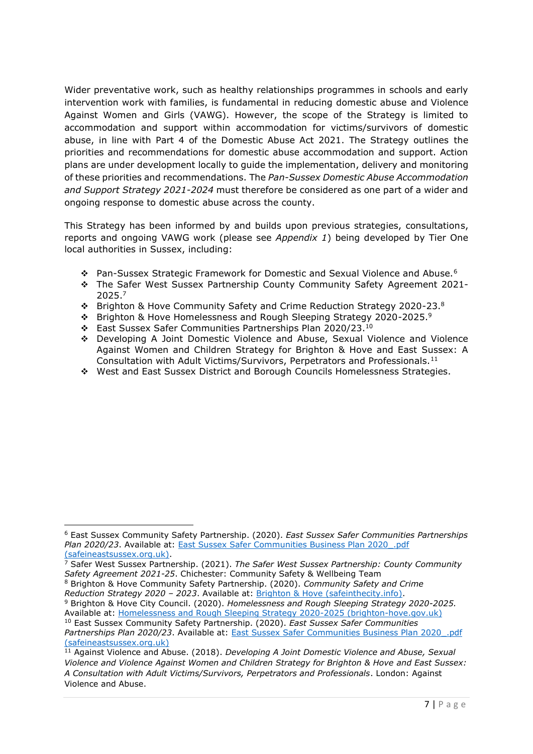Wider preventative work, such as healthy relationships programmes in schools and early intervention work with families, is fundamental in reducing domestic abuse and Violence Against Women and Girls (VAWG). However, the scope of the Strategy is limited to accommodation and support within accommodation for victims/survivors of domestic abuse, in line with Part 4 of the Domestic Abuse Act 2021. The Strategy outlines the priorities and recommendations for domestic abuse accommodation and support. Action plans are under development locally to guide the implementation, delivery and monitoring of these priorities and recommendations. The *Pan-Sussex Domestic Abuse Accommodation and Support Strategy 2021-2024* must therefore be considered as one part of a wider and ongoing response to domestic abuse across the county.

This Strategy has been informed by and builds upon previous strategies, consultations, reports and ongoing VAWG work (please see *Appendix 1*) being developed by Tier One local authorities in Sussex, including:

- Pan-Sussex Strategic Framework for Domestic and Sexual Violence and Abuse.[6]
- The Safer West Sussex Partnership County Community Safety Agreement 2021-2025.[7]
- Brighton & Hove Community Safety and Crime Reduction Strategy 2020-23.[8]
- Brighton & Hove Homelessness and Rough Sleeping Strategy 2020-2025.[9]
- East Sussex Safer Communities Partnerships Plan 2020/23.[10]
- Developing A Joint Domestic Violence and Abuse, Sexual Violence and Violence Against Women and Children Strategy for Brighton & Hove and East Sussex: A Consultation with Adult Victims/Survivors, Perpetrators and Professionals.[11]
- West and East Sussex District and Borough Councils Homelessness Strategies.

---

[6] East Sussex Community Safety Partnership. (2020). *East Sussex Safer Communities Partnerships Plan 2020/23*. Available at: East Sussex Safer Communities Business Plan 2020_.pdf (safeineastsussex.org.uk).

[7] Safer West Sussex Partnership. (2021). *The Safer West Sussex Partnership: County Community Safety Agreement 2021-25*. Chichester: Community Safety & Wellbeing Team

[8] Brighton & Hove Community Safety Partnership. (2020). *Community Safety and Crime Reduction Strategy 2020 – 2023*. Available at: Brighton & Hove (safeinthecity.info).

[9] Brighton & Hove City Council. (2020). *Homelessness and Rough Sleeping Strategy 2020-2025.* Available at: Homelessness and Rough Sleeping Strategy 2020-2025 (brighton-hove.gov.uk)

[10] East Sussex Community Safety Partnership. (2020). *East Sussex Safer Communities Partnerships Plan 2020/23*. Available at: East Sussex Safer Communities Business Plan 2020_.pdf (safeineastsussex.org.uk)

[11] Against Violence and Abuse. (2018). *Developing A Joint Domestic Violence and Abuse, Sexual Violence and Violence Against Women and Children Strategy for Brighton & Hove and East Sussex: A Consultation with Adult Victims/Survivors, Perpetrators and Professionals*. London: Against Violence and Abuse.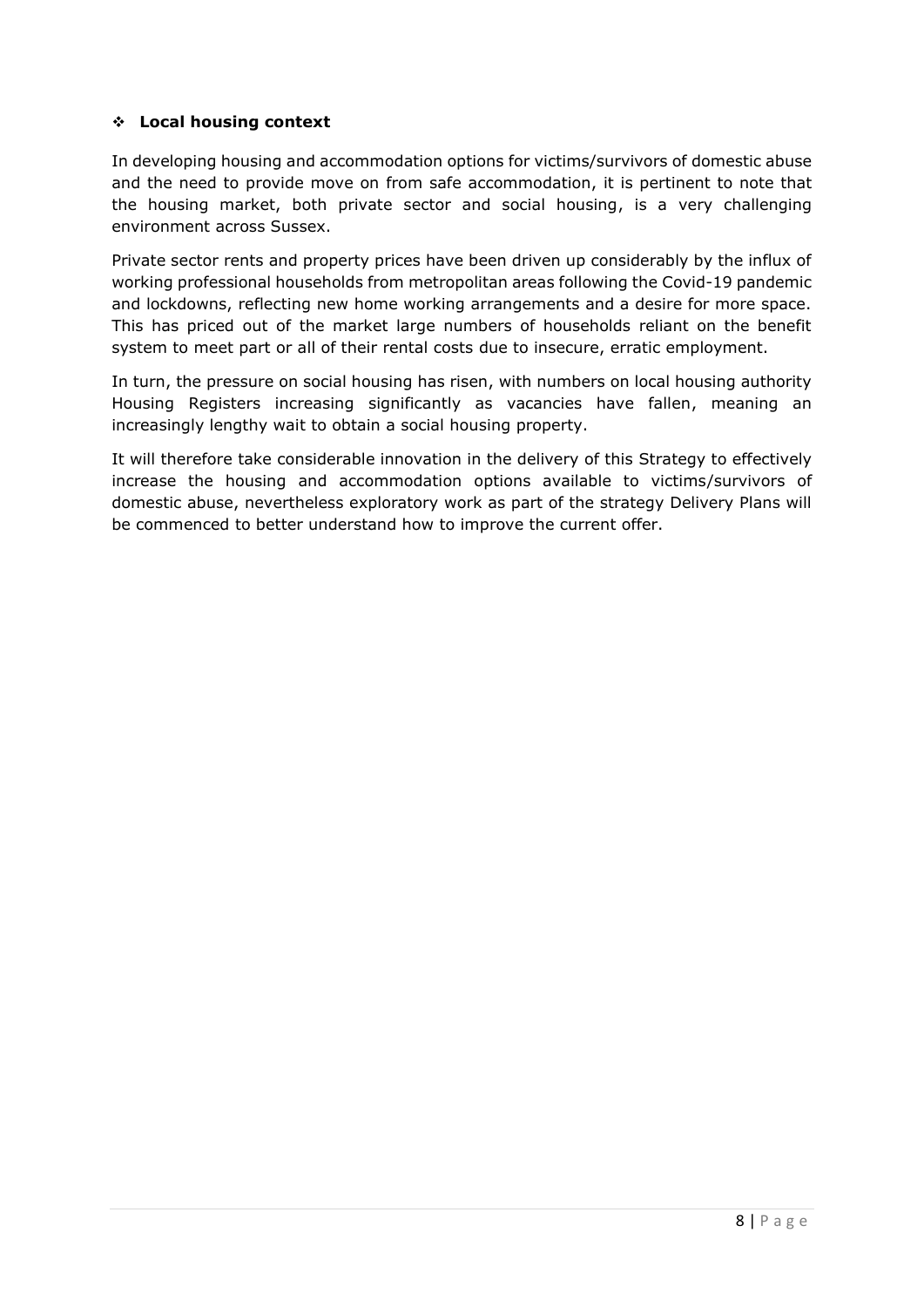## ❖ Local housing context

In developing housing and accommodation options for victims/survivors of domestic abuse and the need to provide move on from safe accommodation, it is pertinent to note that the housing market, both private sector and social housing, is a very challenging environment across Sussex.

Private sector rents and property prices have been driven up considerably by the influx of working professional households from metropolitan areas following the Covid-19 pandemic and lockdowns, reflecting new home working arrangements and a desire for more space. This has priced out of the market large numbers of households reliant on the benefit system to meet part or all of their rental costs due to insecure, erratic employment.

In turn, the pressure on social housing has risen, with numbers on local housing authority Housing Registers increasing significantly as vacancies have fallen, meaning an increasingly lengthy wait to obtain a social housing property.

It will therefore take considerable innovation in the delivery of this Strategy to effectively increase the housing and accommodation options available to victims/survivors of domestic abuse, nevertheless exploratory work as part of the strategy Delivery Plans will be commenced to better understand how to improve the current offer.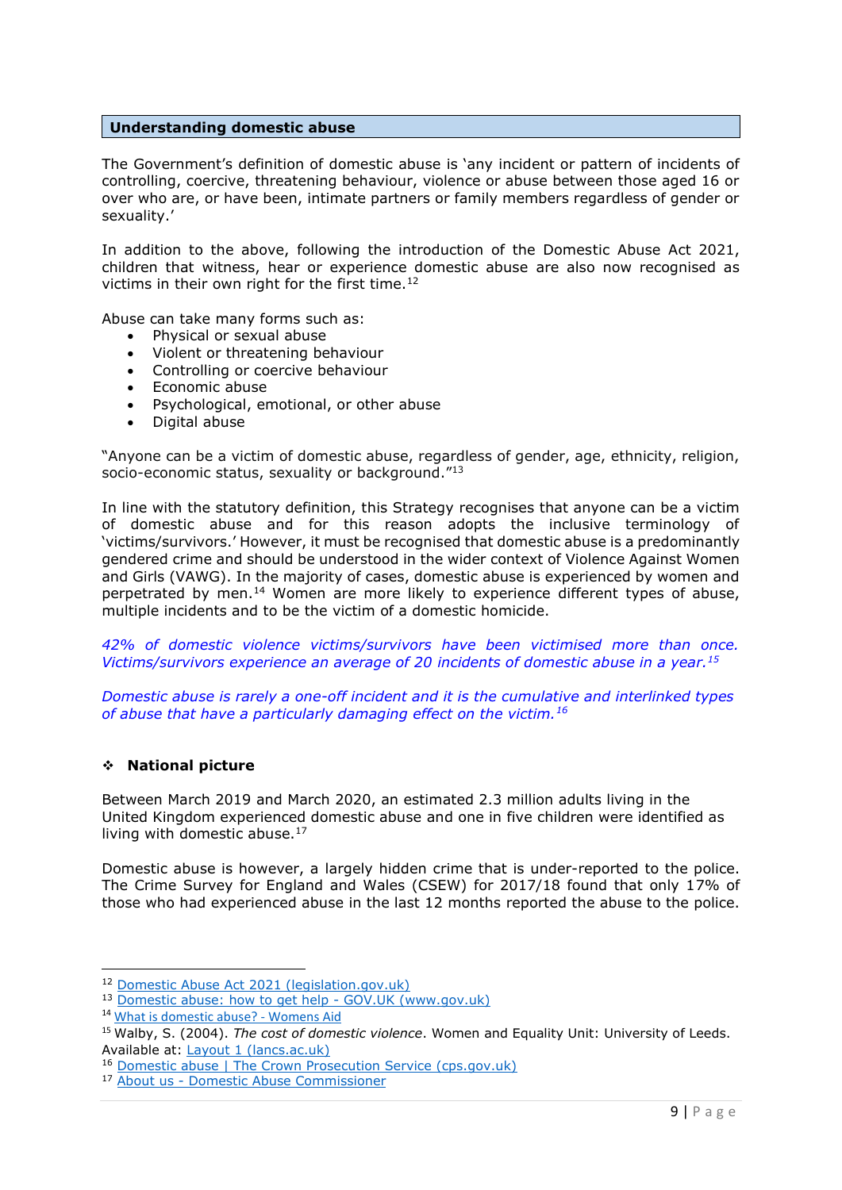## Understanding domestic abuse

The Government's definition of domestic abuse is 'any incident or pattern of incidents of controlling, coercive, threatening behaviour, violence or abuse between those aged 16 or over who are, or have been, intimate partners or family members regardless of gender or sexuality.'

In addition to the above, following the introduction of the Domestic Abuse Act 2021, children that witness, hear or experience domestic abuse are also now recognised as victims in their own right for the first time.[12]

Abuse can take many forms such as:

- Physical or sexual abuse
- Violent or threatening behaviour
- Controlling or coercive behaviour
- Economic abuse
- Psychological, emotional, or other abuse
- Digital abuse

"Anyone can be a victim of domestic abuse, regardless of gender, age, ethnicity, religion, socio-economic status, sexuality or background."[13]

In line with the statutory definition, this Strategy recognises that anyone can be a victim of domestic abuse and for this reason adopts the inclusive terminology of 'victims/survivors.' However, it must be recognised that domestic abuse is a predominantly gendered crime and should be understood in the wider context of Violence Against Women and Girls (VAWG). In the majority of cases, domestic abuse is experienced by women and perpetrated by men.[14] Women are more likely to experience different types of abuse, multiple incidents and to be the victim of a domestic homicide.

*42% of domestic violence victims/survivors have been victimised more than once. Victims/survivors experience an average of 20 incidents of domestic abuse in a year.[15]*

*Domestic abuse is rarely a one-off incident and it is the cumulative and interlinked types of abuse that have a particularly damaging effect on the victim.[16]*

### ❖ National picture

Between March 2019 and March 2020, an estimated 2.3 million adults living in the United Kingdom experienced domestic abuse and one in five children were identified as living with domestic abuse.[17]

Domestic abuse is however, a largely hidden crime that is under-reported to the police. The Crime Survey for England and Wales (CSEW) for 2017/18 found that only 17% of those who had experienced abuse in the last 12 months reported the abuse to the police.

---

[12] Domestic Abuse Act 2021 (legislation.gov.uk)
[13] Domestic abuse: how to get help - GOV.UK (www.gov.uk)
[14] What is domestic abuse? - Womens Aid
[15] Walby, S. (2004). *The cost of domestic violence*. Women and Equality Unit: University of Leeds. Available at: Layout 1 (lancs.ac.uk)
[16] Domestic abuse | The Crown Prosecution Service (cps.gov.uk)
[17] About us - Domestic Abuse Commissioner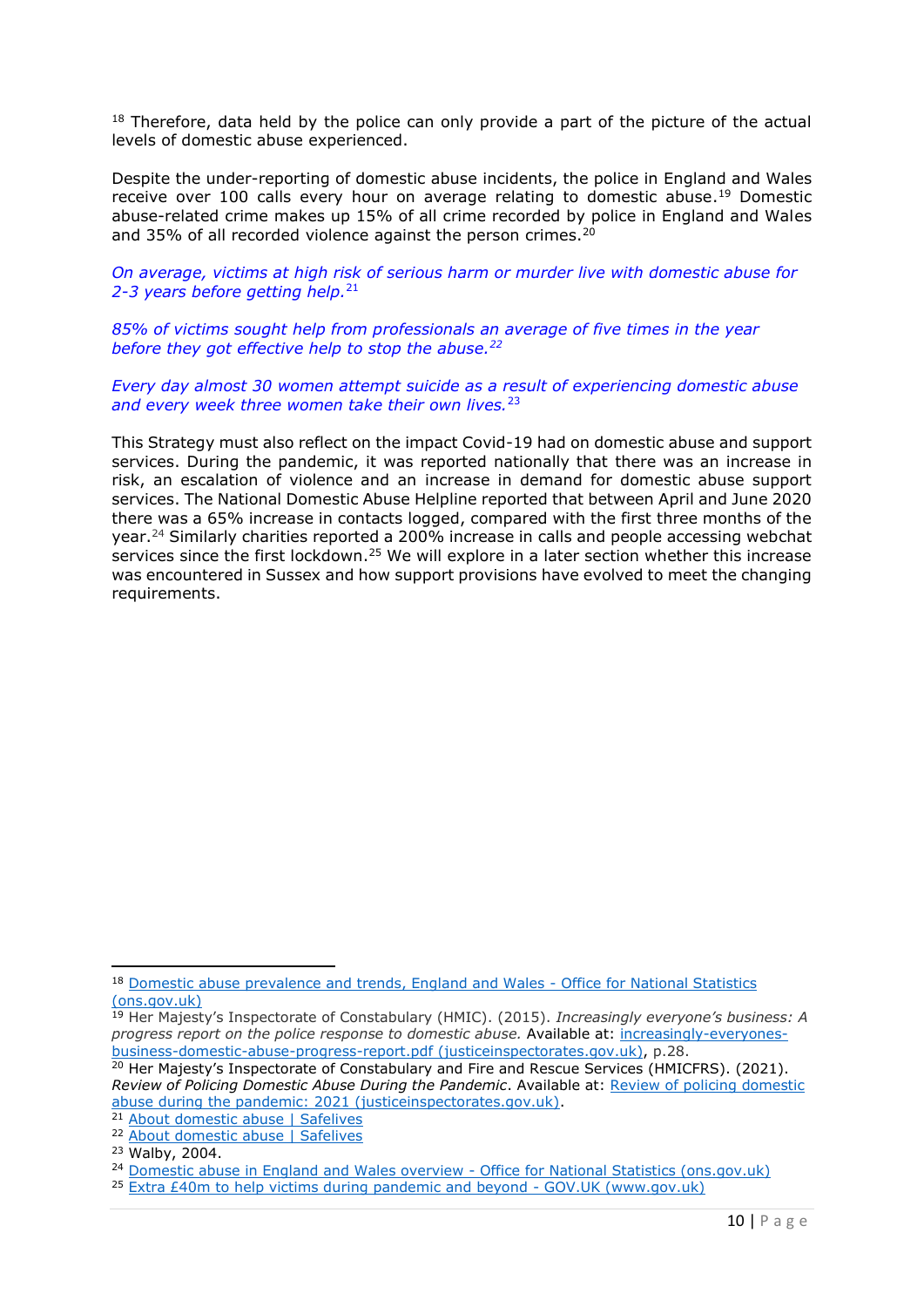[18] Therefore, data held by the police can only provide a part of the picture of the actual levels of domestic abuse experienced.

Despite the under-reporting of domestic abuse incidents, the police in England and Wales receive over 100 calls every hour on average relating to domestic abuse.[19] Domestic abuse-related crime makes up 15% of all crime recorded by police in England and Wales and 35% of all recorded violence against the person crimes.[20]

*On average, victims at high risk of serious harm or murder live with domestic abuse for 2-3 years before getting help.*[21]

*85% of victims sought help from professionals an average of five times in the year before they got effective help to stop the abuse.*[22]

*Every day almost 30 women attempt suicide as a result of experiencing domestic abuse and every week three women take their own lives.*[23]

This Strategy must also reflect on the impact Covid-19 had on domestic abuse and support services. During the pandemic, it was reported nationally that there was an increase in risk, an escalation of violence and an increase in demand for domestic abuse support services. The National Domestic Abuse Helpline reported that between April and June 2020 there was a 65% increase in contacts logged, compared with the first three months of the year.[24] Similarly charities reported a 200% increase in calls and people accessing webchat services since the first lockdown.[25] We will explore in a later section whether this increase was encountered in Sussex and how support provisions have evolved to meet the changing requirements.

---

[18] Domestic abuse prevalence and trends, England and Wales - Office for National Statistics (ons.gov.uk)

[19] Her Majesty's Inspectorate of Constabulary (HMIC). (2015). *Increasingly everyone's business: A progress report on the police response to domestic abuse.* Available at: increasingly-everyones-business-domestic-abuse-progress-report.pdf (justiceinspectorates.gov.uk), p.28.

[20] Her Majesty's Inspectorate of Constabulary and Fire and Rescue Services (HMICFRS). (2021). *Review of Policing Domestic Abuse During the Pandemic*. Available at: Review of policing domestic abuse during the pandemic: 2021 (justiceinspectorates.gov.uk).

[21] About domestic abuse | Safelives

[22] About domestic abuse | Safelives

[23] Walby, 2004.

[24] Domestic abuse in England and Wales overview - Office for National Statistics (ons.gov.uk)

[25] Extra £40m to help victims during pandemic and beyond - GOV.UK (www.gov.uk)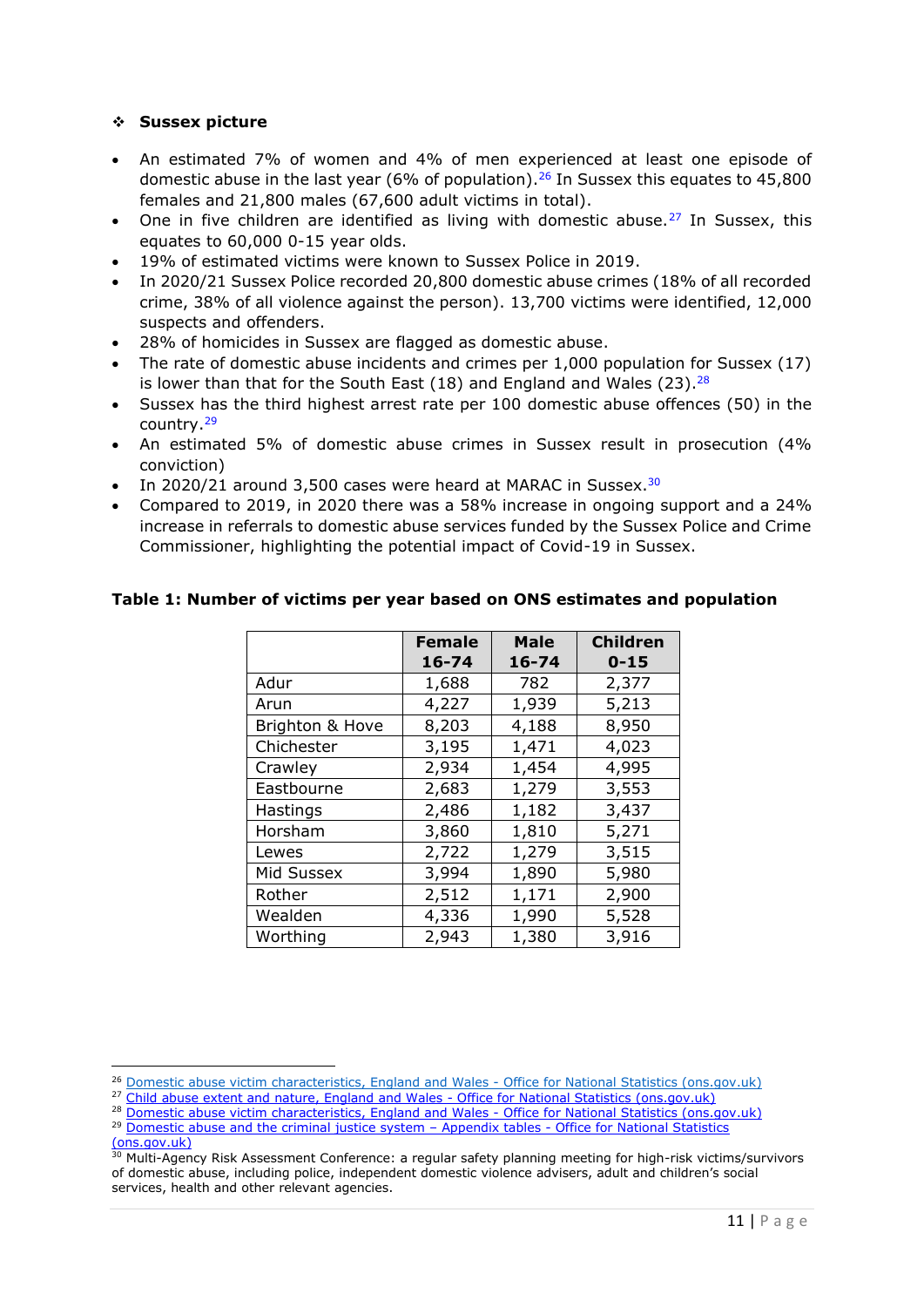- **Sussex picture**

- An estimated 7% of women and 4% of men experienced at least one episode of domestic abuse in the last year (6% of population).[26] In Sussex this equates to 45,800 females and 21,800 males (67,600 adult victims in total).
- One in five children are identified as living with domestic abuse.[27] In Sussex, this equates to 60,000 0-15 year olds.
- 19% of estimated victims were known to Sussex Police in 2019.
- In 2020/21 Sussex Police recorded 20,800 domestic abuse crimes (18% of all recorded crime, 38% of all violence against the person). 13,700 victims were identified, 12,000 suspects and offenders.
- 28% of homicides in Sussex are flagged as domestic abuse.
- The rate of domestic abuse incidents and crimes per 1,000 population for Sussex (17) is lower than that for the South East (18) and England and Wales (23).[28]
- Sussex has the third highest arrest rate per 100 domestic abuse offences (50) in the country.[29]
- An estimated 5% of domestic abuse crimes in Sussex result in prosecution (4% conviction)
- In 2020/21 around 3,500 cases were heard at MARAC in Sussex.[30]
- Compared to 2019, in 2020 there was a 58% increase in ongoing support and a 24% increase in referrals to domestic abuse services funded by the Sussex Police and Crime Commissioner, highlighting the potential impact of Covid-19 in Sussex.

**Table 1: Number of victims per year based on ONS estimates and population**

| | Female 16-74 | Male 16-74 | Children 0-15 |
|---|---|---|---|
| Adur | 1,688 | 782 | 2,377 |
| Arun | 4,227 | 1,939 | 5,213 |
| Brighton & Hove | 8,203 | 4,188 | 8,950 |
| Chichester | 3,195 | 1,471 | 4,023 |
| Crawley | 2,934 | 1,454 | 4,995 |
| Eastbourne | 2,683 | 1,279 | 3,553 |
| Hastings | 2,486 | 1,182 | 3,437 |
| Horsham | 3,860 | 1,810 | 5,271 |
| Lewes | 2,722 | 1,279 | 3,515 |
| Mid Sussex | 3,994 | 1,890 | 5,980 |
| Rother | 2,512 | 1,171 | 2,900 |
| Wealden | 4,336 | 1,990 | 5,528 |
| Worthing | 2,943 | 1,380 | 3,916 |

---

[26] Domestic abuse victim characteristics, England and Wales - Office for National Statistics (ons.gov.uk)

[27] Child abuse extent and nature, England and Wales - Office for National Statistics (ons.gov.uk)

[28] Domestic abuse victim characteristics, England and Wales - Office for National Statistics (ons.gov.uk)

[29] Domestic abuse and the criminal justice system – Appendix tables - Office for National Statistics (ons.gov.uk)

[30] Multi-Agency Risk Assessment Conference: a regular safety planning meeting for high-risk victims/survivors of domestic abuse, including police, independent domestic violence advisers, adult and children's social services, health and other relevant agencies.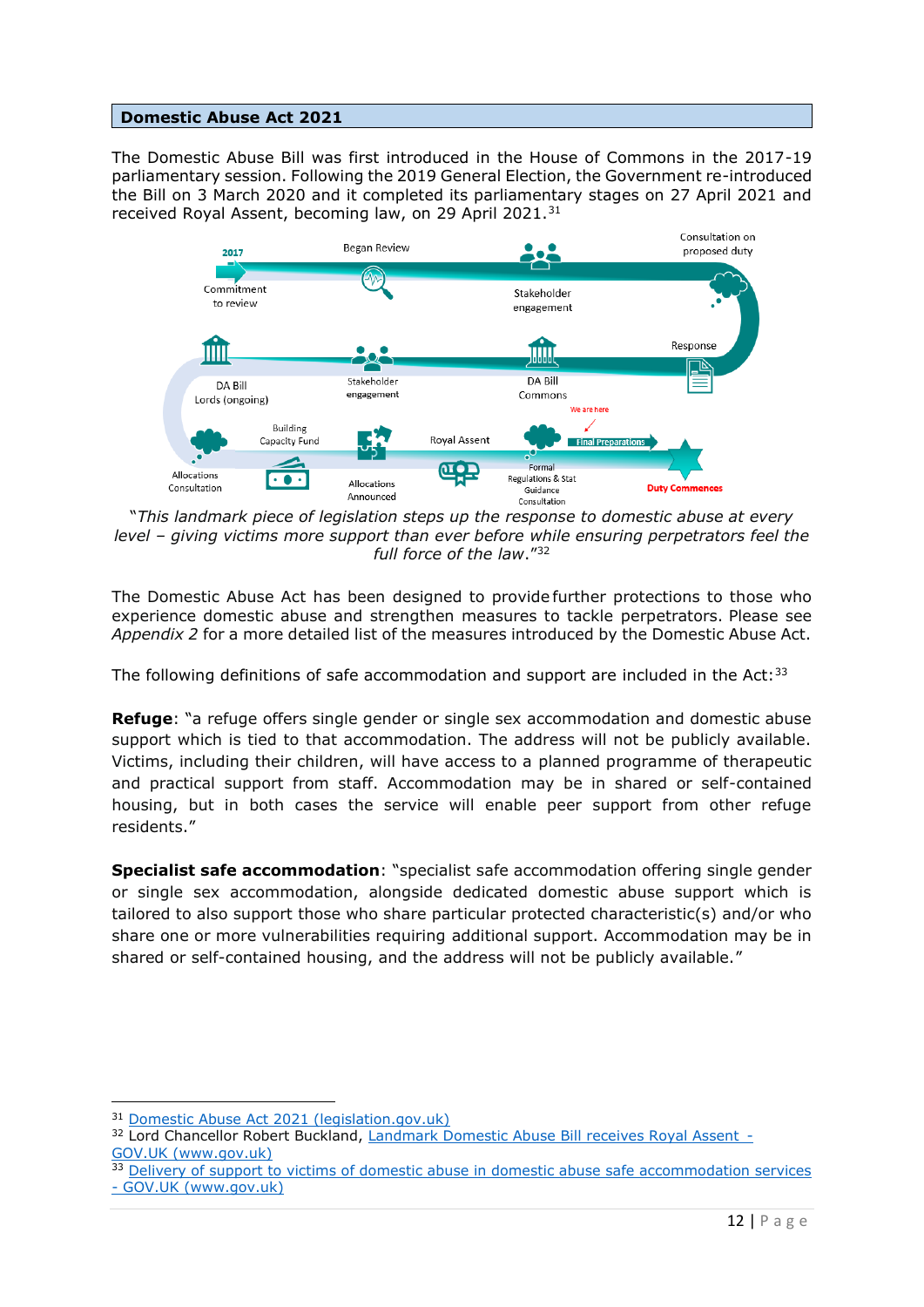## Domestic Abuse Act 2021

The Domestic Abuse Bill was first introduced in the House of Commons in the 2017-19 parliamentary session. Following the 2019 General Election, the Government re-introduced the Bill on 3 March 2020 and it completed its parliamentary stages on 27 April 2021 and received Royal Assent, becoming law, on 29 April 2021.[31]

2017 Commitment to review — Began Review — Stakeholder engagement — Consultation on proposed duty — Response — DA Bill Commons — Stakeholder engagement — DA Bill Lords (ongoing) — Allocations Consultation — Building Capacity Fund — Allocations Announced — Royal Assent — Formal Regulations & Stat Guidance Consultation — We are here — Final Preparations — Duty Commences

*"This landmark piece of legislation steps up the response to domestic abuse at every level – giving victims more support than ever before while ensuring perpetrators feel the full force of the law."*[32]

The Domestic Abuse Act has been designed to provide further protections to those who experience domestic abuse and strengthen measures to tackle perpetrators. Please see *Appendix 2* for a more detailed list of the measures introduced by the Domestic Abuse Act.

The following definitions of safe accommodation and support are included in the Act:[33]

**Refuge**: "a refuge offers single gender or single sex accommodation and domestic abuse support which is tied to that accommodation. The address will not be publicly available. Victims, including their children, will have access to a planned programme of therapeutic and practical support from staff. Accommodation may be in shared or self-contained housing, but in both cases the service will enable peer support from other refuge residents."

**Specialist safe accommodation**: "specialist safe accommodation offering single gender or single sex accommodation, alongside dedicated domestic abuse support which is tailored to also support those who share particular protected characteristic(s) and/or who share one or more vulnerabilities requiring additional support. Accommodation may be in shared or self-contained housing, and the address will not be publicly available."

---

[31] Domestic Abuse Act 2021 (legislation.gov.uk)

[32] Lord Chancellor Robert Buckland, Landmark Domestic Abuse Bill receives Royal Assent - GOV.UK (www.gov.uk)

[33] Delivery of support to victims of domestic abuse in domestic abuse safe accommodation services - GOV.UK (www.gov.uk)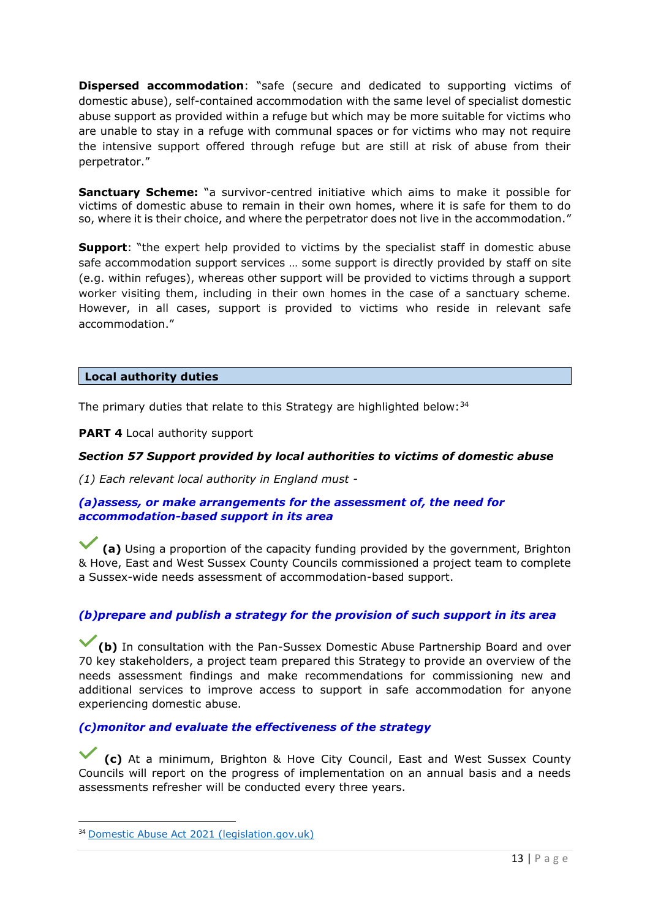**Dispersed accommodation**: "safe (secure and dedicated to supporting victims of domestic abuse), self-contained accommodation with the same level of specialist domestic abuse support as provided within a refuge but which may be more suitable for victims who are unable to stay in a refuge with communal spaces or for victims who may not require the intensive support offered through refuge but are still at risk of abuse from their perpetrator."

**Sanctuary Scheme:** "a survivor-centred initiative which aims to make it possible for victims of domestic abuse to remain in their own homes, where it is safe for them to do so, where it is their choice, and where the perpetrator does not live in the accommodation."

**Support**: "the expert help provided to victims by the specialist staff in domestic abuse safe accommodation support services … some support is directly provided by staff on site (e.g. within refuges), whereas other support will be provided to victims through a support worker visiting them, including in their own homes in the case of a sanctuary scheme. However, in all cases, support is provided to victims who reside in relevant safe accommodation."

## Local authority duties

The primary duties that relate to this Strategy are highlighted below:[34]

**PART 4** Local authority support

***Section 57 Support provided by local authorities to victims of domestic abuse***

*(1) Each relevant local authority in England must -*

***(a)assess, or make arrangements for the assessment of, the need for accommodation-based support in its area***

✓ **(a)** Using a proportion of the capacity funding provided by the government, Brighton & Hove, East and West Sussex County Councils commissioned a project team to complete a Sussex-wide needs assessment of accommodation-based support.

***(b)prepare and publish a strategy for the provision of such support in its area***

✓ **(b)** In consultation with the Pan-Sussex Domestic Abuse Partnership Board and over 70 key stakeholders, a project team prepared this Strategy to provide an overview of the needs assessment findings and make recommendations for commissioning new and additional services to improve access to support in safe accommodation for anyone experiencing domestic abuse.

***(c)monitor and evaluate the effectiveness of the strategy***

✓ **(c)** At a minimum, Brighton & Hove City Council, East and West Sussex County Councils will report on the progress of implementation on an annual basis and a needs assessments refresher will be conducted every three years.

[34] Domestic Abuse Act 2021 (legislation.gov.uk)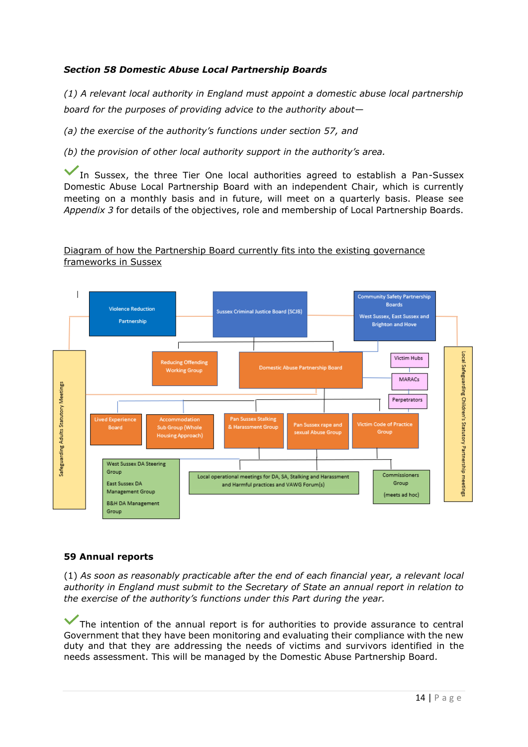***Section 58 Domestic Abuse Local Partnership Boards***

*(1) A relevant local authority in England must appoint a domestic abuse local partnership board for the purposes of providing advice to the authority about—*

*(a) the exercise of the authority's functions under section 57, and*

*(b) the provision of other local authority support in the authority's area.*

✓ In Sussex, the three Tier One local authorities agreed to establish a Pan-Sussex Domestic Abuse Local Partnership Board with an independent Chair, which is currently meeting on a monthly basis and in future, will meet on a quarterly basis. Please see *Appendix 3* for details of the objectives, role and membership of Local Partnership Boards.

<u>Diagram of how the Partnership Board currently fits into the existing governance frameworks in Sussex</u>

- Violence Reduction Partnership
- Sussex Criminal Justice Board (SCJB)
- Community Safety Partnership Boards West Sussex, East Sussex and Brighton and Hove
- Safeguarding Adults Statutory Meetings
- Local Safeguarding Children's Statutory Partnership meetings
- Reducing Offending Working Group
- Domestic Abuse Partnership Board
- Victim Hubs
- MARACs
- Perpetrators
- Lived Experience Board
- Accommodation Sub Group (Whole Housing Approach)
- Pan Sussex Stalking & Harassment Group
- Pan Sussex rape and sexual Abuse Group
- Victim Code of Practice Group
- West Sussex DA Steering Group; East Sussex DA Management Group; B&H DA Management Group
- Local operational meetings for DA, SA, Stalking and Harassment and Harmful practices and VAWG Forum(s)
- Commissioners Group (meets ad hoc)

**59 Annual reports**

(1) *As soon as reasonably practicable after the end of each financial year, a relevant local authority in England must submit to the Secretary of State an annual report in relation to the exercise of the authority's functions under this Part during the year.*

✓ The intention of the annual report is for authorities to provide assurance to central Government that they have been monitoring and evaluating their compliance with the new duty and that they are addressing the needs of victims and survivors identified in the needs assessment. This will be managed by the Domestic Abuse Partnership Board.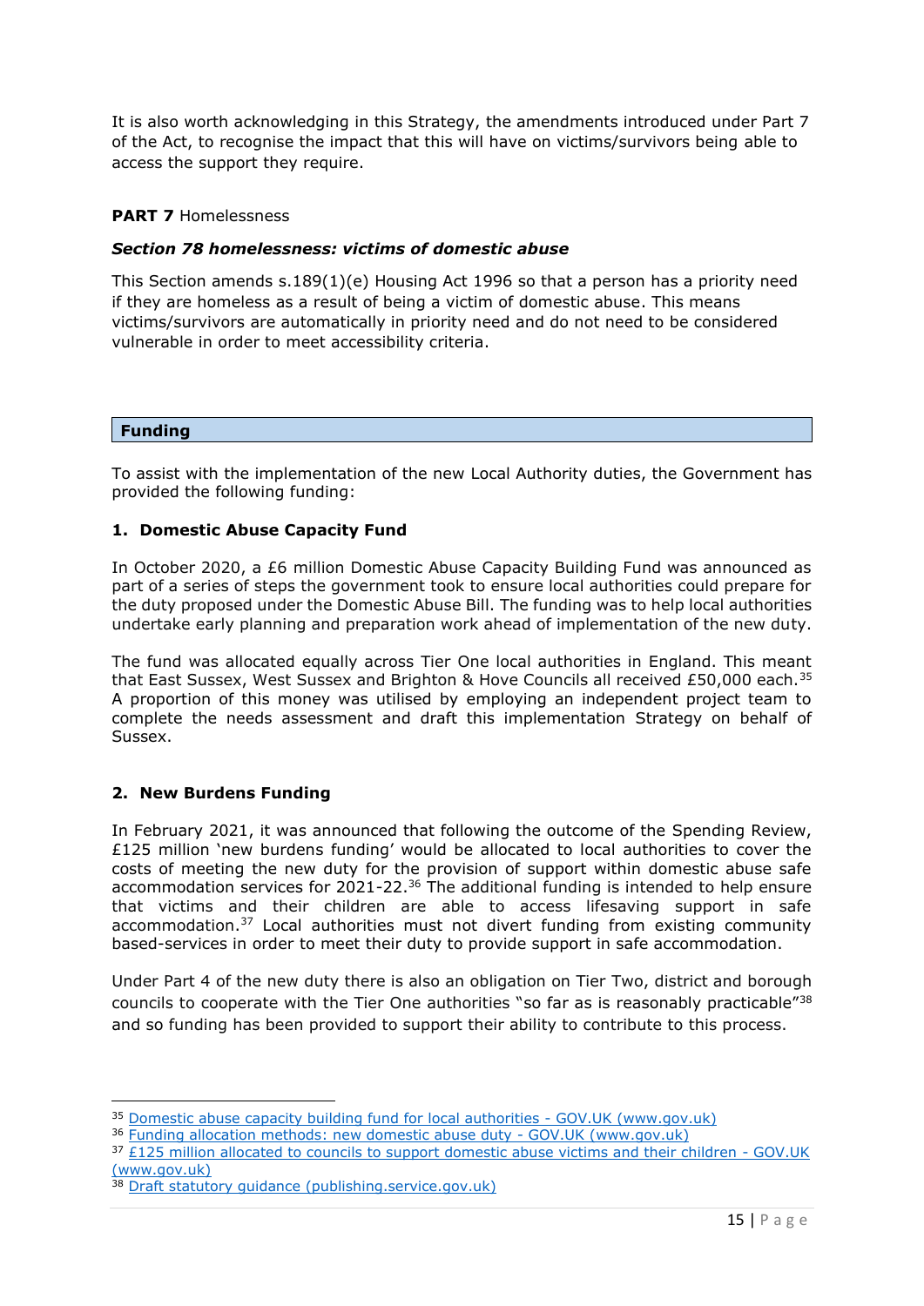It is also worth acknowledging in this Strategy, the amendments introduced under Part 7 of the Act, to recognise the impact that this will have on victims/survivors being able to access the support they require.

**PART 7** Homelessness

***Section 78 homelessness: victims of domestic abuse***

This Section amends s.189(1)(e) Housing Act 1996 so that a person has a priority need if they are homeless as a result of being a victim of domestic abuse. This means victims/survivors are automatically in priority need and do not need to be considered vulnerable in order to meet accessibility criteria.

## Funding

To assist with the implementation of the new Local Authority duties, the Government has provided the following funding:

### 1. Domestic Abuse Capacity Fund

In October 2020, a £6 million Domestic Abuse Capacity Building Fund was announced as part of a series of steps the government took to ensure local authorities could prepare for the duty proposed under the Domestic Abuse Bill. The funding was to help local authorities undertake early planning and preparation work ahead of implementation of the new duty.

The fund was allocated equally across Tier One local authorities in England. This meant that East Sussex, West Sussex and Brighton & Hove Councils all received £50,000 each.[35] A proportion of this money was utilised by employing an independent project team to complete the needs assessment and draft this implementation Strategy on behalf of Sussex.

### 2. New Burdens Funding

In February 2021, it was announced that following the outcome of the Spending Review, £125 million 'new burdens funding' would be allocated to local authorities to cover the costs of meeting the new duty for the provision of support within domestic abuse safe accommodation services for 2021-22.[36] The additional funding is intended to help ensure that victims and their children are able to access lifesaving support in safe accommodation.[37] Local authorities must not divert funding from existing community based-services in order to meet their duty to provide support in safe accommodation.

Under Part 4 of the new duty there is also an obligation on Tier Two, district and borough councils to cooperate with the Tier One authorities "so far as is reasonably practicable"[38] and so funding has been provided to support their ability to contribute to this process.

---

[35] Domestic abuse capacity building fund for local authorities - GOV.UK (www.gov.uk)

[36] Funding allocation methods: new domestic abuse duty - GOV.UK (www.gov.uk)

[37] £125 million allocated to councils to support domestic abuse victims and their children - GOV.UK (www.gov.uk)

[38] Draft statutory guidance (publishing.service.gov.uk)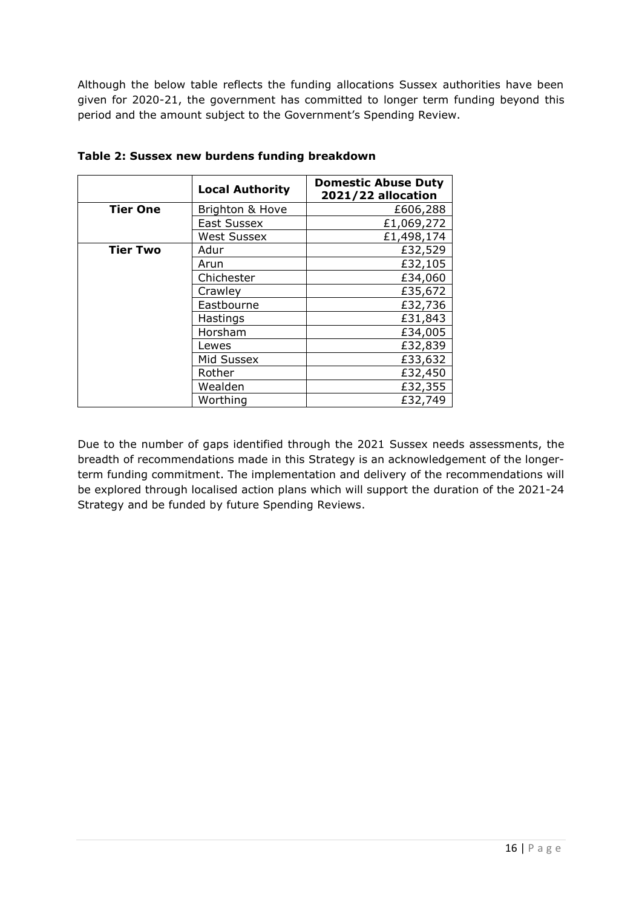Although the below table reflects the funding allocations Sussex authorities have been given for 2020-21, the government has committed to longer term funding beyond this period and the amount subject to the Government's Spending Review.

**Table 2: Sussex new burdens funding breakdown**

| | Local Authority | Domestic Abuse Duty 2021/22 allocation |
|---|---|---|
| **Tier One** | Brighton & Hove | £606,288 |
| | East Sussex | £1,069,272 |
| | West Sussex | £1,498,174 |
| **Tier Two** | Adur | £32,529 |
| | Arun | £32,105 |
| | Chichester | £34,060 |
| | Crawley | £35,672 |
| | Eastbourne | £32,736 |
| | Hastings | £31,843 |
| | Horsham | £34,005 |
| | Lewes | £32,839 |
| | Mid Sussex | £33,632 |
| | Rother | £32,450 |
| | Wealden | £32,355 |
| | Worthing | £32,749 |

Due to the number of gaps identified through the 2021 Sussex needs assessments, the breadth of recommendations made in this Strategy is an acknowledgement of the longer-term funding commitment. The implementation and delivery of the recommendations will be explored through localised action plans which will support the duration of the 2021-24 Strategy and be funded by future Spending Reviews.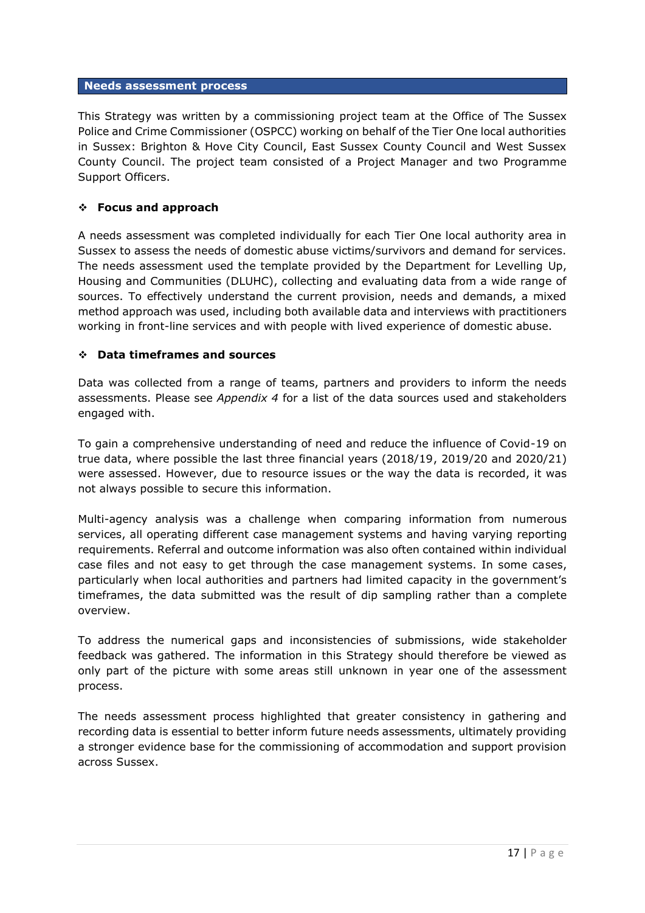## Needs assessment process

This Strategy was written by a commissioning project team at the Office of The Sussex Police and Crime Commissioner (OSPCC) working on behalf of the Tier One local authorities in Sussex: Brighton & Hove City Council, East Sussex County Council and West Sussex County Council. The project team consisted of a Project Manager and two Programme Support Officers.

### ❖ Focus and approach

A needs assessment was completed individually for each Tier One local authority area in Sussex to assess the needs of domestic abuse victims/survivors and demand for services. The needs assessment used the template provided by the Department for Levelling Up, Housing and Communities (DLUHC), collecting and evaluating data from a wide range of sources. To effectively understand the current provision, needs and demands, a mixed method approach was used, including both available data and interviews with practitioners working in front-line services and with people with lived experience of domestic abuse.

### ❖ Data timeframes and sources

Data was collected from a range of teams, partners and providers to inform the needs assessments. Please see *Appendix 4* for a list of the data sources used and stakeholders engaged with.

To gain a comprehensive understanding of need and reduce the influence of Covid-19 on true data, where possible the last three financial years (2018/19, 2019/20 and 2020/21) were assessed. However, due to resource issues or the way the data is recorded, it was not always possible to secure this information.

Multi-agency analysis was a challenge when comparing information from numerous services, all operating different case management systems and having varying reporting requirements. Referral and outcome information was also often contained within individual case files and not easy to get through the case management systems. In some cases, particularly when local authorities and partners had limited capacity in the government's timeframes, the data submitted was the result of dip sampling rather than a complete overview.

To address the numerical gaps and inconsistencies of submissions, wide stakeholder feedback was gathered. The information in this Strategy should therefore be viewed as only part of the picture with some areas still unknown in year one of the assessment process.

The needs assessment process highlighted that greater consistency in gathering and recording data is essential to better inform future needs assessments, ultimately providing a stronger evidence base for the commissioning of accommodation and support provision across Sussex.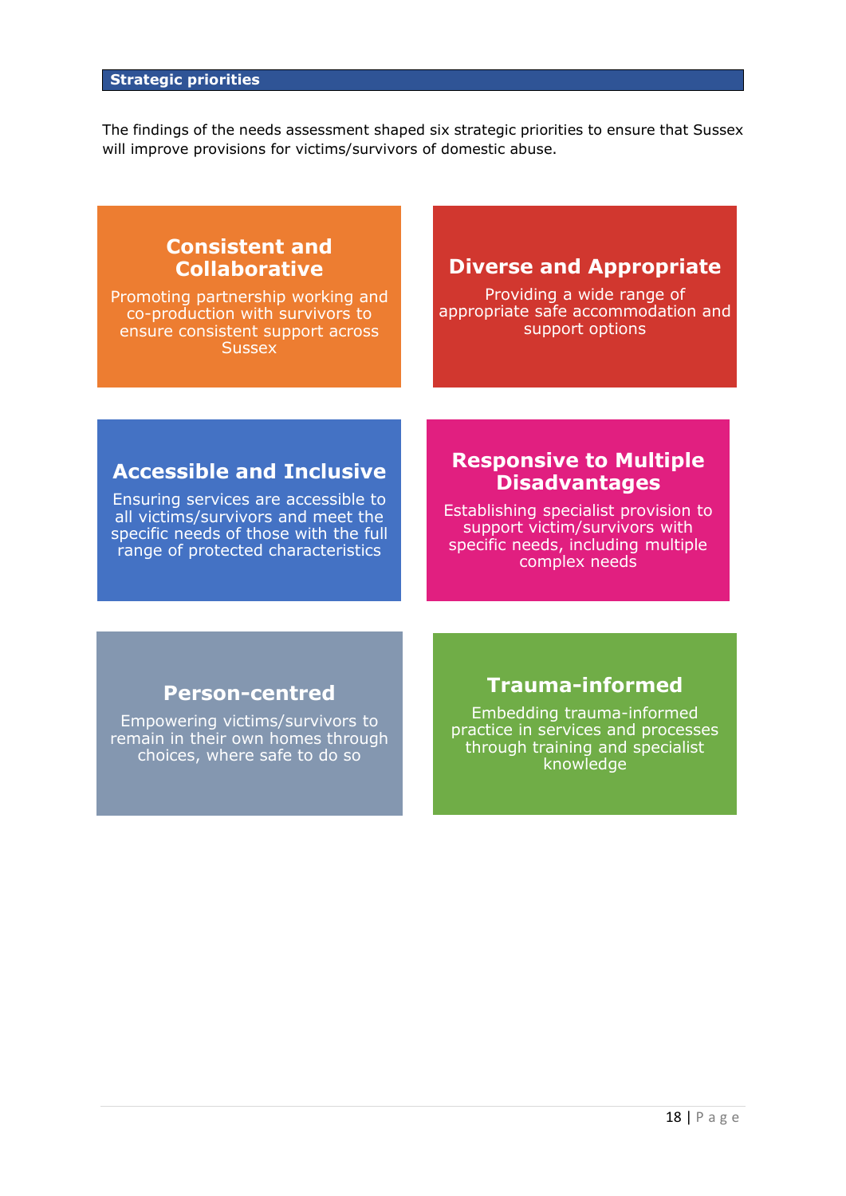## Strategic priorities

The findings of the needs assessment shaped six strategic priorities to ensure that Sussex will improve provisions for victims/survivors of domestic abuse.

### Consistent and Collaborative

Promoting partnership working and co-production with survivors to ensure consistent support across Sussex

### Diverse and Appropriate

Providing a wide range of appropriate safe accommodation and support options

### Accessible and Inclusive

Ensuring services are accessible to all victims/survivors and meet the specific needs of those with the full range of protected characteristics

### Responsive to Multiple Disadvantages

Establishing specialist provision to support victim/survivors with specific needs, including multiple complex needs

### Person-centred

Empowering victims/survivors to remain in their own homes through choices, where safe to do so

### Trauma-informed

Embedding trauma-informed practice in services and processes through training and specialist knowledge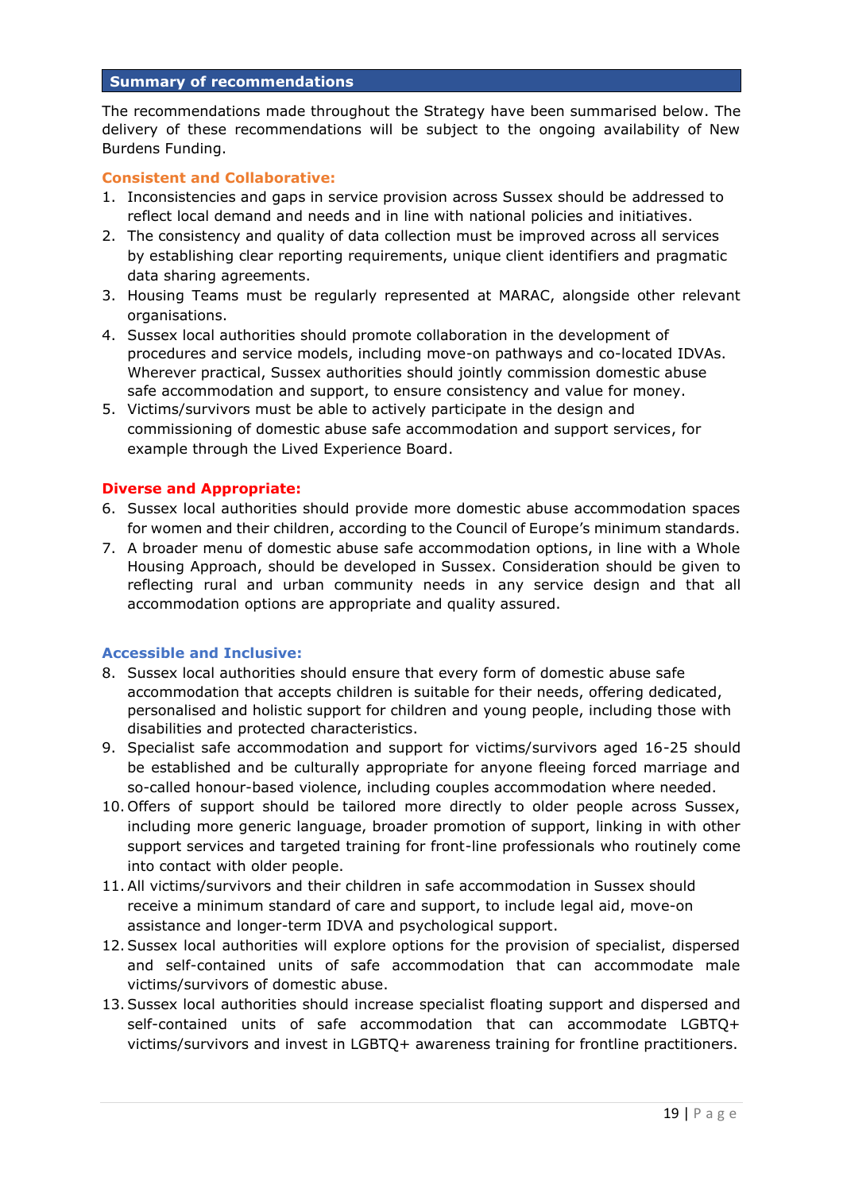## Summary of recommendations

The recommendations made throughout the Strategy have been summarised below. The delivery of these recommendations will be subject to the ongoing availability of New Burdens Funding.

### Consistent and Collaborative:

1. Inconsistencies and gaps in service provision across Sussex should be addressed to reflect local demand and needs and in line with national policies and initiatives.
2. The consistency and quality of data collection must be improved across all services by establishing clear reporting requirements, unique client identifiers and pragmatic data sharing agreements.
3. Housing Teams must be regularly represented at MARAC, alongside other relevant organisations.
4. Sussex local authorities should promote collaboration in the development of procedures and service models, including move-on pathways and co-located IDVAs. Wherever practical, Sussex authorities should jointly commission domestic abuse safe accommodation and support, to ensure consistency and value for money.
5. Victims/survivors must be able to actively participate in the design and commissioning of domestic abuse safe accommodation and support services, for example through the Lived Experience Board.

### Diverse and Appropriate:

6. Sussex local authorities should provide more domestic abuse accommodation spaces for women and their children, according to the Council of Europe's minimum standards.
7. A broader menu of domestic abuse safe accommodation options, in line with a Whole Housing Approach, should be developed in Sussex. Consideration should be given to reflecting rural and urban community needs in any service design and that all accommodation options are appropriate and quality assured.

### Accessible and Inclusive:

8. Sussex local authorities should ensure that every form of domestic abuse safe accommodation that accepts children is suitable for their needs, offering dedicated, personalised and holistic support for children and young people, including those with disabilities and protected characteristics.
9. Specialist safe accommodation and support for victims/survivors aged 16-25 should be established and be culturally appropriate for anyone fleeing forced marriage and so-called honour-based violence, including couples accommodation where needed.
10. Offers of support should be tailored more directly to older people across Sussex, including more generic language, broader promotion of support, linking in with other support services and targeted training for front-line professionals who routinely come into contact with older people.
11. All victims/survivors and their children in safe accommodation in Sussex should receive a minimum standard of care and support, to include legal aid, move-on assistance and longer-term IDVA and psychological support.
12. Sussex local authorities will explore options for the provision of specialist, dispersed and self-contained units of safe accommodation that can accommodate male victims/survivors of domestic abuse.
13. Sussex local authorities should increase specialist floating support and dispersed and self-contained units of safe accommodation that can accommodate LGBTQ+ victims/survivors and invest in LGBTQ+ awareness training for frontline practitioners.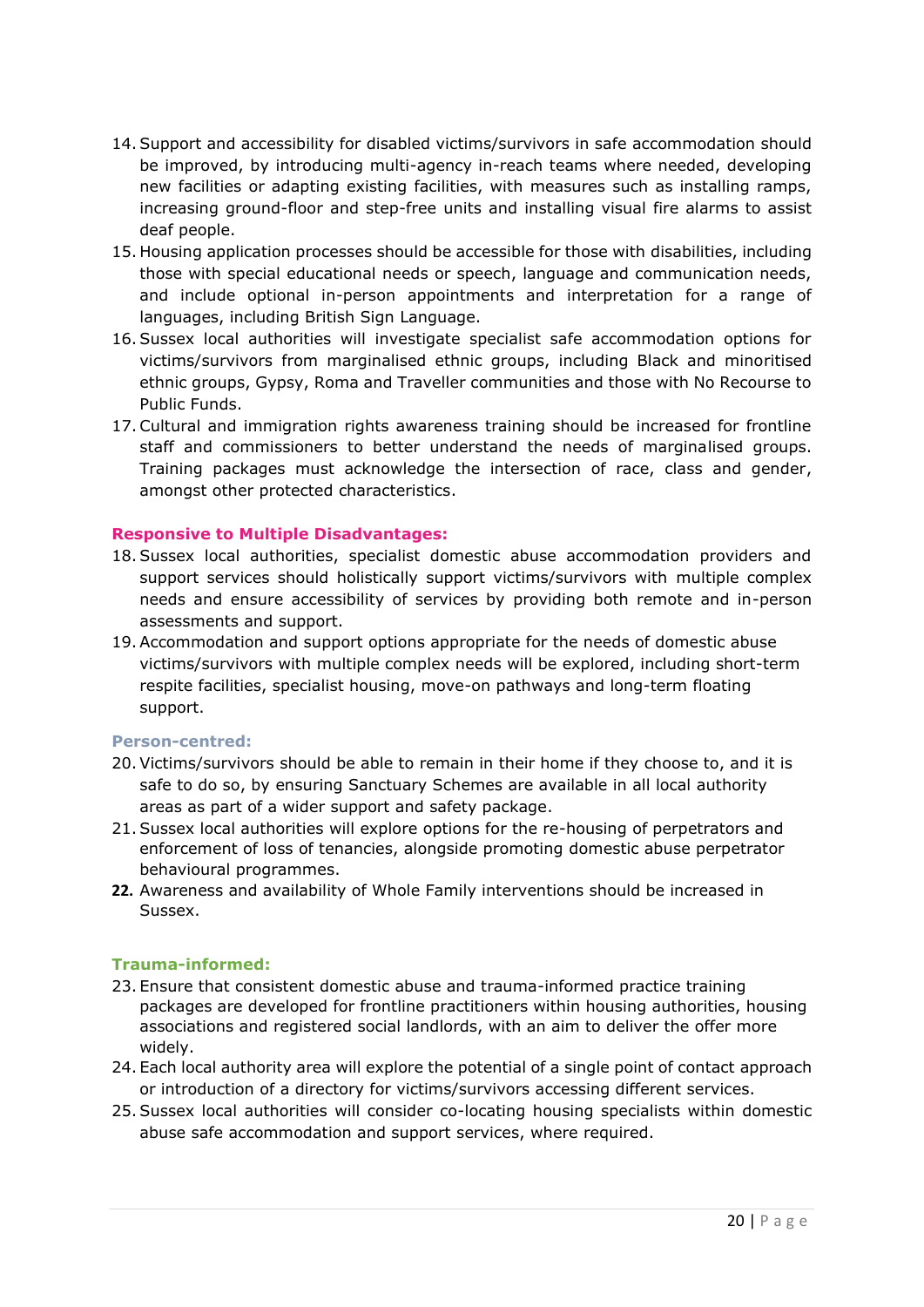14. Support and accessibility for disabled victims/survivors in safe accommodation should be improved, by introducing multi-agency in-reach teams where needed, developing new facilities or adapting existing facilities, with measures such as installing ramps, increasing ground-floor and step-free units and installing visual fire alarms to assist deaf people.
15. Housing application processes should be accessible for those with disabilities, including those with special educational needs or speech, language and communication needs, and include optional in-person appointments and interpretation for a range of languages, including British Sign Language.
16. Sussex local authorities will investigate specialist safe accommodation options for victims/survivors from marginalised ethnic groups, including Black and minoritised ethnic groups, Gypsy, Roma and Traveller communities and those with No Recourse to Public Funds.
17. Cultural and immigration rights awareness training should be increased for frontline staff and commissioners to better understand the needs of marginalised groups. Training packages must acknowledge the intersection of race, class and gender, amongst other protected characteristics.

**Responsive to Multiple Disadvantages:**

18. Sussex local authorities, specialist domestic abuse accommodation providers and support services should holistically support victims/survivors with multiple complex needs and ensure accessibility of services by providing both remote and in-person assessments and support.
19. Accommodation and support options appropriate for the needs of domestic abuse victims/survivors with multiple complex needs will be explored, including short-term respite facilities, specialist housing, move-on pathways and long-term floating support.

**Person-centred:**

20. Victims/survivors should be able to remain in their home if they choose to, and it is safe to do so, by ensuring Sanctuary Schemes are available in all local authority areas as part of a wider support and safety package.
21. Sussex local authorities will explore options for the re-housing of perpetrators and enforcement of loss of tenancies, alongside promoting domestic abuse perpetrator behavioural programmes.
22. Awareness and availability of Whole Family interventions should be increased in Sussex.

**Trauma-informed:**

23. Ensure that consistent domestic abuse and trauma-informed practice training packages are developed for frontline practitioners within housing authorities, housing associations and registered social landlords, with an aim to deliver the offer more widely.
24. Each local authority area will explore the potential of a single point of contact approach or introduction of a directory for victims/survivors accessing different services.
25. Sussex local authorities will consider co-locating housing specialists within domestic abuse safe accommodation and support services, where required.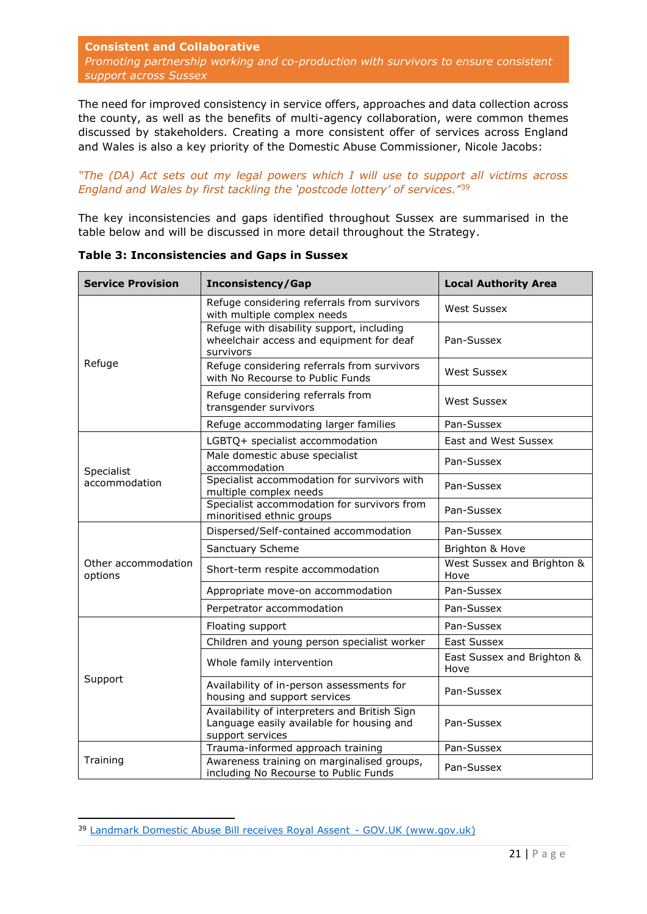**Consistent and Collaborative**

*Promoting partnership working and co-production with survivors to ensure consistent support across Sussex*

The need for improved consistency in service offers, approaches and data collection across the county, as well as the benefits of multi-agency collaboration, were common themes discussed by stakeholders. Creating a more consistent offer of services across England and Wales is also a key priority of the Domestic Abuse Commissioner, Nicole Jacobs:

*"The (DA) Act sets out my legal powers which I will use to support all victims across England and Wales by first tackling the 'postcode lottery' of services."*[39]

The key inconsistencies and gaps identified throughout Sussex are summarised in the table below and will be discussed in more detail throughout the Strategy.

**Table 3: Inconsistencies and Gaps in Sussex**

| Service Provision | Inconsistency/Gap | Local Authority Area |
|---|---|---|
| Refuge | Refuge considering referrals from survivors with multiple complex needs | West Sussex |
| | Refuge with disability support, including wheelchair access and equipment for deaf survivors | Pan-Sussex |
| | Refuge considering referrals from survivors with No Recourse to Public Funds | West Sussex |
| | Refuge considering referrals from transgender survivors | West Sussex |
| | Refuge accommodating larger families | Pan-Sussex |
| Specialist accommodation | LGBTQ+ specialist accommodation | East and West Sussex |
| | Male domestic abuse specialist accommodation | Pan-Sussex |
| | Specialist accommodation for survivors with multiple complex needs | Pan-Sussex |
| | Specialist accommodation for survivors from minoritised ethnic groups | Pan-Sussex |
| Other accommodation options | Dispersed/Self-contained accommodation | Pan-Sussex |
| | Sanctuary Scheme | Brighton & Hove |
| | Short-term respite accommodation | West Sussex and Brighton & Hove |
| | Appropriate move-on accommodation | Pan-Sussex |
| | Perpetrator accommodation | Pan-Sussex |
| Support | Floating support | Pan-Sussex |
| | Children and young person specialist worker | East Sussex |
| | Whole family intervention | East Sussex and Brighton & Hove |
| | Availability of in-person assessments for housing and support services | Pan-Sussex |
| | Availability of interpreters and British Sign Language easily available for housing and support services | Pan-Sussex |
| Training | Trauma-informed approach training | Pan-Sussex |
| | Awareness training on marginalised groups, including No Recourse to Public Funds | Pan-Sussex |

[39] Landmark Domestic Abuse Bill receives Royal Assent - GOV.UK (www.gov.uk)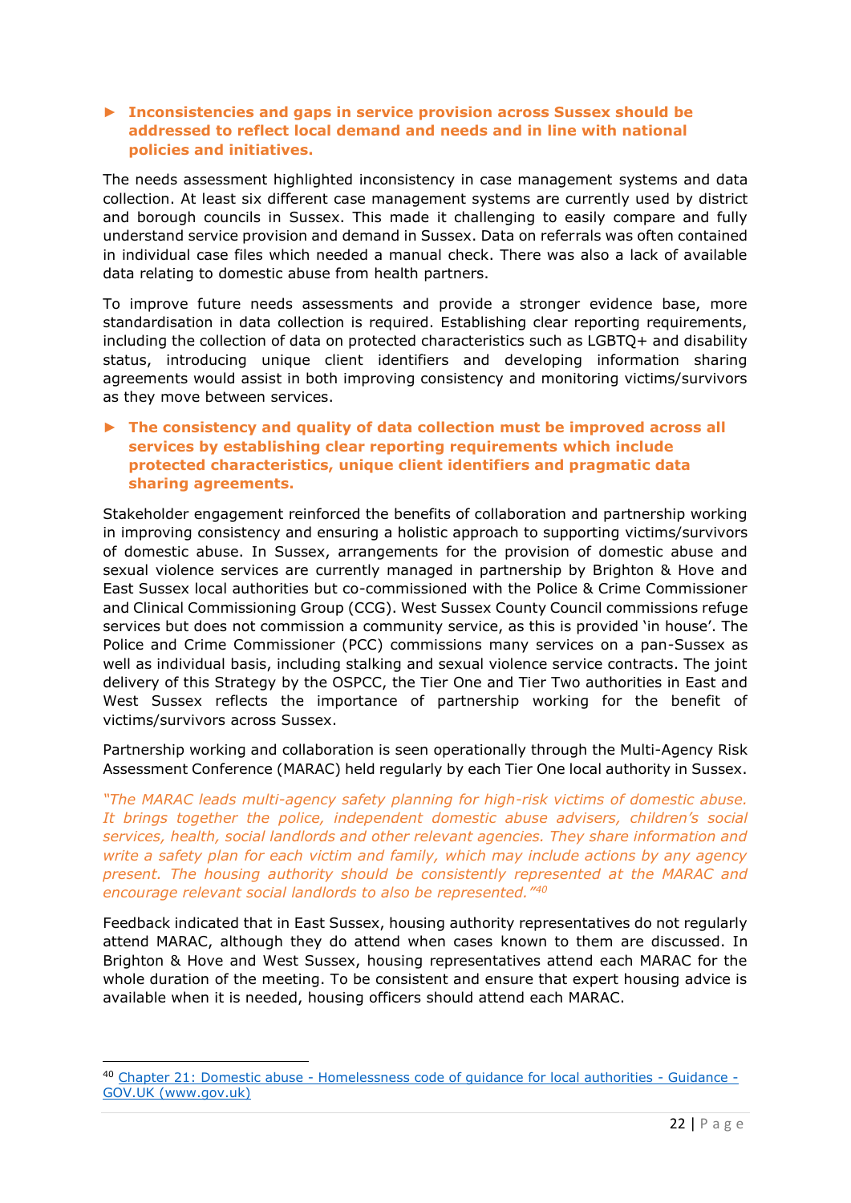► **Inconsistencies and gaps in service provision across Sussex should be addressed to reflect local demand and needs and in line with national policies and initiatives.**

The needs assessment highlighted inconsistency in case management systems and data collection. At least six different case management systems are currently used by district and borough councils in Sussex. This made it challenging to easily compare and fully understand service provision and demand in Sussex. Data on referrals was often contained in individual case files which needed a manual check. There was also a lack of available data relating to domestic abuse from health partners.

To improve future needs assessments and provide a stronger evidence base, more standardisation in data collection is required. Establishing clear reporting requirements, including the collection of data on protected characteristics such as LGBTQ+ and disability status, introducing unique client identifiers and developing information sharing agreements would assist in both improving consistency and monitoring victims/survivors as they move between services.

► **The consistency and quality of data collection must be improved across all services by establishing clear reporting requirements which include protected characteristics, unique client identifiers and pragmatic data sharing agreements.**

Stakeholder engagement reinforced the benefits of collaboration and partnership working in improving consistency and ensuring a holistic approach to supporting victims/survivors of domestic abuse. In Sussex, arrangements for the provision of domestic abuse and sexual violence services are currently managed in partnership by Brighton & Hove and East Sussex local authorities but co-commissioned with the Police & Crime Commissioner and Clinical Commissioning Group (CCG). West Sussex County Council commissions refuge services but does not commission a community service, as this is provided 'in house'. The Police and Crime Commissioner (PCC) commissions many services on a pan-Sussex as well as individual basis, including stalking and sexual violence service contracts. The joint delivery of this Strategy by the OSPCC, the Tier One and Tier Two authorities in East and West Sussex reflects the importance of partnership working for the benefit of victims/survivors across Sussex.

Partnership working and collaboration is seen operationally through the Multi-Agency Risk Assessment Conference (MARAC) held regularly by each Tier One local authority in Sussex.

*"The MARAC leads multi-agency safety planning for high-risk victims of domestic abuse. It brings together the police, independent domestic abuse advisers, children's social services, health, social landlords and other relevant agencies. They share information and write a safety plan for each victim and family, which may include actions by any agency present. The housing authority should be consistently represented at the MARAC and encourage relevant social landlords to also be represented."*[40]

Feedback indicated that in East Sussex, housing authority representatives do not regularly attend MARAC, although they do attend when cases known to them are discussed. In Brighton & Hove and West Sussex, housing representatives attend each MARAC for the whole duration of the meeting. To be consistent and ensure that expert housing advice is available when it is needed, housing officers should attend each MARAC.

---

[40] Chapter 21: Domestic abuse - Homelessness code of guidance for local authorities - Guidance - GOV.UK (www.gov.uk)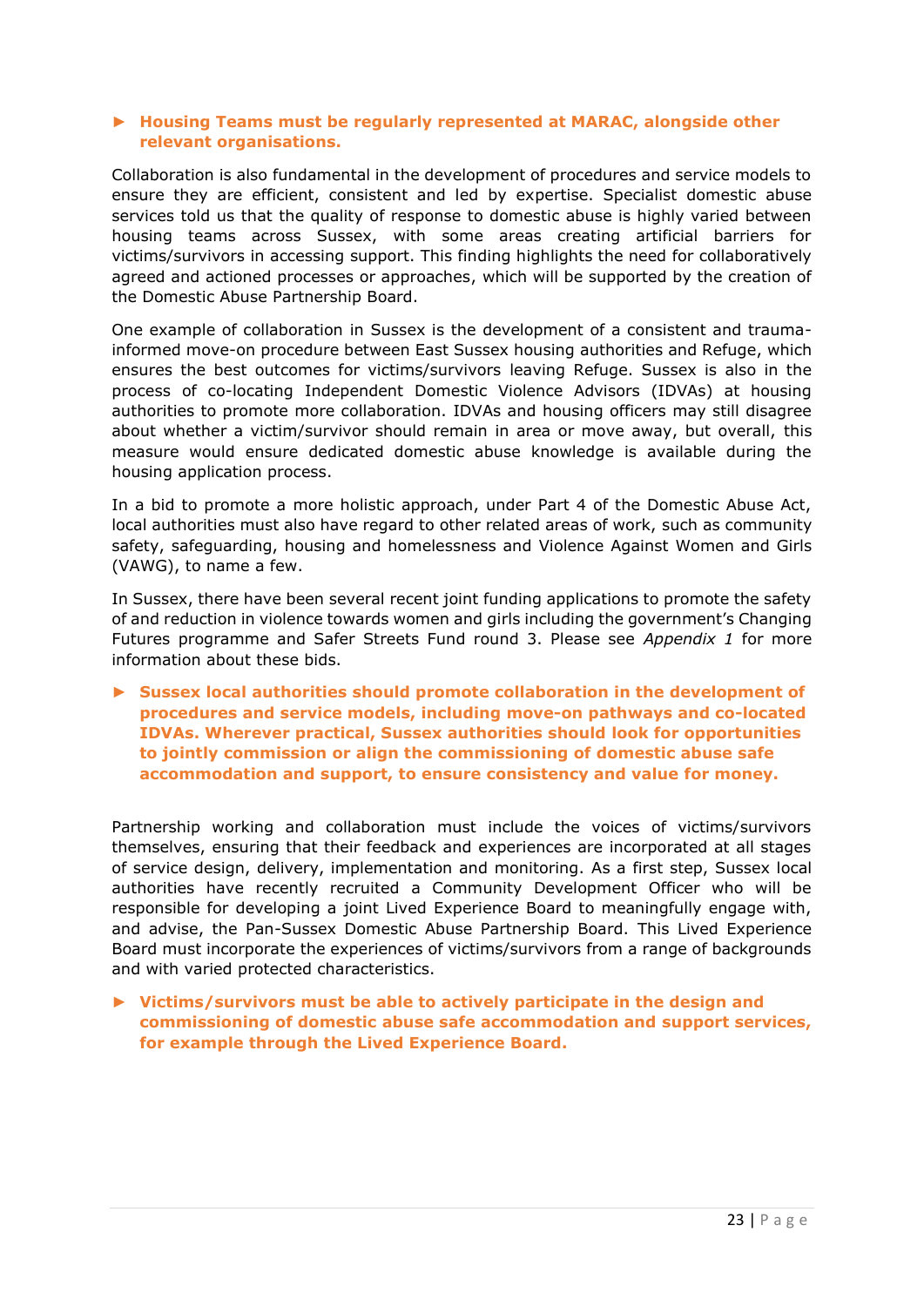► **Housing Teams must be regularly represented at MARAC, alongside other relevant organisations.**

Collaboration is also fundamental in the development of procedures and service models to ensure they are efficient, consistent and led by expertise. Specialist domestic abuse services told us that the quality of response to domestic abuse is highly varied between housing teams across Sussex, with some areas creating artificial barriers for victims/survivors in accessing support. This finding highlights the need for collaboratively agreed and actioned processes or approaches, which will be supported by the creation of the Domestic Abuse Partnership Board.

One example of collaboration in Sussex is the development of a consistent and trauma-informed move-on procedure between East Sussex housing authorities and Refuge, which ensures the best outcomes for victims/survivors leaving Refuge. Sussex is also in the process of co-locating Independent Domestic Violence Advisors (IDVAs) at housing authorities to promote more collaboration. IDVAs and housing officers may still disagree about whether a victim/survivor should remain in area or move away, but overall, this measure would ensure dedicated domestic abuse knowledge is available during the housing application process.

In a bid to promote a more holistic approach, under Part 4 of the Domestic Abuse Act, local authorities must also have regard to other related areas of work, such as community safety, safeguarding, housing and homelessness and Violence Against Women and Girls (VAWG), to name a few.

In Sussex, there have been several recent joint funding applications to promote the safety of and reduction in violence towards women and girls including the government's Changing Futures programme and Safer Streets Fund round 3. Please see *Appendix 1* for more information about these bids.

► **Sussex local authorities should promote collaboration in the development of procedures and service models, including move-on pathways and co-located IDVAs. Wherever practical, Sussex authorities should look for opportunities to jointly commission or align the commissioning of domestic abuse safe accommodation and support, to ensure consistency and value for money.**

Partnership working and collaboration must include the voices of victims/survivors themselves, ensuring that their feedback and experiences are incorporated at all stages of service design, delivery, implementation and monitoring. As a first step, Sussex local authorities have recently recruited a Community Development Officer who will be responsible for developing a joint Lived Experience Board to meaningfully engage with, and advise, the Pan-Sussex Domestic Abuse Partnership Board. This Lived Experience Board must incorporate the experiences of victims/survivors from a range of backgrounds and with varied protected characteristics.

► **Victims/survivors must be able to actively participate in the design and commissioning of domestic abuse safe accommodation and support services, for example through the Lived Experience Board.**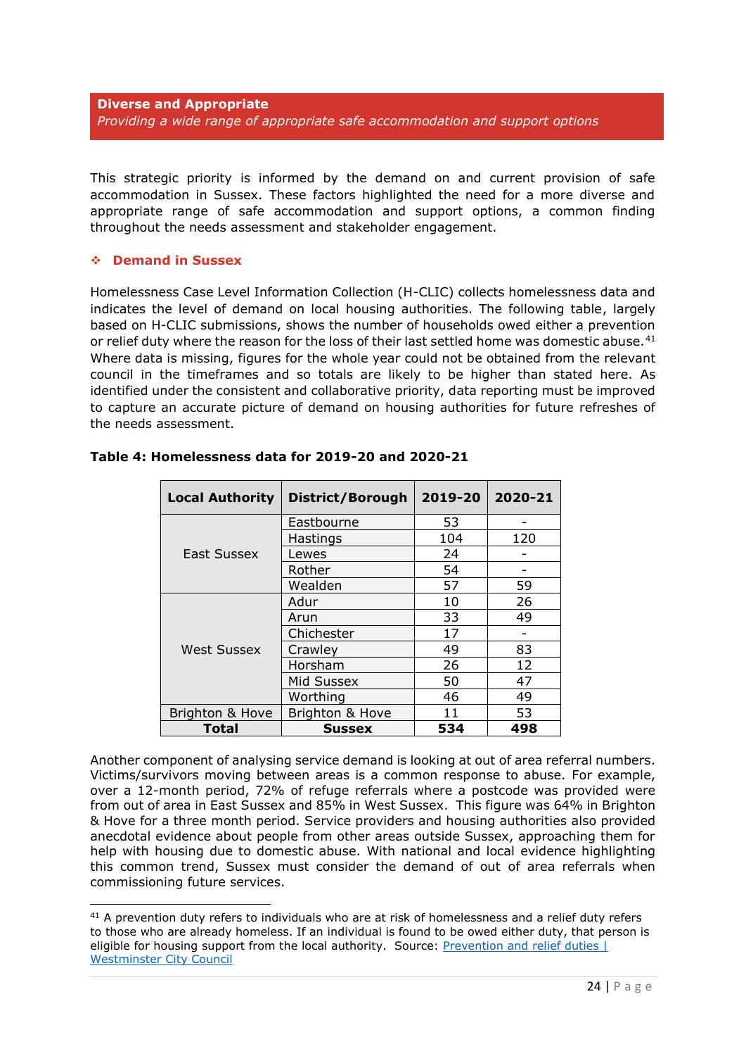**Diverse and Appropriate**

*Providing a wide range of appropriate safe accommodation and support options*

This strategic priority is informed by the demand on and current provision of safe accommodation in Sussex. These factors highlighted the need for a more diverse and appropriate range of safe accommodation and support options, a common finding throughout the needs assessment and stakeholder engagement.

## ❖ Demand in Sussex

Homelessness Case Level Information Collection (H-CLIC) collects homelessness data and indicates the level of demand on local housing authorities. The following table, largely based on H-CLIC submissions, shows the number of households owed either a prevention or relief duty where the reason for the loss of their last settled home was domestic abuse.[41] Where data is missing, figures for the whole year could not be obtained from the relevant council in the timeframes and so totals are likely to be higher than stated here. As identified under the consistent and collaborative priority, data reporting must be improved to capture an accurate picture of demand on housing authorities for future refreshes of the needs assessment.

**Table 4: Homelessness data for 2019-20 and 2020-21**

| Local Authority | District/Borough | 2019-20 | 2020-21 |
|---|---|---|---|
| East Sussex | Eastbourne | 53 | - |
| | Hastings | 104 | 120 |
| | Lewes | 24 | - |
| | Rother | 54 | - |
| | Wealden | 57 | 59 |
| West Sussex | Adur | 10 | 26 |
| | Arun | 33 | 49 |
| | Chichester | 17 | - |
| | Crawley | 49 | 83 |
| | Horsham | 26 | 12 |
| | Mid Sussex | 50 | 47 |
| | Worthing | 46 | 49 |
| Brighton & Hove | Brighton & Hove | 11 | 53 |
| **Total** | **Sussex** | **534** | **498** |

Another component of analysing service demand is looking at out of area referral numbers. Victims/survivors moving between areas is a common response to abuse. For example, over a 12-month period, 72% of refuge referrals where a postcode was provided were from out of area in East Sussex and 85% in West Sussex. This figure was 64% in Brighton & Hove for a three month period. Service providers and housing authorities also provided anecdotal evidence about people from other areas outside Sussex, approaching them for help with housing due to domestic abuse. With national and local evidence highlighting this common trend, Sussex must consider the demand of out of area referrals when commissioning future services.

[41] A prevention duty refers to individuals who are at risk of homelessness and a relief duty refers to those who are already homeless. If an individual is found to be owed either duty, that person is eligible for housing support from the local authority. Source: [Prevention and relief duties | Westminster City Council]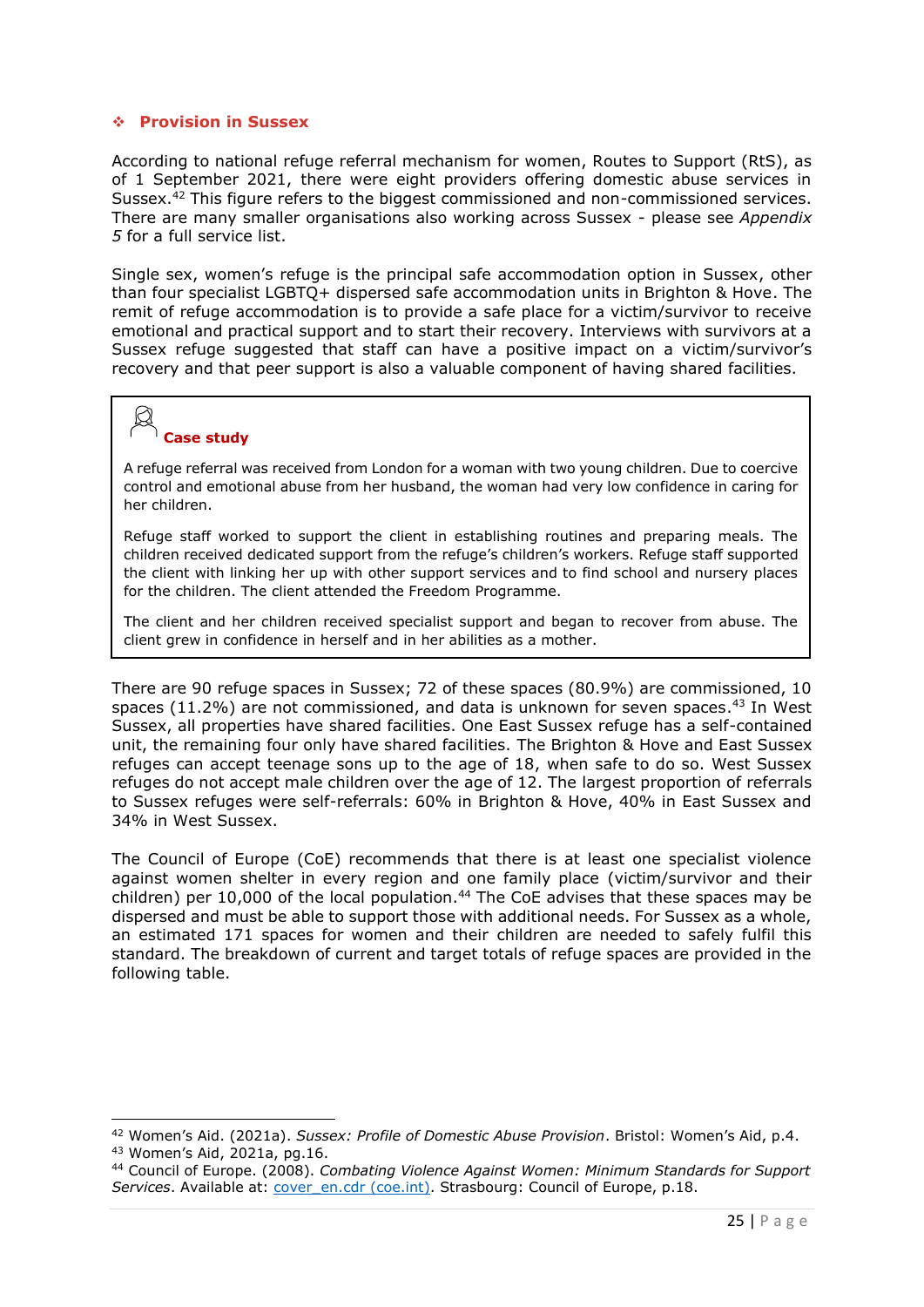## ❖ Provision in Sussex

According to national refuge referral mechanism for women, Routes to Support (RtS), as of 1 September 2021, there were eight providers offering domestic abuse services in Sussex.[42] This figure refers to the biggest commissioned and non-commissioned services. There are many smaller organisations also working across Sussex - please see *Appendix 5* for a full service list.

Single sex, women's refuge is the principal safe accommodation option in Sussex, other than four specialist LGBTQ+ dispersed safe accommodation units in Brighton & Hove. The remit of refuge accommodation is to provide a safe place for a victim/survivor to receive emotional and practical support and to start their recovery. Interviews with survivors at a Sussex refuge suggested that staff can have a positive impact on a victim/survivor's recovery and that peer support is also a valuable component of having shared facilities.

> **Case study**
>
> A refuge referral was received from London for a woman with two young children. Due to coercive control and emotional abuse from her husband, the woman had very low confidence in caring for her children.
>
> Refuge staff worked to support the client in establishing routines and preparing meals. The children received dedicated support from the refuge's children's workers. Refuge staff supported the client with linking her up with other support services and to find school and nursery places for the children. The client attended the Freedom Programme.
>
> The client and her children received specialist support and began to recover from abuse. The client grew in confidence in herself and in her abilities as a mother.

There are 90 refuge spaces in Sussex; 72 of these spaces (80.9%) are commissioned, 10 spaces (11.2%) are not commissioned, and data is unknown for seven spaces.[43] In West Sussex, all properties have shared facilities. One East Sussex refuge has a self-contained unit, the remaining four only have shared facilities. The Brighton & Hove and East Sussex refuges can accept teenage sons up to the age of 18, when safe to do so. West Sussex refuges do not accept male children over the age of 12. The largest proportion of referrals to Sussex refuges were self-referrals: 60% in Brighton & Hove, 40% in East Sussex and 34% in West Sussex.

The Council of Europe (CoE) recommends that there is at least one specialist violence against women shelter in every region and one family place (victim/survivor and their children) per 10,000 of the local population.[44] The CoE advises that these spaces may be dispersed and must be able to support those with additional needs. For Sussex as a whole, an estimated 171 spaces for women and their children are needed to safely fulfil this standard. The breakdown of current and target totals of refuge spaces are provided in the following table.

---

[42] Women's Aid. (2021a). *Sussex: Profile of Domestic Abuse Provision*. Bristol: Women's Aid, p.4.

[43] Women's Aid, 2021a, pg.16.

[44] Council of Europe. (2008). *Combating Violence Against Women: Minimum Standards for Support Services*. Available at: [cover_en.cdr (coe.int)](cover_en.cdr (coe.int)). Strasbourg: Council of Europe, p.18.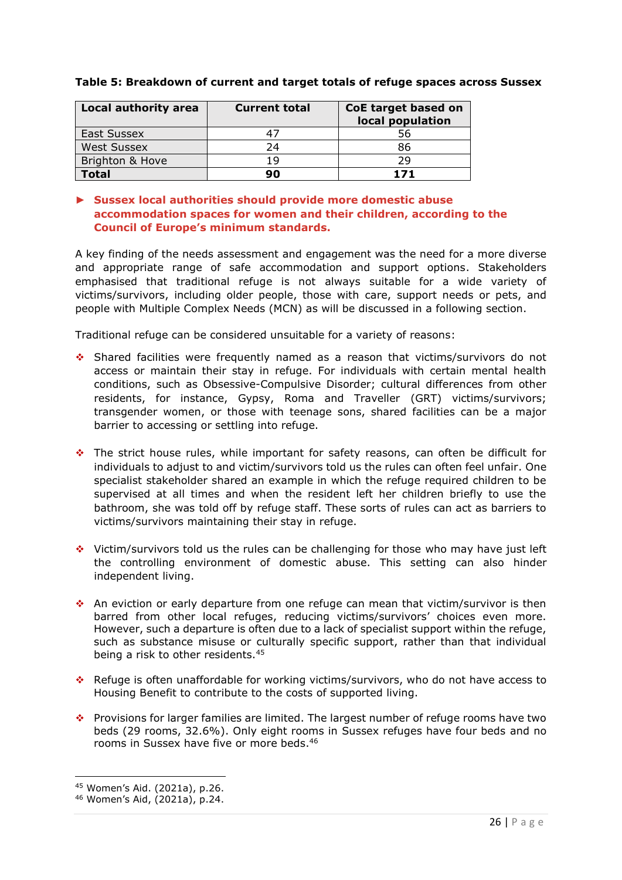**Table 5: Breakdown of current and target totals of refuge spaces across Sussex**

| Local authority area | Current total | CoE target based on local population |
|---|---|---|
| East Sussex | 47 | 56 |
| West Sussex | 24 | 86 |
| Brighton & Hove | 19 | 29 |
| **Total** | **90** | **171** |

► **Sussex local authorities should provide more domestic abuse accommodation spaces for women and their children, according to the Council of Europe's minimum standards.**

A key finding of the needs assessment and engagement was the need for a more diverse and appropriate range of safe accommodation and support options. Stakeholders emphasised that traditional refuge is not always suitable for a wide variety of victims/survivors, including older people, those with care, support needs or pets, and people with Multiple Complex Needs (MCN) as will be discussed in a following section.

Traditional refuge can be considered unsuitable for a variety of reasons:

- Shared facilities were frequently named as a reason that victims/survivors do not access or maintain their stay in refuge. For individuals with certain mental health conditions, such as Obsessive-Compulsive Disorder; cultural differences from other residents, for instance, Gypsy, Roma and Traveller (GRT) victims/survivors; transgender women, or those with teenage sons, shared facilities can be a major barrier to accessing or settling into refuge.

- The strict house rules, while important for safety reasons, can often be difficult for individuals to adjust to and victim/survivors told us the rules can often feel unfair. One specialist stakeholder shared an example in which the refuge required children to be supervised at all times and when the resident left her children briefly to use the bathroom, she was told off by refuge staff. These sorts of rules can act as barriers to victims/survivors maintaining their stay in refuge.

- Victim/survivors told us the rules can be challenging for those who may have just left the controlling environment of domestic abuse. This setting can also hinder independent living.

- An eviction or early departure from one refuge can mean that victim/survivor is then barred from other local refuges, reducing victims/survivors' choices even more. However, such a departure is often due to a lack of specialist support within the refuge, such as substance misuse or culturally specific support, rather than that individual being a risk to other residents.[45]

- Refuge is often unaffordable for working victims/survivors, who do not have access to Housing Benefit to contribute to the costs of supported living.

- Provisions for larger families are limited. The largest number of refuge rooms have two beds (29 rooms, 32.6%). Only eight rooms in Sussex refuges have four beds and no rooms in Sussex have five or more beds.[46]

---

[45] Women's Aid. (2021a), p.26.
[46] Women's Aid, (2021a), p.24.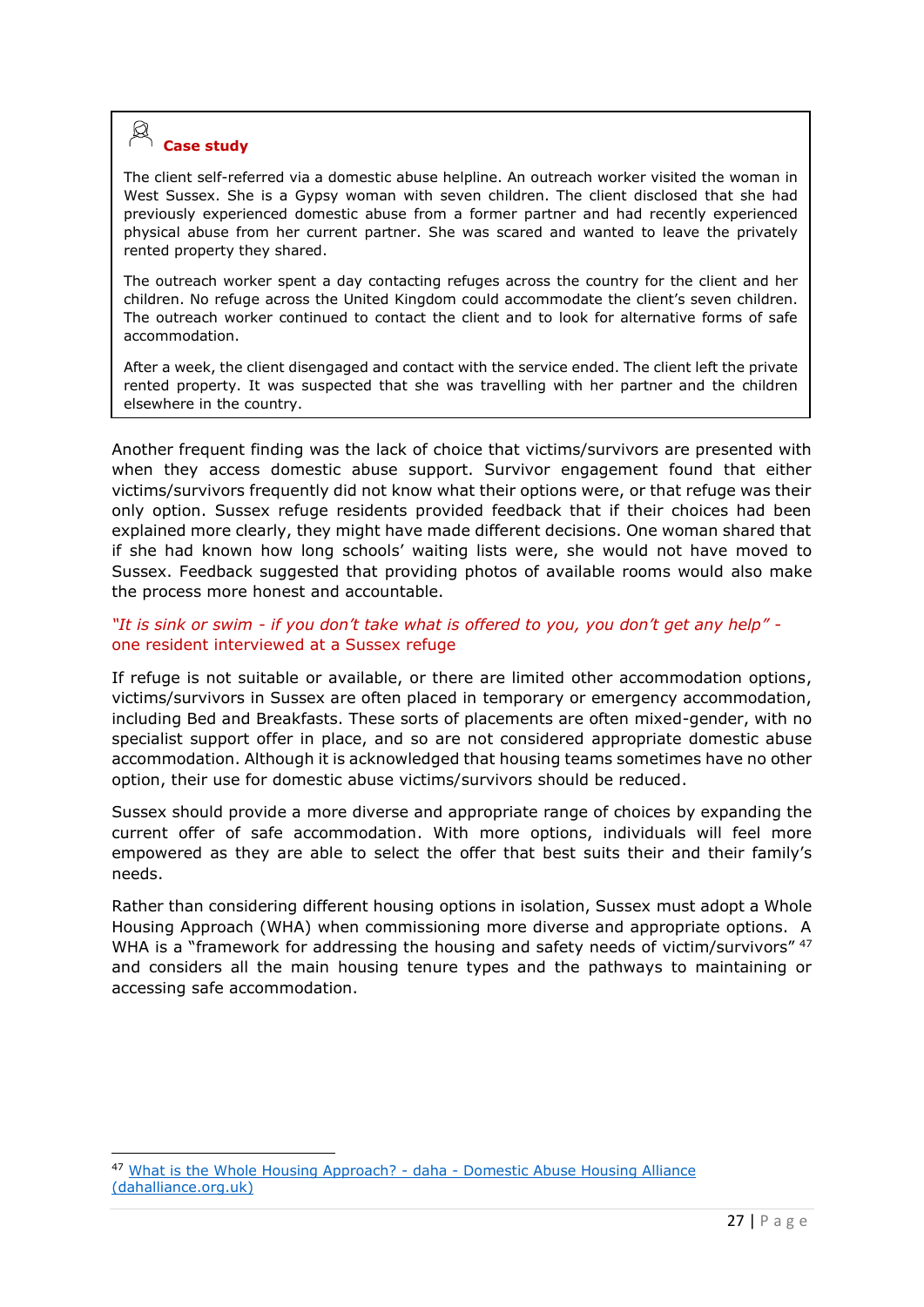**Case study**

The client self-referred via a domestic abuse helpline. An outreach worker visited the woman in West Sussex. She is a Gypsy woman with seven children. The client disclosed that she had previously experienced domestic abuse from a former partner and had recently experienced physical abuse from her current partner. She was scared and wanted to leave the privately rented property they shared.

The outreach worker spent a day contacting refuges across the country for the client and her children. No refuge across the United Kingdom could accommodate the client's seven children. The outreach worker continued to contact the client and to look for alternative forms of safe accommodation.

After a week, the client disengaged and contact with the service ended. The client left the private rented property. It was suspected that she was travelling with her partner and the children elsewhere in the country.

Another frequent finding was the lack of choice that victims/survivors are presented with when they access domestic abuse support. Survivor engagement found that either victims/survivors frequently did not know what their options were, or that refuge was their only option. Sussex refuge residents provided feedback that if their choices had been explained more clearly, they might have made different decisions. One woman shared that if she had known how long schools' waiting lists were, she would not have moved to Sussex. Feedback suggested that providing photos of available rooms would also make the process more honest and accountable.

*"It is sink or swim - if you don't take what is offered to you, you don't get any help"* - one resident interviewed at a Sussex refuge

If refuge is not suitable or available, or there are limited other accommodation options, victims/survivors in Sussex are often placed in temporary or emergency accommodation, including Bed and Breakfasts. These sorts of placements are often mixed-gender, with no specialist support offer in place, and so are not considered appropriate domestic abuse accommodation. Although it is acknowledged that housing teams sometimes have no other option, their use for domestic abuse victims/survivors should be reduced.

Sussex should provide a more diverse and appropriate range of choices by expanding the current offer of safe accommodation. With more options, individuals will feel more empowered as they are able to select the offer that best suits their and their family's needs.

Rather than considering different housing options in isolation, Sussex must adopt a Whole Housing Approach (WHA) when commissioning more diverse and appropriate options. A WHA is a "framework for addressing the housing and safety needs of victim/survivors" [47] and considers all the main housing tenure types and the pathways to maintaining or accessing safe accommodation.

---

[47] What is the Whole Housing Approach? - daha - Domestic Abuse Housing Alliance (dahalliance.org.uk)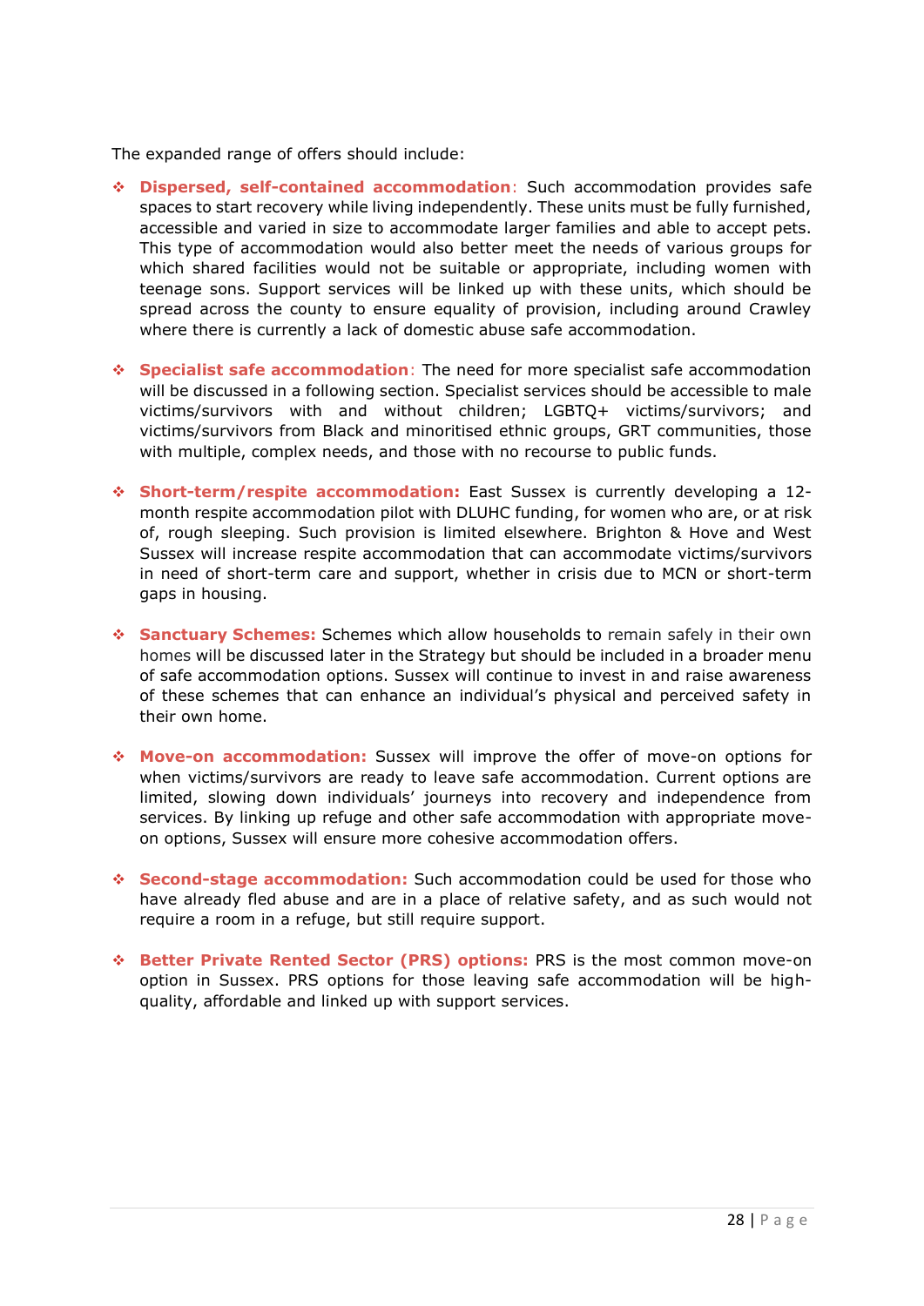The expanded range of offers should include:

- **Dispersed, self-contained accommodation**: Such accommodation provides safe spaces to start recovery while living independently. These units must be fully furnished, accessible and varied in size to accommodate larger families and able to accept pets. This type of accommodation would also better meet the needs of various groups for which shared facilities would not be suitable or appropriate, including women with teenage sons. Support services will be linked up with these units, which should be spread across the county to ensure equality of provision, including around Crawley where there is currently a lack of domestic abuse safe accommodation.

- **Specialist safe accommodation**: The need for more specialist safe accommodation will be discussed in a following section. Specialist services should be accessible to male victims/survivors with and without children; LGBTQ+ victims/survivors; and victims/survivors from Black and minoritised ethnic groups, GRT communities, those with multiple, complex needs, and those with no recourse to public funds.

- **Short-term/respite accommodation:** East Sussex is currently developing a 12-month respite accommodation pilot with DLUHC funding, for women who are, or at risk of, rough sleeping. Such provision is limited elsewhere. Brighton & Hove and West Sussex will increase respite accommodation that can accommodate victims/survivors in need of short-term care and support, whether in crisis due to MCN or short-term gaps in housing.

- **Sanctuary Schemes:** Schemes which allow households to remain safely in their own homes will be discussed later in the Strategy but should be included in a broader menu of safe accommodation options. Sussex will continue to invest in and raise awareness of these schemes that can enhance an individual's physical and perceived safety in their own home.

- **Move-on accommodation:** Sussex will improve the offer of move-on options for when victims/survivors are ready to leave safe accommodation. Current options are limited, slowing down individuals' journeys into recovery and independence from services. By linking up refuge and other safe accommodation with appropriate move-on options, Sussex will ensure more cohesive accommodation offers.

- **Second-stage accommodation:** Such accommodation could be used for those who have already fled abuse and are in a place of relative safety, and as such would not require a room in a refuge, but still require support.

- **Better Private Rented Sector (PRS) options:** PRS is the most common move-on option in Sussex. PRS options for those leaving safe accommodation will be high-quality, affordable and linked up with support services.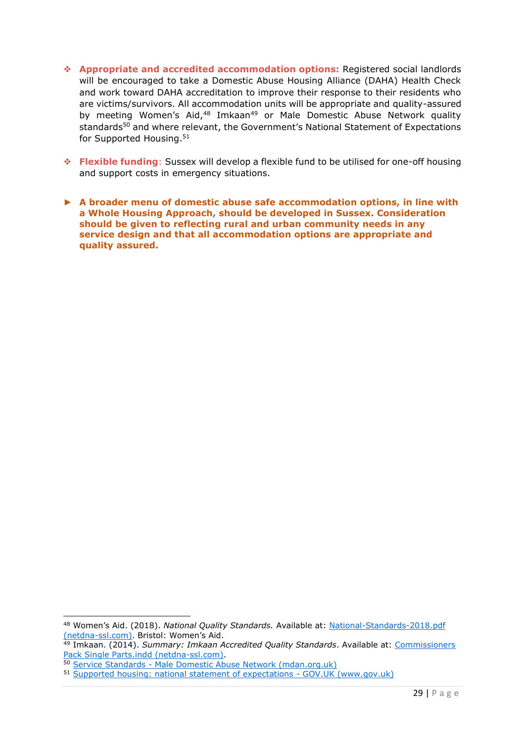- **Appropriate and accredited accommodation options:** Registered social landlords will be encouraged to take a Domestic Abuse Housing Alliance (DAHA) Health Check and work toward DAHA accreditation to improve their response to their residents who are victims/survivors. All accommodation units will be appropriate and quality-assured by meeting Women's Aid,[48] Imkaan[49] or Male Domestic Abuse Network quality standards[50] and where relevant, the Government's National Statement of Expectations for Supported Housing.[51]

- **Flexible funding**: Sussex will develop a flexible fund to be utilised for one-off housing and support costs in emergency situations.

► **A broader menu of domestic abuse safe accommodation options, in line with a Whole Housing Approach, should be developed in Sussex. Consideration should be given to reflecting rural and urban community needs in any service design and that all accommodation options are appropriate and quality assured.**

---

[48] Women's Aid. (2018). *National Quality Standards.* Available at: National-Standards-2018.pdf (netdna-ssl.com). Bristol: Women's Aid.

[49] Imkaan. (2014). *Summary: Imkaan Accredited Quality Standards*. Available at: Commissioners Pack Single Parts.indd (netdna-ssl.com).

[50] Service Standards - Male Domestic Abuse Network (mdan.org.uk)

[51] Supported housing: national statement of expectations - GOV.UK (www.gov.uk)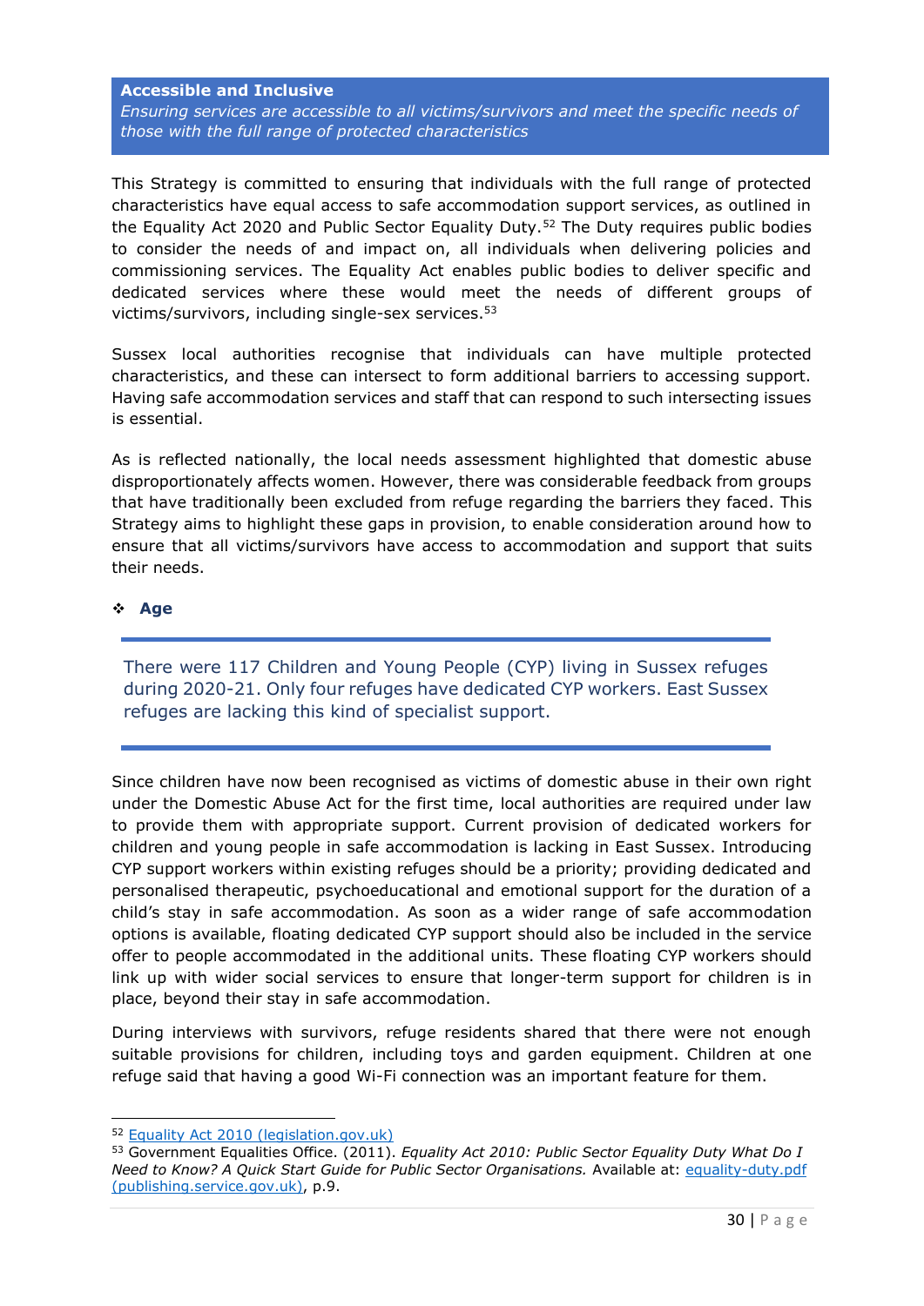**Accessible and Inclusive**

*Ensuring services are accessible to all victims/survivors and meet the specific needs of those with the full range of protected characteristics*

This Strategy is committed to ensuring that individuals with the full range of protected characteristics have equal access to safe accommodation support services, as outlined in the Equality Act 2020 and Public Sector Equality Duty.[52] The Duty requires public bodies to consider the needs of and impact on, all individuals when delivering policies and commissioning services. The Equality Act enables public bodies to deliver specific and dedicated services where these would meet the needs of different groups of victims/survivors, including single-sex services.[53]

Sussex local authorities recognise that individuals can have multiple protected characteristics, and these can intersect to form additional barriers to accessing support. Having safe accommodation services and staff that can respond to such intersecting issues is essential.

As is reflected nationally, the local needs assessment highlighted that domestic abuse disproportionately affects women. However, there was considerable feedback from groups that have traditionally been excluded from refuge regarding the barriers they faced. This Strategy aims to highlight these gaps in provision, to enable consideration around how to ensure that all victims/survivors have access to accommodation and support that suits their needs.

- **Age**

> There were 117 Children and Young People (CYP) living in Sussex refuges during 2020-21. Only four refuges have dedicated CYP workers. East Sussex refuges are lacking this kind of specialist support.

Since children have now been recognised as victims of domestic abuse in their own right under the Domestic Abuse Act for the first time, local authorities are required under law to provide them with appropriate support. Current provision of dedicated workers for children and young people in safe accommodation is lacking in East Sussex. Introducing CYP support workers within existing refuges should be a priority; providing dedicated and personalised therapeutic, psychoeducational and emotional support for the duration of a child's stay in safe accommodation. As soon as a wider range of safe accommodation options is available, floating dedicated CYP support should also be included in the service offer to people accommodated in the additional units. These floating CYP workers should link up with wider social services to ensure that longer-term support for children is in place, beyond their stay in safe accommodation.

During interviews with survivors, refuge residents shared that there were not enough suitable provisions for children, including toys and garden equipment. Children at one refuge said that having a good Wi-Fi connection was an important feature for them.

---

[52] Equality Act 2010 (legislation.gov.uk)

[53] Government Equalities Office. (2011). *Equality Act 2010: Public Sector Equality Duty What Do I Need to Know? A Quick Start Guide for Public Sector Organisations.* Available at: equality-duty.pdf (publishing.service.gov.uk), p.9.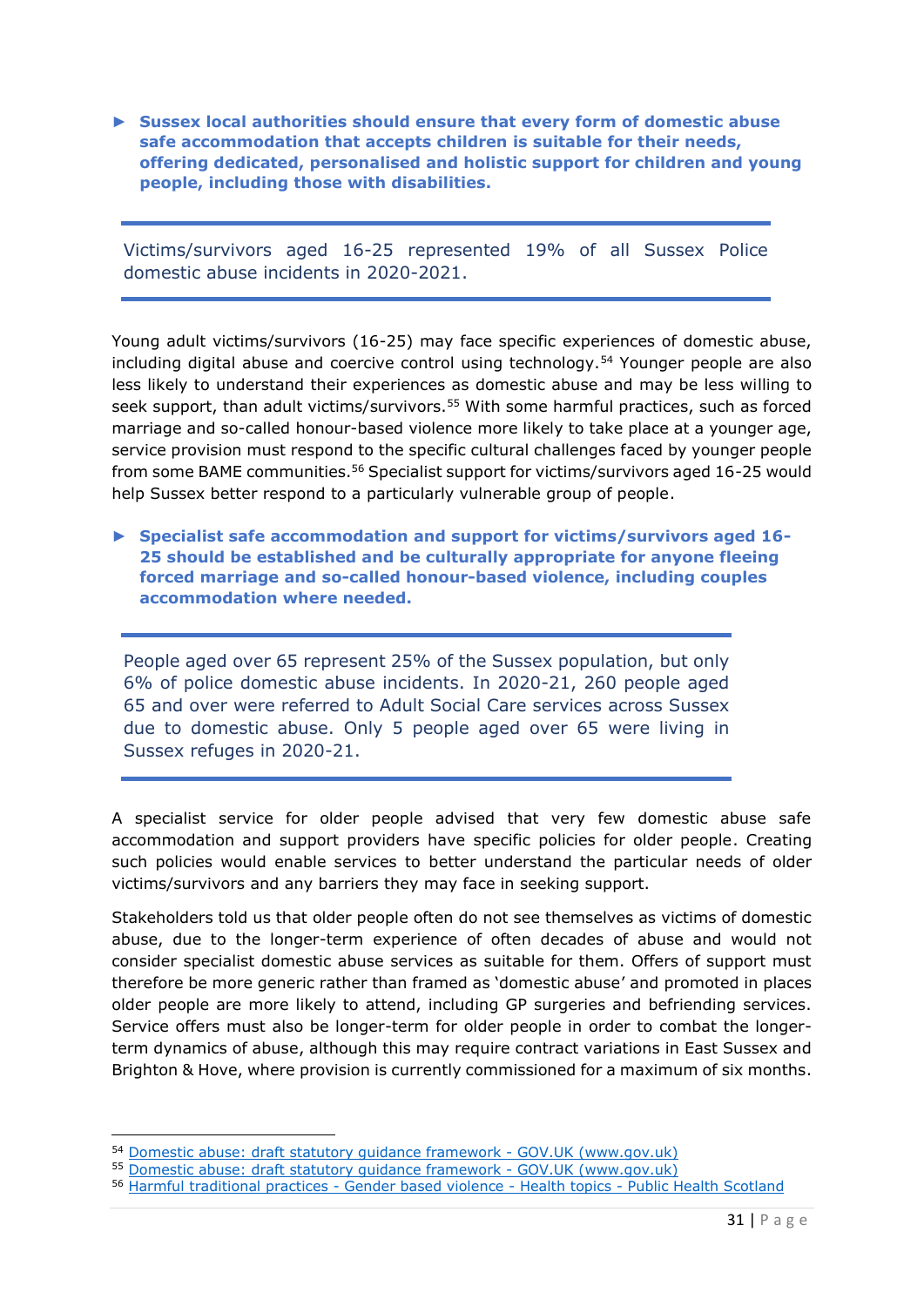► **Sussex local authorities should ensure that every form of domestic abuse safe accommodation that accepts children is suitable for their needs, offering dedicated, personalised and holistic support for children and young people, including those with disabilities.**

---

Victims/survivors aged 16-25 represented 19% of all Sussex Police domestic abuse incidents in 2020-2021.

---

Young adult victims/survivors (16-25) may face specific experiences of domestic abuse, including digital abuse and coercive control using technology.[54] Younger people are also less likely to understand their experiences as domestic abuse and may be less willing to seek support, than adult victims/survivors.[55] With some harmful practices, such as forced marriage and so-called honour-based violence more likely to take place at a younger age, service provision must respond to the specific cultural challenges faced by younger people from some BAME communities.[56] Specialist support for victims/survivors aged 16-25 would help Sussex better respond to a particularly vulnerable group of people.

► **Specialist safe accommodation and support for victims/survivors aged 16-25 should be established and be culturally appropriate for anyone fleeing forced marriage and so-called honour-based violence, including couples accommodation where needed.**

---

People aged over 65 represent 25% of the Sussex population, but only 6% of police domestic abuse incidents. In 2020-21, 260 people aged 65 and over were referred to Adult Social Care services across Sussex due to domestic abuse. Only 5 people aged over 65 were living in Sussex refuges in 2020-21.

---

A specialist service for older people advised that very few domestic abuse safe accommodation and support providers have specific policies for older people. Creating such policies would enable services to better understand the particular needs of older victims/survivors and any barriers they may face in seeking support.

Stakeholders told us that older people often do not see themselves as victims of domestic abuse, due to the longer-term experience of often decades of abuse and would not consider specialist domestic abuse services as suitable for them. Offers of support must therefore be more generic rather than framed as 'domestic abuse' and promoted in places older people are more likely to attend, including GP surgeries and befriending services. Service offers must also be longer-term for older people in order to combat the longer-term dynamics of abuse, although this may require contract variations in East Sussex and Brighton & Hove, where provision is currently commissioned for a maximum of six months.

---

[54] Domestic abuse: draft statutory guidance framework - GOV.UK (www.gov.uk)

[55] Domestic abuse: draft statutory guidance framework - GOV.UK (www.gov.uk)

[56] Harmful traditional practices - Gender based violence - Health topics - Public Health Scotland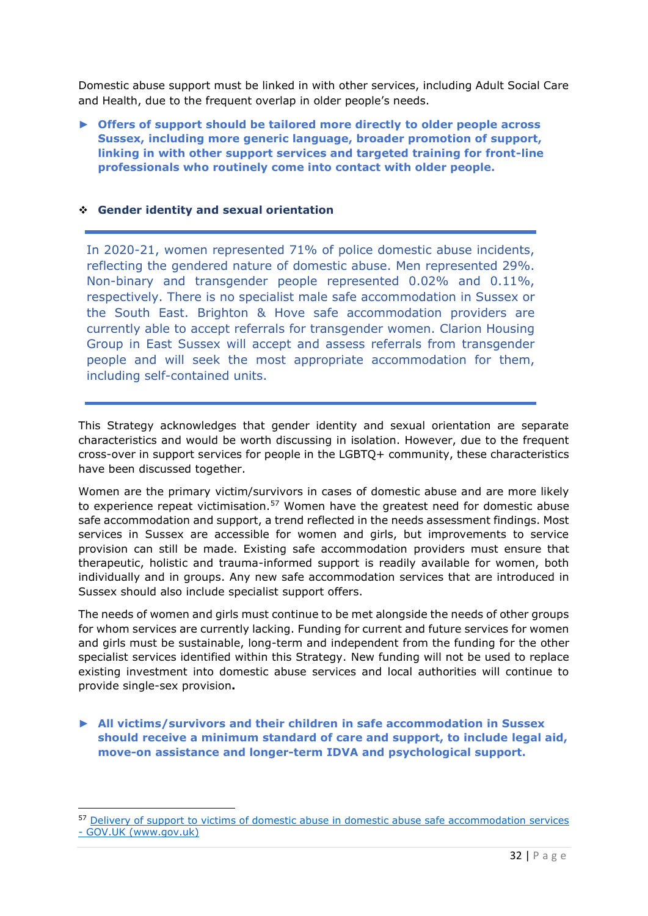Domestic abuse support must be linked in with other services, including Adult Social Care and Health, due to the frequent overlap in older people's needs.

► **Offers of support should be tailored more directly to older people across Sussex, including more generic language, broader promotion of support, linking in with other support services and targeted training for front-line professionals who routinely come into contact with older people.**

### ❖ Gender identity and sexual orientation

---

In 2020-21, women represented 71% of police domestic abuse incidents, reflecting the gendered nature of domestic abuse. Men represented 29%. Non-binary and transgender people represented 0.02% and 0.11%, respectively. There is no specialist male safe accommodation in Sussex or the South East. Brighton & Hove safe accommodation providers are currently able to accept referrals for transgender women. Clarion Housing Group in East Sussex will accept and assess referrals from transgender people and will seek the most appropriate accommodation for them, including self-contained units.

---

This Strategy acknowledges that gender identity and sexual orientation are separate characteristics and would be worth discussing in isolation. However, due to the frequent cross-over in support services for people in the LGBTQ+ community, these characteristics have been discussed together.

Women are the primary victim/survivors in cases of domestic abuse and are more likely to experience repeat victimisation.[57] Women have the greatest need for domestic abuse safe accommodation and support, a trend reflected in the needs assessment findings. Most services in Sussex are accessible for women and girls, but improvements to service provision can still be made. Existing safe accommodation providers must ensure that therapeutic, holistic and trauma-informed support is readily available for women, both individually and in groups. Any new safe accommodation services that are introduced in Sussex should also include specialist support offers.

The needs of women and girls must continue to be met alongside the needs of other groups for whom services are currently lacking. Funding for current and future services for women and girls must be sustainable, long-term and independent from the funding for the other specialist services identified within this Strategy. New funding will not be used to replace existing investment into domestic abuse services and local authorities will continue to provide single-sex provision**.**

► **All victims/survivors and their children in safe accommodation in Sussex should receive a minimum standard of care and support, to include legal aid, move-on assistance and longer-term IDVA and psychological support.**

---

[57] Delivery of support to victims of domestic abuse in domestic abuse safe accommodation services - GOV.UK (www.gov.uk)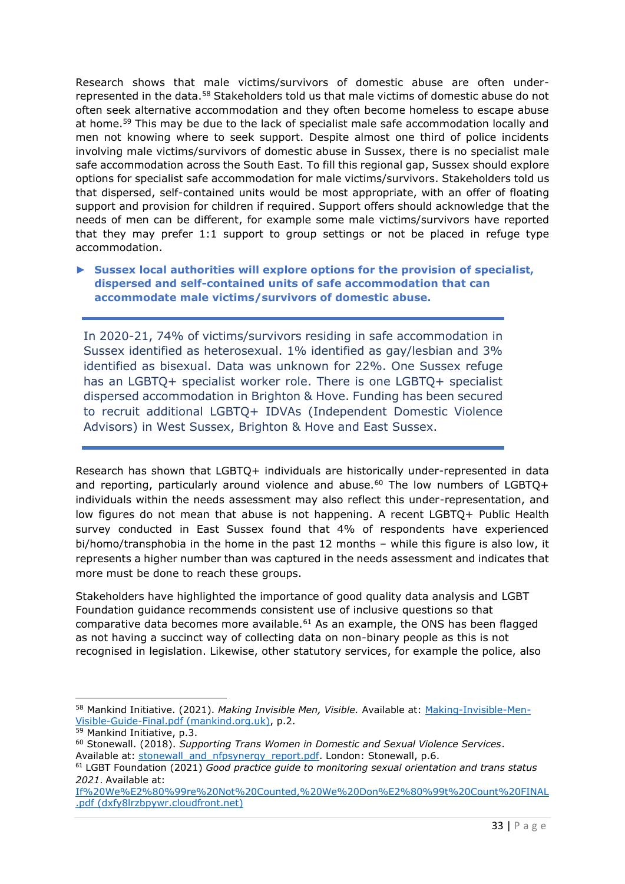Research shows that male victims/survivors of domestic abuse are often under-represented in the data.[58] Stakeholders told us that male victims of domestic abuse do not often seek alternative accommodation and they often become homeless to escape abuse at home.[59] This may be due to the lack of specialist male safe accommodation locally and men not knowing where to seek support. Despite almost one third of police incidents involving male victims/survivors of domestic abuse in Sussex, there is no specialist male safe accommodation across the South East. To fill this regional gap, Sussex should explore options for specialist safe accommodation for male victims/survivors. Stakeholders told us that dispersed, self-contained units would be most appropriate, with an offer of floating support and provision for children if required. Support offers should acknowledge that the needs of men can be different, for example some male victims/survivors have reported that they may prefer 1:1 support to group settings or not be placed in refuge type accommodation.

► **Sussex local authorities will explore options for the provision of specialist, dispersed and self-contained units of safe accommodation that can accommodate male victims/survivors of domestic abuse.**

---

In 2020-21, 74% of victims/survivors residing in safe accommodation in Sussex identified as heterosexual. 1% identified as gay/lesbian and 3% identified as bisexual. Data was unknown for 22%. One Sussex refuge has an LGBTQ+ specialist worker role. There is one LGBTQ+ specialist dispersed accommodation in Brighton & Hove. Funding has been secured to recruit additional LGBTQ+ IDVAs (Independent Domestic Violence Advisors) in West Sussex, Brighton & Hove and East Sussex.

---

Research has shown that LGBTQ+ individuals are historically under-represented in data and reporting, particularly around violence and abuse.[60] The low numbers of LGBTQ+ individuals within the needs assessment may also reflect this under-representation, and low figures do not mean that abuse is not happening. A recent LGBTQ+ Public Health survey conducted in East Sussex found that 4% of respondents have experienced bi/homo/transphobia in the home in the past 12 months – while this figure is also low, it represents a higher number than was captured in the needs assessment and indicates that more must be done to reach these groups.

Stakeholders have highlighted the importance of good quality data analysis and LGBT Foundation guidance recommends consistent use of inclusive questions so that comparative data becomes more available.[61] As an example, the ONS has been flagged as not having a succinct way of collecting data on non-binary people as this is not recognised in legislation. Likewise, other statutory services, for example the police, also

---

[58] Mankind Initiative. (2021). *Making Invisible Men, Visible.* Available at: [Making-Invisible-Men-Visible-Guide-Final.pdf (mankind.org.uk)](), p.2.

[59] Mankind Initiative, p.3.

[60] Stonewall. (2018). *Supporting Trans Women in Domestic and Sexual Violence Services*. Available at: [stonewall_and_nfpsynergy_report.pdf](). London: Stonewall, p.6.

[61] LGBT Foundation (2021) *Good practice guide to monitoring sexual orientation and trans status 2021*. Available at: [If%20We%E2%80%99re%20Not%20Counted,%20We%20Don%E2%80%99t%20Count%20FINAL.pdf (dxfy8lrzbpywr.cloudfront.net)]()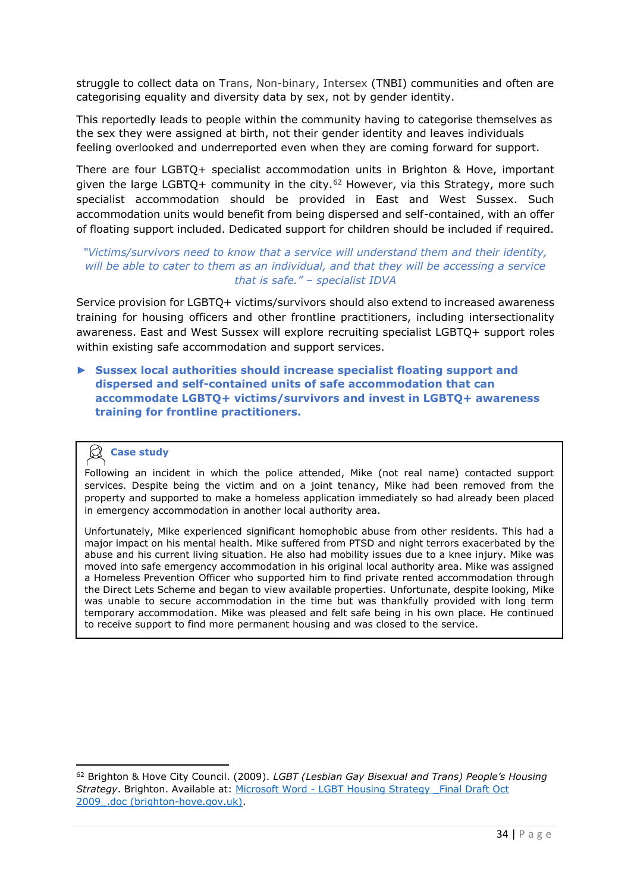struggle to collect data on Trans, Non-binary, Intersex (TNBI) communities and often are categorising equality and diversity data by sex, not by gender identity.

This reportedly leads to people within the community having to categorise themselves as the sex they were assigned at birth, not their gender identity and leaves individuals feeling overlooked and underreported even when they are coming forward for support.

There are four LGBTQ+ specialist accommodation units in Brighton & Hove, important given the large LGBTQ+ community in the city.[62] However, via this Strategy, more such specialist accommodation should be provided in East and West Sussex. Such accommodation units would benefit from being dispersed and self-contained, with an offer of floating support included. Dedicated support for children should be included if required.

*"Victims/survivors need to know that a service will understand them and their identity, will be able to cater to them as an individual, and that they will be accessing a service that is safe." – specialist IDVA*

Service provision for LGBTQ+ victims/survivors should also extend to increased awareness training for housing officers and other frontline practitioners, including intersectionality awareness. East and West Sussex will explore recruiting specialist LGBTQ+ support roles within existing safe accommodation and support services.

- **Sussex local authorities should increase specialist floating support and dispersed and self-contained units of safe accommodation that can accommodate LGBTQ+ victims/survivors and invest in LGBTQ+ awareness training for frontline practitioners.**

**Case study**

Following an incident in which the police attended, Mike (not real name) contacted support services. Despite being the victim and on a joint tenancy, Mike had been removed from the property and supported to make a homeless application immediately so had already been placed in emergency accommodation in another local authority area.

Unfortunately, Mike experienced significant homophobic abuse from other residents. This had a major impact on his mental health. Mike suffered from PTSD and night terrors exacerbated by the abuse and his current living situation. He also had mobility issues due to a knee injury. Mike was moved into safe emergency accommodation in his original local authority area. Mike was assigned a Homeless Prevention Officer who supported him to find private rented accommodation through the Direct Lets Scheme and began to view available properties. Unfortunate, despite looking, Mike was unable to secure accommodation in the time but was thankfully provided with long term temporary accommodation. Mike was pleased and felt safe being in his own place. He continued to receive support to find more permanent housing and was closed to the service.

---

[62] Brighton & Hove City Council. (2009). *LGBT (Lesbian Gay Bisexual and Trans) People's Housing Strategy*. Brighton. Available at: [Microsoft Word - LGBT Housing Strategy _Final Draft Oct 2009_.doc (brighton-hove.gov.uk)](Microsoft Word - LGBT Housing Strategy _Final Draft Oct 2009_.doc (brighton-hove.gov.uk)).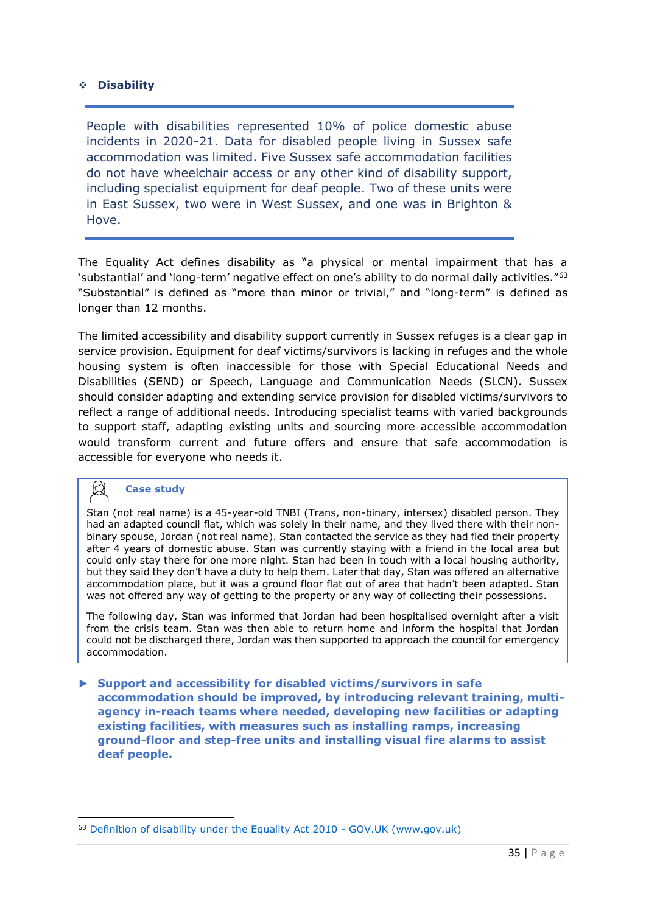### ❖ Disability

People with disabilities represented 10% of police domestic abuse incidents in 2020-21. Data for disabled people living in Sussex safe accommodation was limited. Five Sussex safe accommodation facilities do not have wheelchair access or any other kind of disability support, including specialist equipment for deaf people. Two of these units were in East Sussex, two were in West Sussex, and one was in Brighton & Hove.

The Equality Act defines disability as "a physical or mental impairment that has a 'substantial' and 'long-term' negative effect on one's ability to do normal daily activities."[63] "Substantial" is defined as "more than minor or trivial," and "long-term" is defined as longer than 12 months.

The limited accessibility and disability support currently in Sussex refuges is a clear gap in service provision. Equipment for deaf victims/survivors is lacking in refuges and the whole housing system is often inaccessible for those with Special Educational Needs and Disabilities (SEND) or Speech, Language and Communication Needs (SLCN). Sussex should consider adapting and extending service provision for disabled victims/survivors to reflect a range of additional needs. Introducing specialist teams with varied backgrounds to support staff, adapting existing units and sourcing more accessible accommodation would transform current and future offers and ensure that safe accommodation is accessible for everyone who needs it.

> **Case study**
>
> Stan (not real name) is a 45-year-old TNBI (Trans, non-binary, intersex) disabled person. They had an adapted council flat, which was solely in their name, and they lived there with their non-binary spouse, Jordan (not real name). Stan contacted the service as they had fled their property after 4 years of domestic abuse. Stan was currently staying with a friend in the local area but could only stay there for one more night. Stan had been in touch with a local housing authority, but they said they don't have a duty to help them. Later that day, Stan was offered an alternative accommodation place, but it was a ground floor flat out of area that hadn't been adapted. Stan was not offered any way of getting to the property or any way of collecting their possessions.
>
> The following day, Stan was informed that Jordan had been hospitalised overnight after a visit from the crisis team. Stan was then able to return home and inform the hospital that Jordan could not be discharged there, Jordan was then supported to approach the council for emergency accommodation.

► **Support and accessibility for disabled victims/survivors in safe accommodation should be improved, by introducing relevant training, multi-agency in-reach teams where needed, developing new facilities or adapting existing facilities, with measures such as installing ramps, increasing ground-floor and step-free units and installing visual fire alarms to assist deaf people.**

---

[63] Definition of disability under the Equality Act 2010 - GOV.UK (www.gov.uk)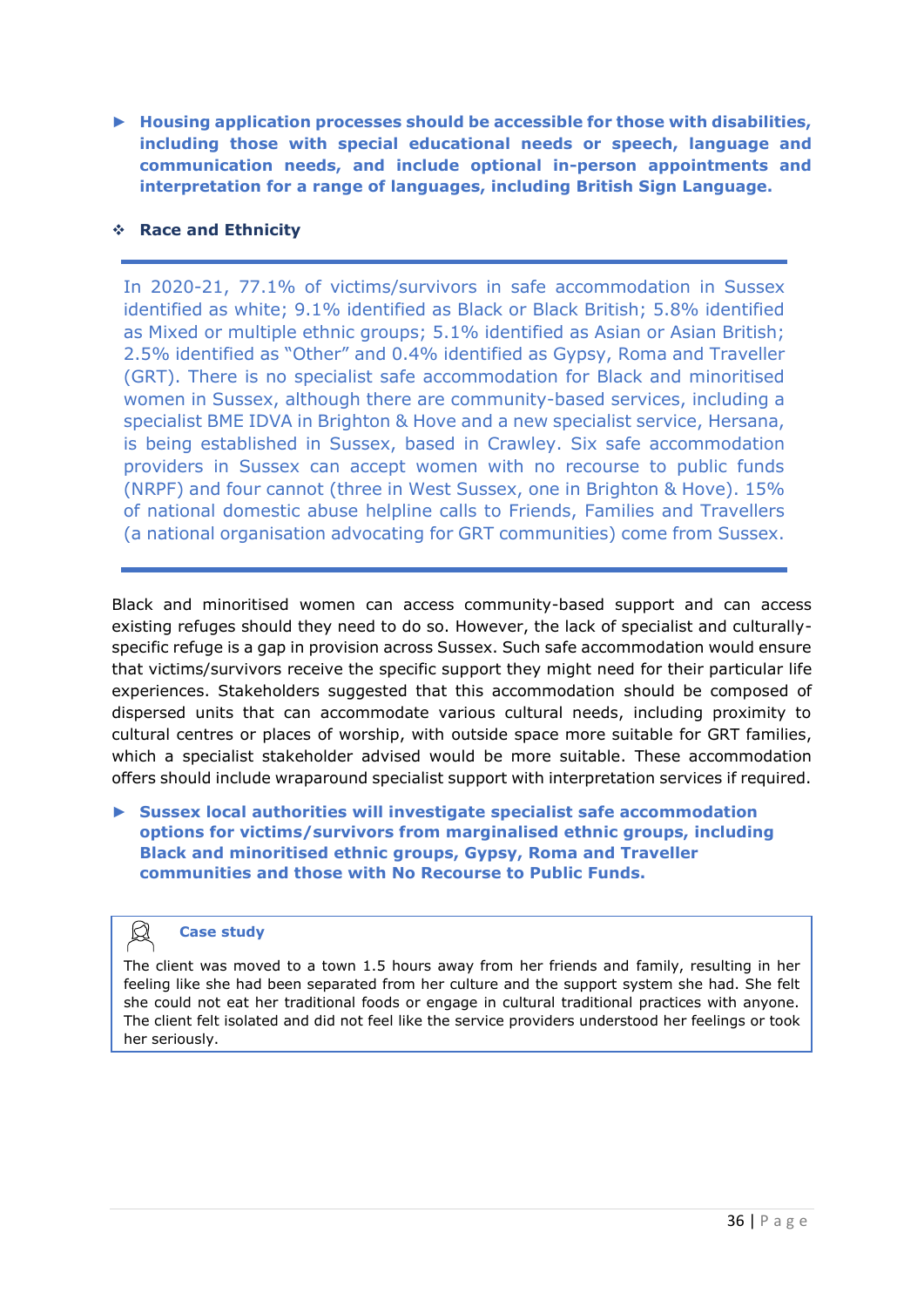► **Housing application processes should be accessible for those with disabilities, including those with special educational needs or speech, language and communication needs, and include optional in-person appointments and interpretation for a range of languages, including British Sign Language.**

### ❖ Race and Ethnicity

---

In 2020-21, 77.1% of victims/survivors in safe accommodation in Sussex identified as white; 9.1% identified as Black or Black British; 5.8% identified as Mixed or multiple ethnic groups; 5.1% identified as Asian or Asian British; 2.5% identified as "Other" and 0.4% identified as Gypsy, Roma and Traveller (GRT). There is no specialist safe accommodation for Black and minoritised women in Sussex, although there are community-based services, including a specialist BME IDVA in Brighton & Hove and a new specialist service, Hersana, is being established in Sussex, based in Crawley. Six safe accommodation providers in Sussex can accept women with no recourse to public funds (NRPF) and four cannot (three in West Sussex, one in Brighton & Hove). 15% of national domestic abuse helpline calls to Friends, Families and Travellers (a national organisation advocating for GRT communities) come from Sussex.

---

Black and minoritised women can access community-based support and can access existing refuges should they need to do so. However, the lack of specialist and culturally-specific refuge is a gap in provision across Sussex. Such safe accommodation would ensure that victims/survivors receive the specific support they might need for their particular life experiences. Stakeholders suggested that this accommodation should be composed of dispersed units that can accommodate various cultural needs, including proximity to cultural centres or places of worship, with outside space more suitable for GRT families, which a specialist stakeholder advised would be more suitable. These accommodation offers should include wraparound specialist support with interpretation services if required.

► **Sussex local authorities will investigate specialist safe accommodation options for victims/survivors from marginalised ethnic groups, including Black and minoritised ethnic groups, Gypsy, Roma and Traveller communities and those with No Recourse to Public Funds.**

> **Case study**
>
> The client was moved to a town 1.5 hours away from her friends and family, resulting in her feeling like she had been separated from her culture and the support system she had. She felt she could not eat her traditional foods or engage in cultural traditional practices with anyone. The client felt isolated and did not feel like the service providers understood her feelings or took her seriously.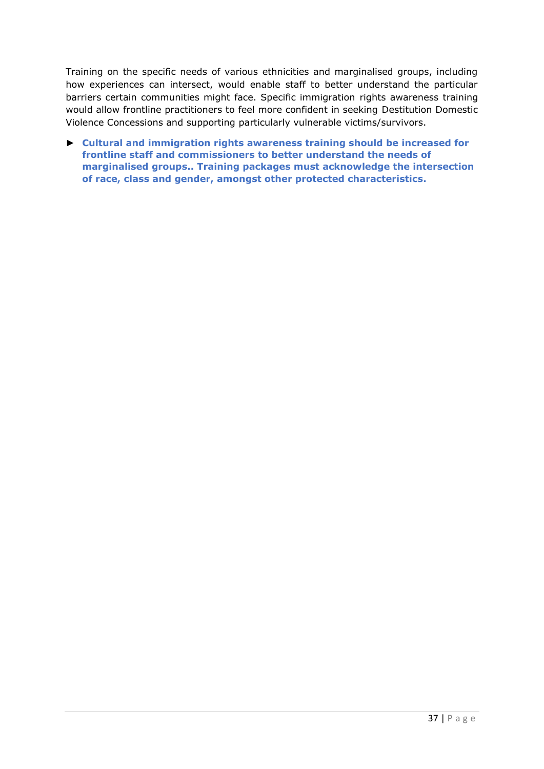Training on the specific needs of various ethnicities and marginalised groups, including how experiences can intersect, would enable staff to better understand the particular barriers certain communities might face. Specific immigration rights awareness training would allow frontline practitioners to feel more confident in seeking Destitution Domestic Violence Concessions and supporting particularly vulnerable victims/survivors.

► **Cultural and immigration rights awareness training should be increased for frontline staff and commissioners to better understand the needs of marginalised groups.. Training packages must acknowledge the intersection of race, class and gender, amongst other protected characteristics.**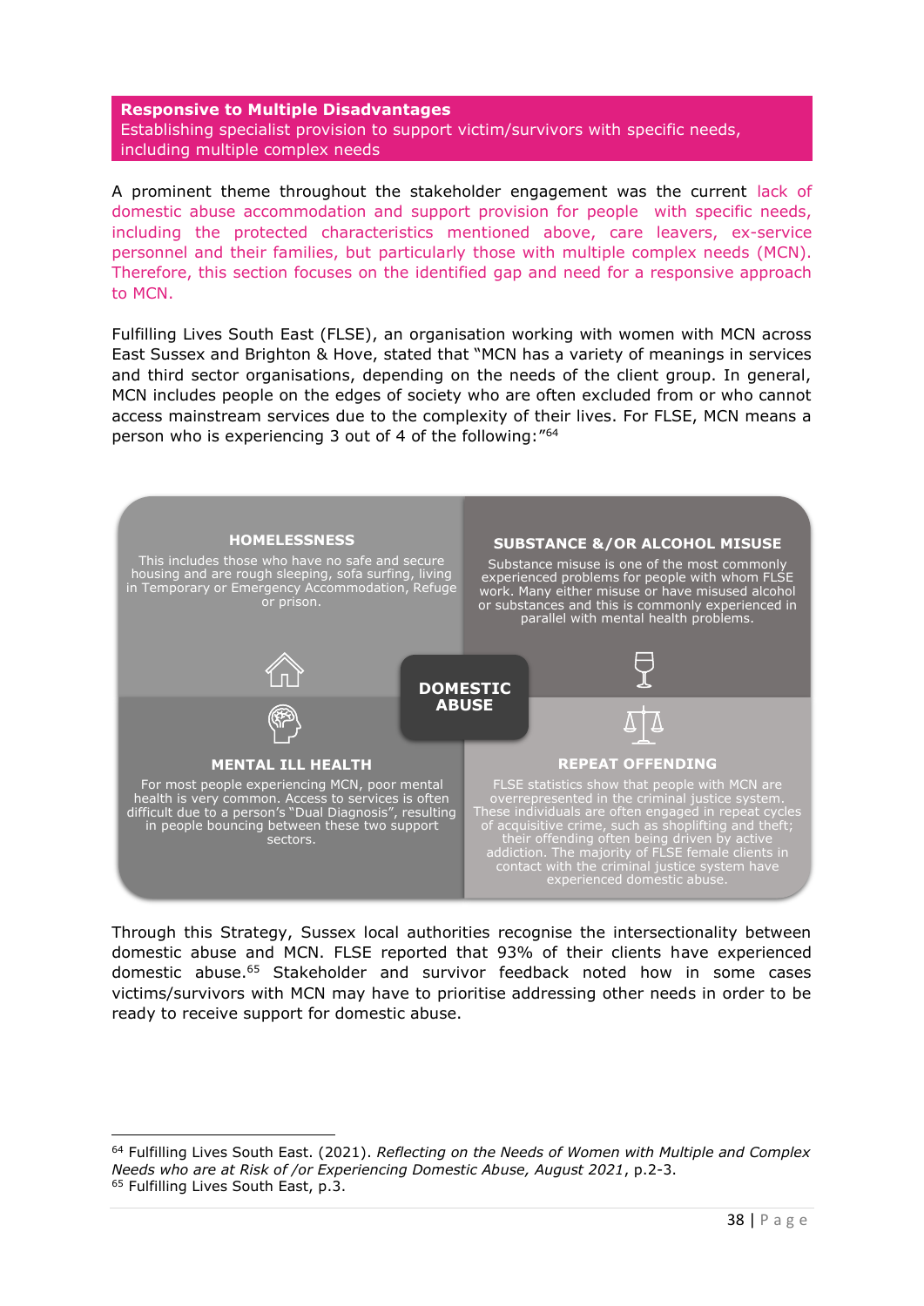**Responsive to Multiple Disadvantages**
Establishing specialist provision to support victim/survivors with specific needs, including multiple complex needs

A prominent theme throughout the stakeholder engagement was the current lack of domestic abuse accommodation and support provision for people with specific needs, including the protected characteristics mentioned above, care leavers, ex-service personnel and their families, but particularly those with multiple complex needs (MCN). Therefore, this section focuses on the identified gap and need for a responsive approach to MCN.

Fulfilling Lives South East (FLSE), an organisation working with women with MCN across East Sussex and Brighton & Hove, stated that "MCN has a variety of meanings in services and third sector organisations, depending on the needs of the client group. In general, MCN includes people on the edges of society who are often excluded from or who cannot access mainstream services due to the complexity of their lives. For FLSE, MCN means a person who is experiencing 3 out of 4 of the following:"[64]

**HOMELESSNESS**
This includes those who have no safe and secure housing and are rough sleeping, sofa surfing, living in Temporary or Emergency Accommodation, Refuge or prison.

**SUBSTANCE &/OR ALCOHOL MISUSE**
Substance misuse is one of the most commonly experienced problems for people with whom FLSE work. Many either misuse or have misused alcohol or substances and this is commonly experienced in parallel with mental health problems.

**DOMESTIC ABUSE**

**MENTAL ILL HEALTH**
For most people experiencing MCN, poor mental health is very common. Access to services is often difficult due to a person's "Dual Diagnosis", resulting in people bouncing between these two support sectors.

**REPEAT OFFENDING**
FLSE statistics show that people with MCN are overrepresented in the criminal justice system. These individuals are often engaged in repeat cycles of acquisitive crime, such as shoplifting and theft; their offending often being driven by active addiction. The majority of FLSE female clients in contact with the criminal justice system have experienced domestic abuse.

Through this Strategy, Sussex local authorities recognise the intersectionality between domestic abuse and MCN. FLSE reported that 93% of their clients have experienced domestic abuse.[65] Stakeholder and survivor feedback noted how in some cases victims/survivors with MCN may have to prioritise addressing other needs in order to be ready to receive support for domestic abuse.

---

[64] Fulfilling Lives South East. (2021). *Reflecting on the Needs of Women with Multiple and Complex Needs who are at Risk of /or Experiencing Domestic Abuse, August 2021*, p.2-3.
[65] Fulfilling Lives South East, p.3.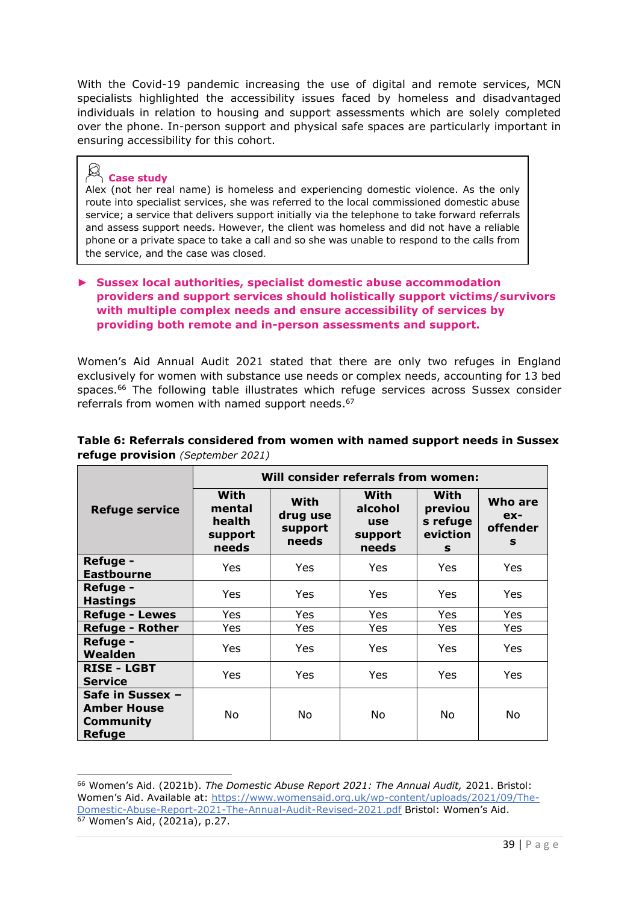With the Covid-19 pandemic increasing the use of digital and remote services, MCN specialists highlighted the accessibility issues faced by homeless and disadvantaged individuals in relation to housing and support assessments which are solely completed over the phone. In-person support and physical safe spaces are particularly important in ensuring accessibility for this cohort.

> **Case study**
>
> Alex (not her real name) is homeless and experiencing domestic violence. As the only route into specialist services, she was referred to the local commissioned domestic abuse service; a service that delivers support initially via the telephone to take forward referrals and assess support needs. However, the client was homeless and did not have a reliable phone or a private space to take a call and so she was unable to respond to the calls from the service, and the case was closed.

- **Sussex local authorities, specialist domestic abuse accommodation providers and support services should holistically support victims/survivors with multiple complex needs and ensure accessibility of services by providing both remote and in-person assessments and support.**

Women's Aid Annual Audit 2021 stated that there are only two refuges in England exclusively for women with substance use needs or complex needs, accounting for 13 bed spaces.[66] The following table illustrates which refuge services across Sussex consider referrals from women with named support needs.[67]

**Table 6: Referrals considered from women with named support needs in Sussex refuge provision** *(September 2021)*

| Refuge service | Will consider referrals from women: | | | | |
|---|---|---|---|---|---|
| | With mental health support needs | With drug use support needs | With alcohol use support needs | With previous refuge evictions | Who are ex-offenders |
| Refuge - Eastbourne | Yes | Yes | Yes | Yes | Yes |
| Refuge - Hastings | Yes | Yes | Yes | Yes | Yes |
| Refuge - Lewes | Yes | Yes | Yes | Yes | Yes |
| Refuge - Rother | Yes | Yes | Yes | Yes | Yes |
| Refuge - Wealden | Yes | Yes | Yes | Yes | Yes |
| RISE - LGBT Service | Yes | Yes | Yes | Yes | Yes |
| Safe in Sussex – Amber House Community Refuge | No | No | No | No | No |

[66] Women's Aid. (2021b). *The Domestic Abuse Report 2021: The Annual Audit,* 2021. Bristol: Women's Aid. Available at: https://www.womensaid.org.uk/wp-content/uploads/2021/09/The-Domestic-Abuse-Report-2021-The-Annual-Audit-Revised-2021.pdf Bristol: Women's Aid.

[67] Women's Aid, (2021a), p.27.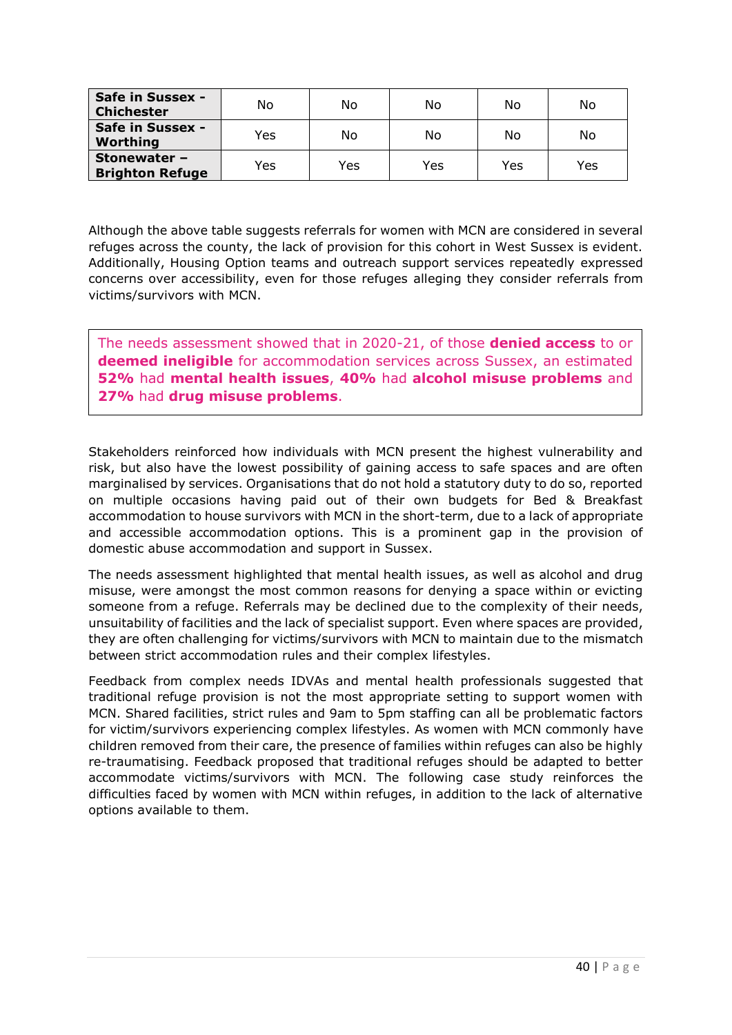| | | | | | |
|---|---|---|---|---|---|
| **Safe in Sussex - Chichester** | No | No | No | No | No |
| **Safe in Sussex - Worthing** | Yes | No | No | No | No |
| **Stonewater – Brighton Refuge** | Yes | Yes | Yes | Yes | Yes |

Although the above table suggests referrals for women with MCN are considered in several refuges across the county, the lack of provision for this cohort in West Sussex is evident. Additionally, Housing Option teams and outreach support services repeatedly expressed concerns over accessibility, even for those refuges alleging they consider referrals from victims/survivors with MCN.

> The needs assessment showed that in 2020-21, of those **denied access** to or **deemed ineligible** for accommodation services across Sussex, an estimated **52%** had **mental health issues**, **40%** had **alcohol misuse problems** and **27%** had **drug misuse problems**.

Stakeholders reinforced how individuals with MCN present the highest vulnerability and risk, but also have the lowest possibility of gaining access to safe spaces and are often marginalised by services. Organisations that do not hold a statutory duty to do so, reported on multiple occasions having paid out of their own budgets for Bed & Breakfast accommodation to house survivors with MCN in the short-term, due to a lack of appropriate and accessible accommodation options. This is a prominent gap in the provision of domestic abuse accommodation and support in Sussex.

The needs assessment highlighted that mental health issues, as well as alcohol and drug misuse, were amongst the most common reasons for denying a space within or evicting someone from a refuge. Referrals may be declined due to the complexity of their needs, unsuitability of facilities and the lack of specialist support. Even where spaces are provided, they are often challenging for victims/survivors with MCN to maintain due to the mismatch between strict accommodation rules and their complex lifestyles.

Feedback from complex needs IDVAs and mental health professionals suggested that traditional refuge provision is not the most appropriate setting to support women with MCN. Shared facilities, strict rules and 9am to 5pm staffing can all be problematic factors for victim/survivors experiencing complex lifestyles. As women with MCN commonly have children removed from their care, the presence of families within refuges can also be highly re-traumatising. Feedback proposed that traditional refuges should be adapted to better accommodate victims/survivors with MCN. The following case study reinforces the difficulties faced by women with MCN within refuges, in addition to the lack of alternative options available to them.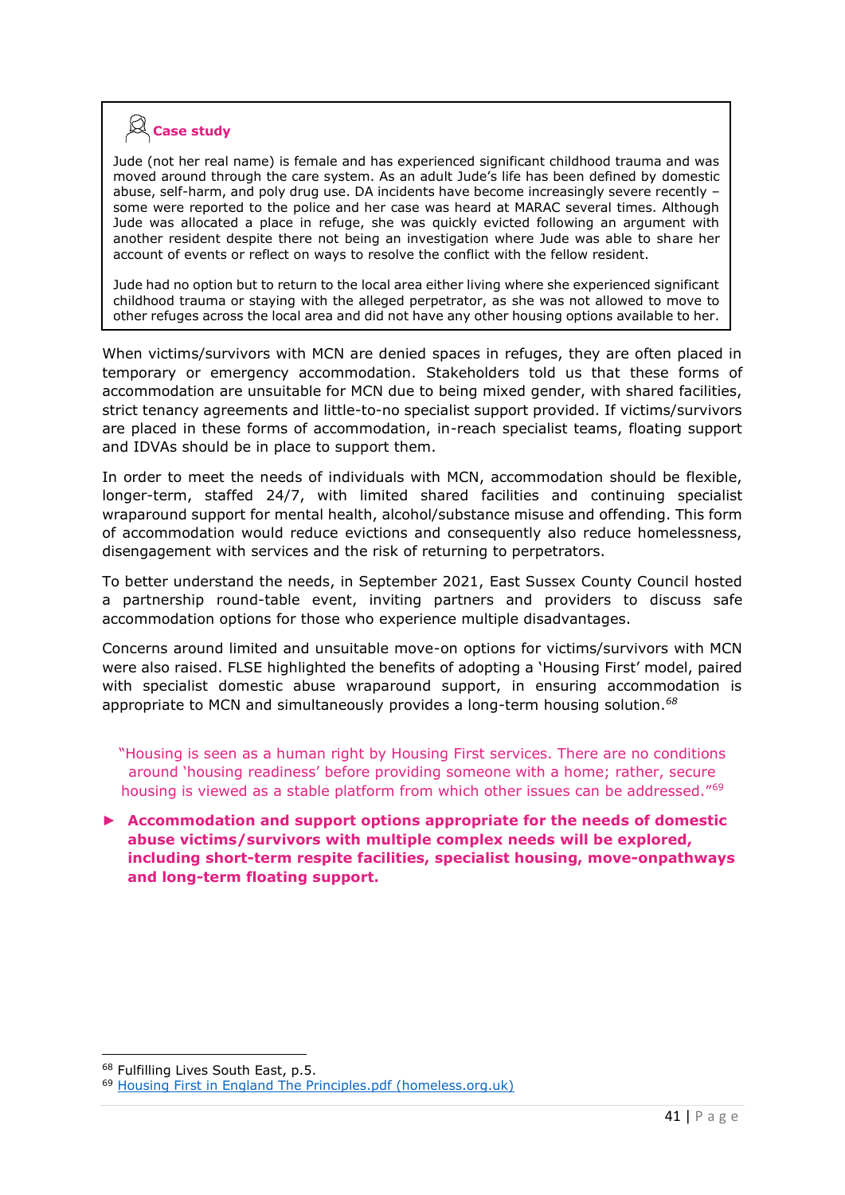**Case study**

Jude (not her real name) is female and has experienced significant childhood trauma and was moved around through the care system. As an adult Jude's life has been defined by domestic abuse, self-harm, and poly drug use. DA incidents have become increasingly severe recently – some were reported to the police and her case was heard at MARAC several times. Although Jude was allocated a place in refuge, she was quickly evicted following an argument with another resident despite there not being an investigation where Jude was able to share her account of events or reflect on ways to resolve the conflict with the fellow resident.

Jude had no option but to return to the local area either living where she experienced significant childhood trauma or staying with the alleged perpetrator, as she was not allowed to move to other refuges across the local area and did not have any other housing options available to her.

When victims/survivors with MCN are denied spaces in refuges, they are often placed in temporary or emergency accommodation. Stakeholders told us that these forms of accommodation are unsuitable for MCN due to being mixed gender, with shared facilities, strict tenancy agreements and little-to-no specialist support provided. If victims/survivors are placed in these forms of accommodation, in-reach specialist teams, floating support and IDVAs should be in place to support them.

In order to meet the needs of individuals with MCN, accommodation should be flexible, longer-term, staffed 24/7, with limited shared facilities and continuing specialist wraparound support for mental health, alcohol/substance misuse and offending. This form of accommodation would reduce evictions and consequently also reduce homelessness, disengagement with services and the risk of returning to perpetrators.

To better understand the needs, in September 2021, East Sussex County Council hosted a partnership round-table event, inviting partners and providers to discuss safe accommodation options for those who experience multiple disadvantages.

Concerns around limited and unsuitable move-on options for victims/survivors with MCN were also raised. FLSE highlighted the benefits of adopting a 'Housing First' model, paired with specialist domestic abuse wraparound support, in ensuring accommodation is appropriate to MCN and simultaneously provides a long-term housing solution.[68]

"Housing is seen as a human right by Housing First services. There are no conditions around 'housing readiness' before providing someone with a home; rather, secure housing is viewed as a stable platform from which other issues can be addressed."[69]

► **Accommodation and support options appropriate for the needs of domestic abuse victims/survivors with multiple complex needs will be explored, including short-term respite facilities, specialist housing, move-onpathways and long-term floating support.**

[68] Fulfilling Lives South East, p.5.

[69] Housing First in England The Principles.pdf (homeless.org.uk)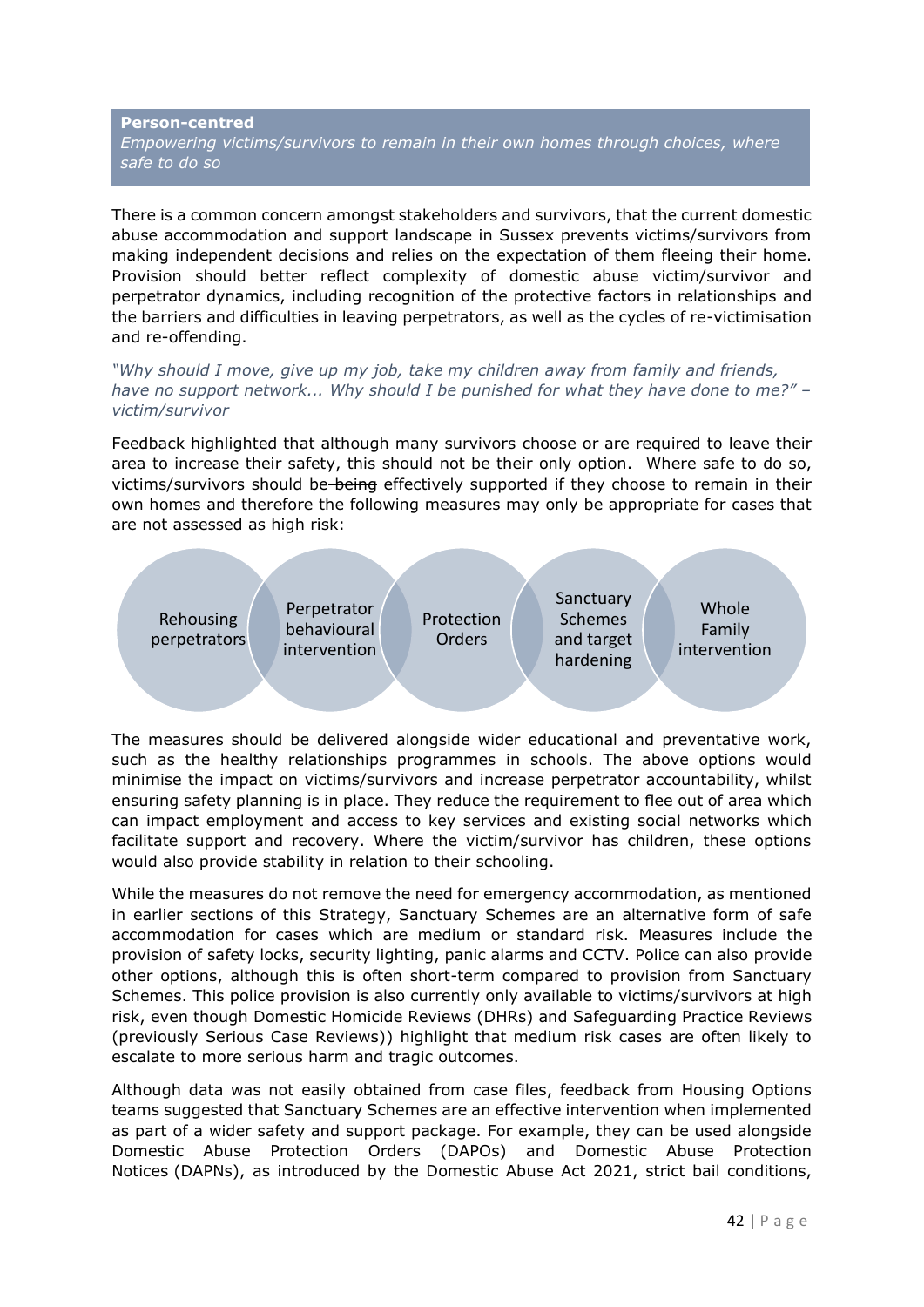**Person-centred**

*Empowering victims/survivors to remain in their own homes through choices, where safe to do so*

There is a common concern amongst stakeholders and survivors, that the current domestic abuse accommodation and support landscape in Sussex prevents victims/survivors from making independent decisions and relies on the expectation of them fleeing their home. Provision should better reflect complexity of domestic abuse victim/survivor and perpetrator dynamics, including recognition of the protective factors in relationships and the barriers and difficulties in leaving perpetrators, as well as the cycles of re-victimisation and re-offending.

*"Why should I move, give up my job, take my children away from family and friends, have no support network... Why should I be punished for what they have done to me?" – victim/survivor*

Feedback highlighted that although many survivors choose or are required to leave their area to increase their safety, this should not be their only option. Where safe to do so, victims/survivors should be ~~being~~ effectively supported if they choose to remain in their own homes and therefore the following measures may only be appropriate for cases that are not assessed as high risk:

- Rehousing perpetrators
- Perpetrator behavioural intervention
- Protection Orders
- Sanctuary Schemes and target hardening
- Whole Family intervention

The measures should be delivered alongside wider educational and preventative work, such as the healthy relationships programmes in schools. The above options would minimise the impact on victims/survivors and increase perpetrator accountability, whilst ensuring safety planning is in place. They reduce the requirement to flee out of area which can impact employment and access to key services and existing social networks which facilitate support and recovery. Where the victim/survivor has children, these options would also provide stability in relation to their schooling.

While the measures do not remove the need for emergency accommodation, as mentioned in earlier sections of this Strategy, Sanctuary Schemes are an alternative form of safe accommodation for cases which are medium or standard risk. Measures include the provision of safety locks, security lighting, panic alarms and CCTV. Police can also provide other options, although this is often short-term compared to provision from Sanctuary Schemes. This police provision is also currently only available to victims/survivors at high risk, even though Domestic Homicide Reviews (DHRs) and Safeguarding Practice Reviews (previously Serious Case Reviews)) highlight that medium risk cases are often likely to escalate to more serious harm and tragic outcomes.

Although data was not easily obtained from case files, feedback from Housing Options teams suggested that Sanctuary Schemes are an effective intervention when implemented as part of a wider safety and support package. For example, they can be used alongside Domestic Abuse Protection Orders (DAPOs) and Domestic Abuse Protection Notices (DAPNs), as introduced by the Domestic Abuse Act 2021, strict bail conditions,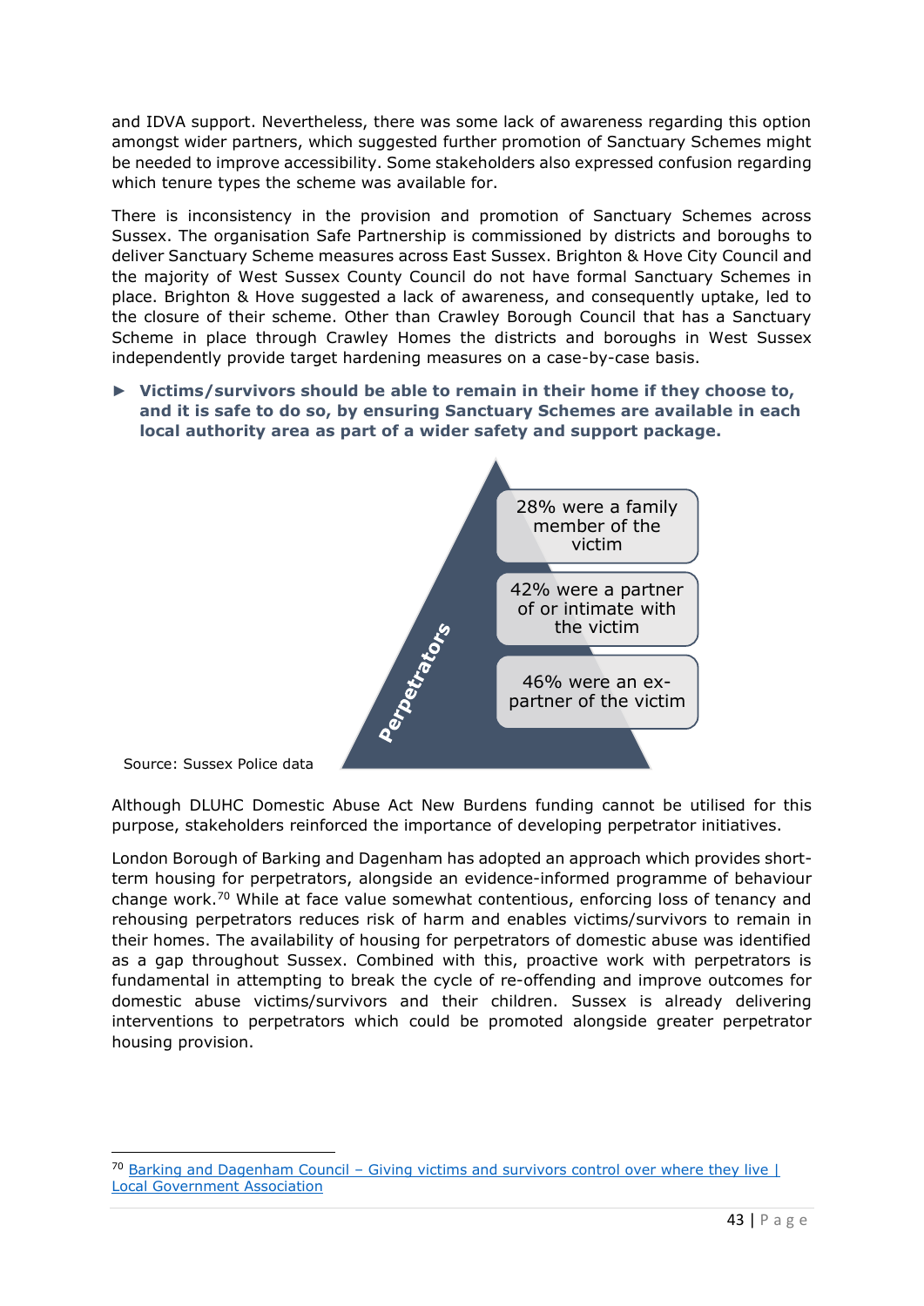and IDVA support. Nevertheless, there was some lack of awareness regarding this option amongst wider partners, which suggested further promotion of Sanctuary Schemes might be needed to improve accessibility. Some stakeholders also expressed confusion regarding which tenure types the scheme was available for.

There is inconsistency in the provision and promotion of Sanctuary Schemes across Sussex. The organisation Safe Partnership is commissioned by districts and boroughs to deliver Sanctuary Scheme measures across East Sussex. Brighton & Hove City Council and the majority of West Sussex County Council do not have formal Sanctuary Schemes in place. Brighton & Hove suggested a lack of awareness, and consequently uptake, led to the closure of their scheme. Other than Crawley Borough Council that has a Sanctuary Scheme in place through Crawley Homes the districts and boroughs in West Sussex independently provide target hardening measures on a case-by-case basis.

► **Victims/survivors should be able to remain in their home if they choose to, and it is safe to do so, by ensuring Sanctuary Schemes are available in each local authority area as part of a wider safety and support package.**

**Perpetrators**

- 28% were a family member of the victim
- 42% were a partner of or intimate with the victim
- 46% were an ex-partner of the victim

Source: Sussex Police data

Although DLUHC Domestic Abuse Act New Burdens funding cannot be utilised for this purpose, stakeholders reinforced the importance of developing perpetrator initiatives.

London Borough of Barking and Dagenham has adopted an approach which provides short-term housing for perpetrators, alongside an evidence-informed programme of behaviour change work.[70] While at face value somewhat contentious, enforcing loss of tenancy and rehousing perpetrators reduces risk of harm and enables victims/survivors to remain in their homes. The availability of housing for perpetrators of domestic abuse was identified as a gap throughout Sussex. Combined with this, proactive work with perpetrators is fundamental in attempting to break the cycle of re-offending and improve outcomes for domestic abuse victims/survivors and their children. Sussex is already delivering interventions to perpetrators which could be promoted alongside greater perpetrator housing provision.

---

[70] Barking and Dagenham Council – Giving victims and survivors control over where they live | Local Government Association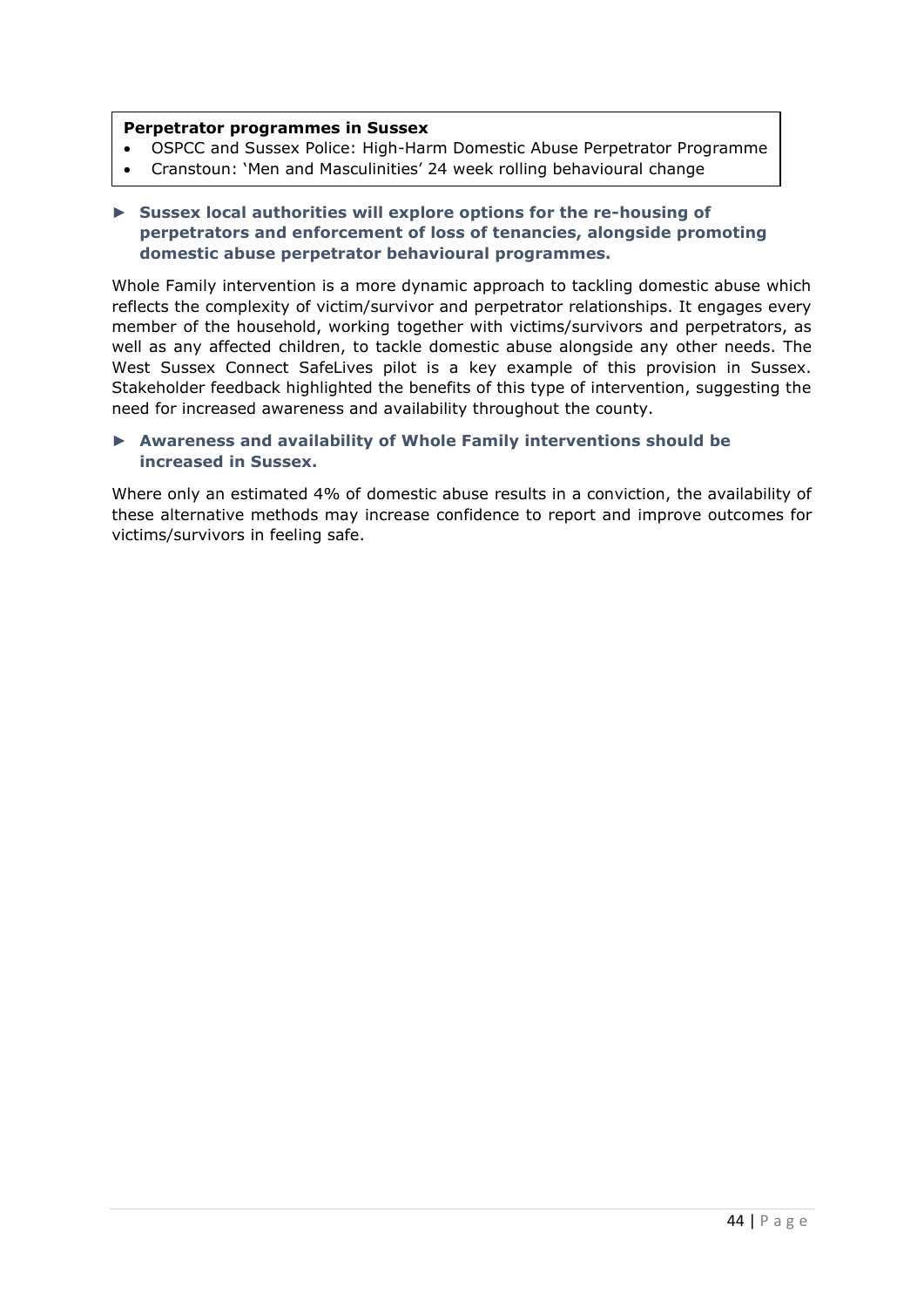**Perpetrator programmes in Sussex**

- OSPCC and Sussex Police: High-Harm Domestic Abuse Perpetrator Programme
- Cranstoun: 'Men and Masculinities' 24 week rolling behavioural change

► **Sussex local authorities will explore options for the re-housing of perpetrators and enforcement of loss of tenancies, alongside promoting domestic abuse perpetrator behavioural programmes.**

Whole Family intervention is a more dynamic approach to tackling domestic abuse which reflects the complexity of victim/survivor and perpetrator relationships. It engages every member of the household, working together with victims/survivors and perpetrators, as well as any affected children, to tackle domestic abuse alongside any other needs. The West Sussex Connect SafeLives pilot is a key example of this provision in Sussex. Stakeholder feedback highlighted the benefits of this type of intervention, suggesting the need for increased awareness and availability throughout the county.

► **Awareness and availability of Whole Family interventions should be increased in Sussex.**

Where only an estimated 4% of domestic abuse results in a conviction, the availability of these alternative methods may increase confidence to report and improve outcomes for victims/survivors in feeling safe.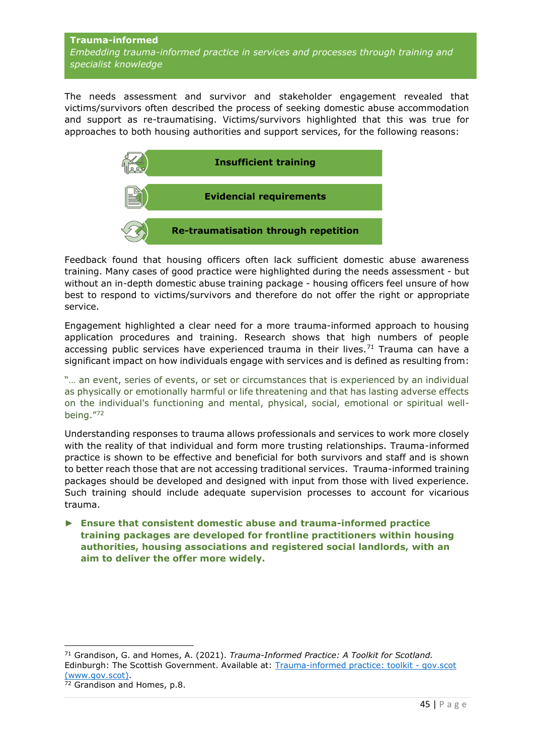**Trauma-informed**

*Embedding trauma-informed practice in services and processes through training and specialist knowledge*

The needs assessment and survivor and stakeholder engagement revealed that victims/survivors often described the process of seeking domestic abuse accommodation and support as re-traumatising. Victims/survivors highlighted that this was true for approaches to both housing authorities and support services, for the following reasons:

- **Insufficient training**
- **Evidencial requirements**
- **Re-traumatisation through repetition**

Feedback found that housing officers often lack sufficient domestic abuse awareness training. Many cases of good practice were highlighted during the needs assessment - but without an in-depth domestic abuse training package - housing officers feel unsure of how best to respond to victims/survivors and therefore do not offer the right or appropriate service.

Engagement highlighted a clear need for a more trauma-informed approach to housing application procedures and training. Research shows that high numbers of people accessing public services have experienced trauma in their lives.[71] Trauma can have a significant impact on how individuals engage with services and is defined as resulting from:

"… an event, series of events, or set or circumstances that is experienced by an individual as physically or emotionally harmful or life threatening and that has lasting adverse effects on the individual's functioning and mental, physical, social, emotional or spiritual well-being."[72]

Understanding responses to trauma allows professionals and services to work more closely with the reality of that individual and form more trusting relationships. Trauma-informed practice is shown to be effective and beneficial for both survivors and staff and is shown to better reach those that are not accessing traditional services. Trauma-informed training packages should be developed and designed with input from those with lived experience. Such training should include adequate supervision processes to account for vicarious trauma.

► **Ensure that consistent domestic abuse and trauma-informed practice training packages are developed for frontline practitioners within housing authorities, housing associations and registered social landlords, with an aim to deliver the offer more widely.**

---

[71] Grandison, G. and Homes, A. (2021). *Trauma-Informed Practice: A Toolkit for Scotland.* Edinburgh: The Scottish Government. Available at: Trauma-informed practice: toolkit - gov.scot (www.gov.scot).

[72] Grandison and Homes, p.8.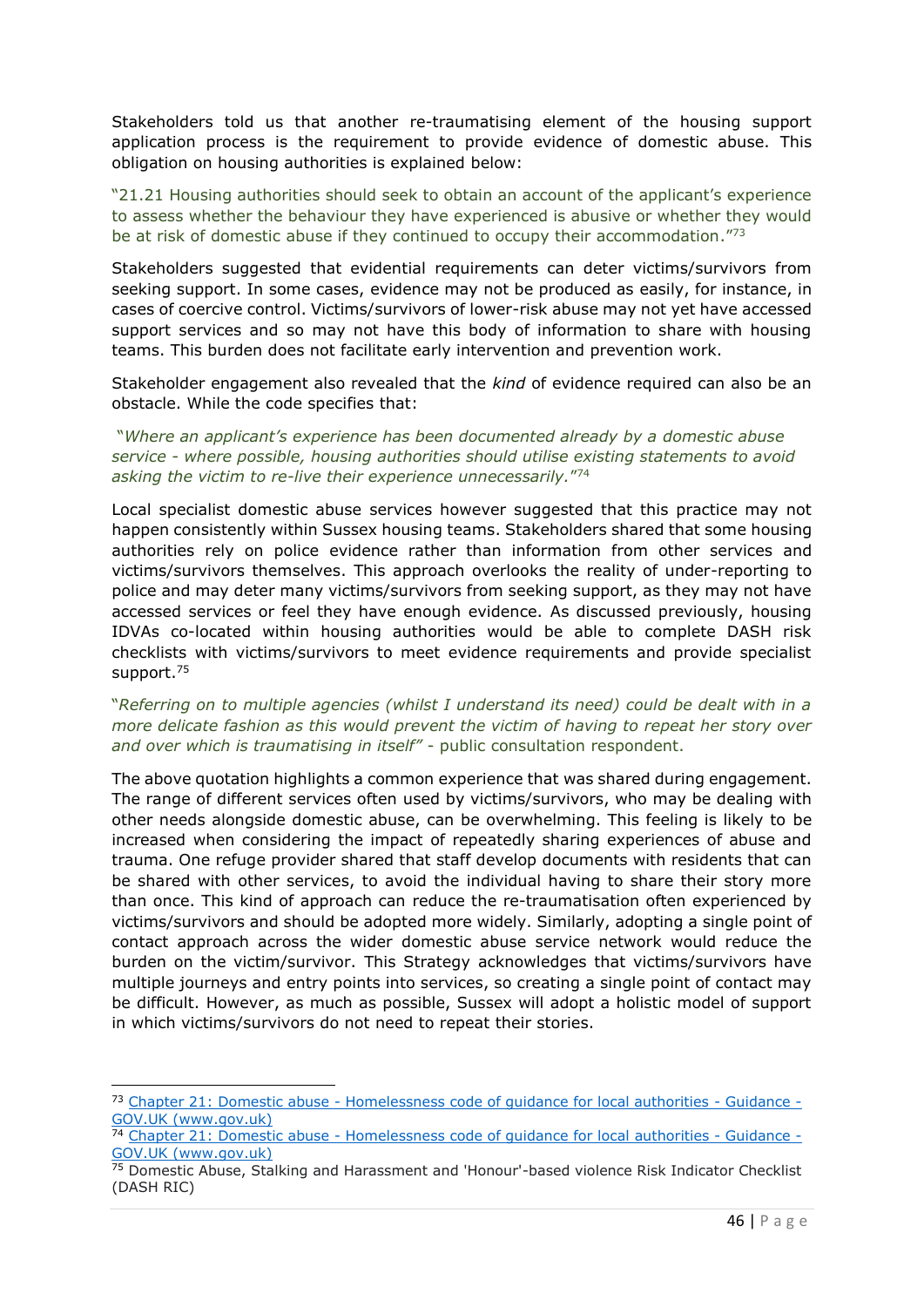Stakeholders told us that another re-traumatising element of the housing support application process is the requirement to provide evidence of domestic abuse. This obligation on housing authorities is explained below:

"21.21 Housing authorities should seek to obtain an account of the applicant's experience to assess whether the behaviour they have experienced is abusive or whether they would be at risk of domestic abuse if they continued to occupy their accommodation."[73]

Stakeholders suggested that evidential requirements can deter victims/survivors from seeking support. In some cases, evidence may not be produced as easily, for instance, in cases of coercive control. Victims/survivors of lower-risk abuse may not yet have accessed support services and so may not have this body of information to share with housing teams. This burden does not facilitate early intervention and prevention work.

Stakeholder engagement also revealed that the *kind* of evidence required can also be an obstacle. While the code specifies that:

*"Where an applicant's experience has been documented already by a domestic abuse service - where possible, housing authorities should utilise existing statements to avoid asking the victim to re-live their experience unnecessarily."*[74]

Local specialist domestic abuse services however suggested that this practice may not happen consistently within Sussex housing teams. Stakeholders shared that some housing authorities rely on police evidence rather than information from other services and victims/survivors themselves. This approach overlooks the reality of under-reporting to police and may deter many victims/survivors from seeking support, as they may not have accessed services or feel they have enough evidence. As discussed previously, housing IDVAs co-located within housing authorities would be able to complete DASH risk checklists with victims/survivors to meet evidence requirements and provide specialist support.[75]

"*Referring on to multiple agencies (whilst I understand its need) could be dealt with in a more delicate fashion as this would prevent the victim of having to repeat her story over and over which is traumatising in itself"* - public consultation respondent.

The above quotation highlights a common experience that was shared during engagement. The range of different services often used by victims/survivors, who may be dealing with other needs alongside domestic abuse, can be overwhelming. This feeling is likely to be increased when considering the impact of repeatedly sharing experiences of abuse and trauma. One refuge provider shared that staff develop documents with residents that can be shared with other services, to avoid the individual having to share their story more than once. This kind of approach can reduce the re-traumatisation often experienced by victims/survivors and should be adopted more widely. Similarly, adopting a single point of contact approach across the wider domestic abuse service network would reduce the burden on the victim/survivor. This Strategy acknowledges that victims/survivors have multiple journeys and entry points into services, so creating a single point of contact may be difficult. However, as much as possible, Sussex will adopt a holistic model of support in which victims/survivors do not need to repeat their stories.

---

[73] [Chapter 21: Domestic abuse - Homelessness code of guidance for local authorities - Guidance - GOV.UK (www.gov.uk)](https://www.gov.uk)

[74] [Chapter 21: Domestic abuse - Homelessness code of guidance for local authorities - Guidance - GOV.UK (www.gov.uk)](https://www.gov.uk)

[75] Domestic Abuse, Stalking and Harassment and 'Honour'-based violence Risk Indicator Checklist (DASH RIC)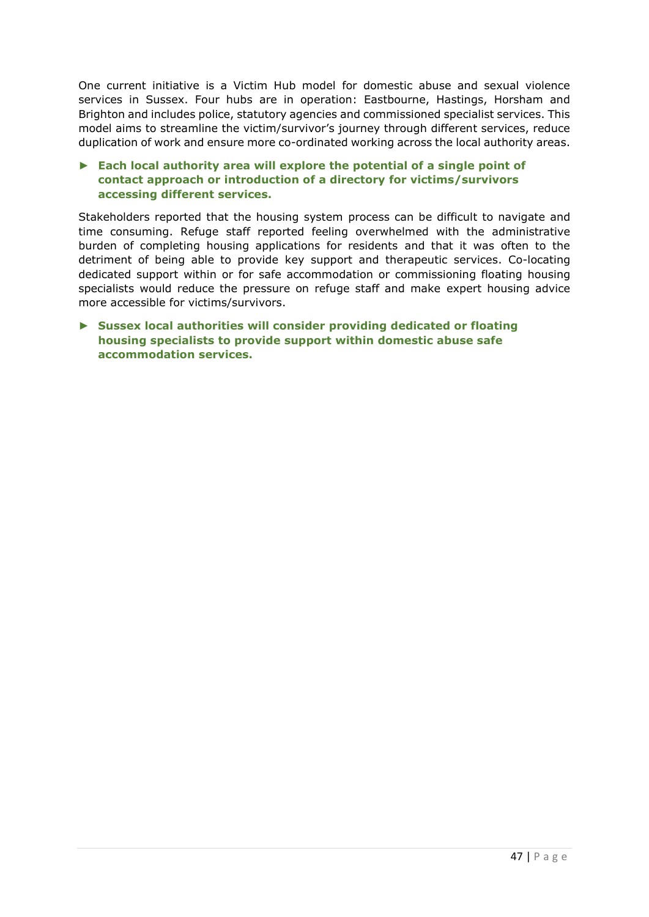One current initiative is a Victim Hub model for domestic abuse and sexual violence services in Sussex. Four hubs are in operation: Eastbourne, Hastings, Horsham and Brighton and includes police, statutory agencies and commissioned specialist services. This model aims to streamline the victim/survivor's journey through different services, reduce duplication of work and ensure more co-ordinated working across the local authority areas.

► **Each local authority area will explore the potential of a single point of contact approach or introduction of a directory for victims/survivors accessing different services.**

Stakeholders reported that the housing system process can be difficult to navigate and time consuming. Refuge staff reported feeling overwhelmed with the administrative burden of completing housing applications for residents and that it was often to the detriment of being able to provide key support and therapeutic services. Co-locating dedicated support within or for safe accommodation or commissioning floating housing specialists would reduce the pressure on refuge staff and make expert housing advice more accessible for victims/survivors.

► **Sussex local authorities will consider providing dedicated or floating housing specialists to provide support within domestic abuse safe accommodation services.**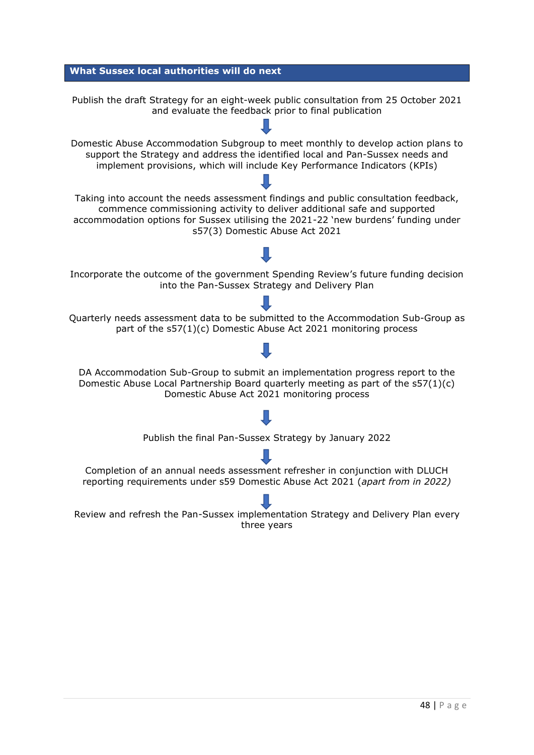## What Sussex local authorities will do next

Publish the draft Strategy for an eight-week public consultation from 25 October 2021 and evaluate the feedback prior to final publication

↓

Domestic Abuse Accommodation Subgroup to meet monthly to develop action plans to support the Strategy and address the identified local and Pan-Sussex needs and implement provisions, which will include Key Performance Indicators (KPIs)

↓

Taking into account the needs assessment findings and public consultation feedback, commence commissioning activity to deliver additional safe and supported accommodation options for Sussex utilising the 2021-22 'new burdens' funding under s57(3) Domestic Abuse Act 2021

↓

Incorporate the outcome of the government Spending Review's future funding decision into the Pan-Sussex Strategy and Delivery Plan

↓

Quarterly needs assessment data to be submitted to the Accommodation Sub-Group as part of the s57(1)(c) Domestic Abuse Act 2021 monitoring process

↓

DA Accommodation Sub-Group to submit an implementation progress report to the Domestic Abuse Local Partnership Board quarterly meeting as part of the s57(1)(c) Domestic Abuse Act 2021 monitoring process

↓

Publish the final Pan-Sussex Strategy by January 2022

↓

Completion of an annual needs assessment refresher in conjunction with DLUCH reporting requirements under s59 Domestic Abuse Act 2021 (*apart from in 2022)*

↓

Review and refresh the Pan-Sussex implementation Strategy and Delivery Plan every three years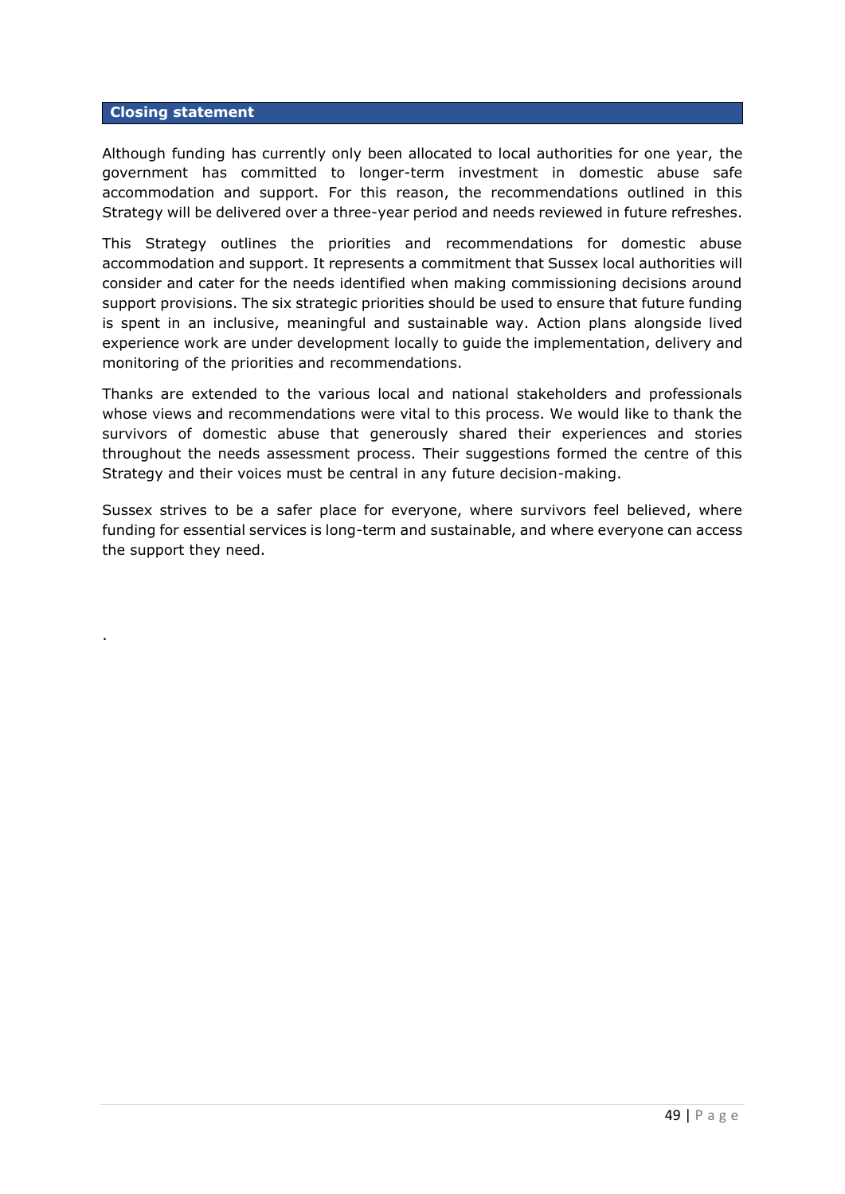## Closing statement

Although funding has currently only been allocated to local authorities for one year, the government has committed to longer-term investment in domestic abuse safe accommodation and support. For this reason, the recommendations outlined in this Strategy will be delivered over a three-year period and needs reviewed in future refreshes.

This Strategy outlines the priorities and recommendations for domestic abuse accommodation and support. It represents a commitment that Sussex local authorities will consider and cater for the needs identified when making commissioning decisions around support provisions. The six strategic priorities should be used to ensure that future funding is spent in an inclusive, meaningful and sustainable way. Action plans alongside lived experience work are under development locally to guide the implementation, delivery and monitoring of the priorities and recommendations.

Thanks are extended to the various local and national stakeholders and professionals whose views and recommendations were vital to this process. We would like to thank the survivors of domestic abuse that generously shared their experiences and stories throughout the needs assessment process. Their suggestions formed the centre of this Strategy and their voices must be central in any future decision-making.

Sussex strives to be a safer place for everyone, where survivors feel believed, where funding for essential services is long-term and sustainable, and where everyone can access the support they need.

.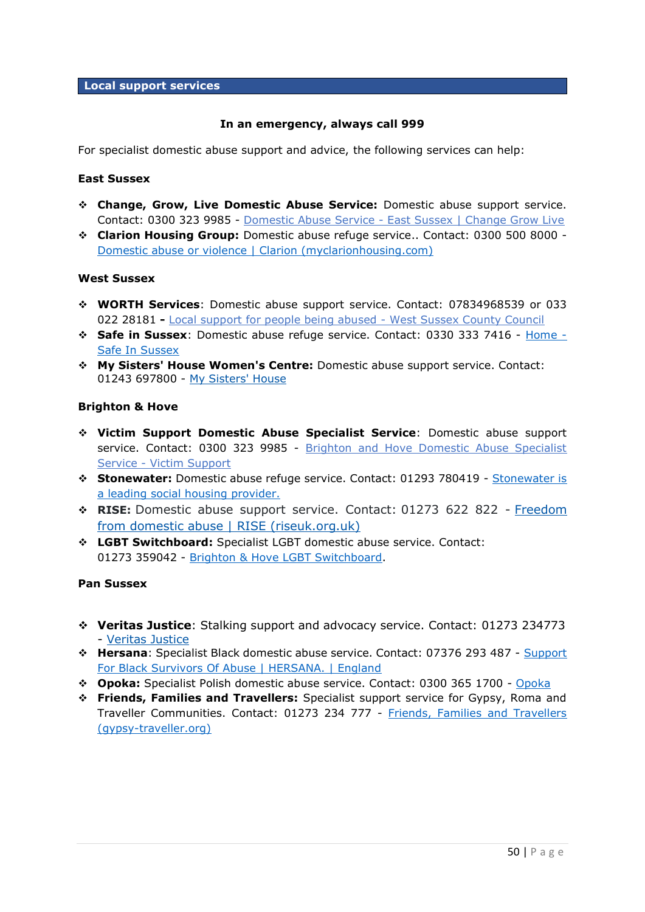## Local support services

**In an emergency, always call 999**

For specialist domestic abuse support and advice, the following services can help:

**East Sussex**

- **Change, Grow, Live Domestic Abuse Service:** Domestic abuse support service. Contact: 0300 323 9985 - Domestic Abuse Service - East Sussex | Change Grow Live
- **Clarion Housing Group:** Domestic abuse refuge service.. Contact: 0300 500 8000 - Domestic abuse or violence | Clarion (myclarionhousing.com)

**West Sussex**

- **WORTH Services**: Domestic abuse support service. Contact: 07834968539 or 033 022 28181 **-** Local support for people being abused - West Sussex County Council
- **Safe in Sussex**: Domestic abuse refuge service. Contact: 0330 333 7416 - Home - Safe In Sussex
- **My Sisters' House Women's Centre:** Domestic abuse support service. Contact: 01243 697800 - My Sisters' House

**Brighton & Hove**

- **Victim Support Domestic Abuse Specialist Service**: Domestic abuse support service. Contact: 0300 323 9985 - Brighton and Hove Domestic Abuse Specialist Service - Victim Support
- **Stonewater:** Domestic abuse refuge service. Contact: 01293 780419 - Stonewater is a leading social housing provider.
- **RISE:** Domestic abuse support service. Contact: 01273 622 822 - Freedom from domestic abuse | RISE (riseuk.org.uk)
- **LGBT Switchboard:** Specialist LGBT domestic abuse service. Contact: 01273 359042 - Brighton & Hove LGBT Switchboard.

**Pan Sussex**

- **Veritas Justice**: Stalking support and advocacy service. Contact: 01273 234773 - Veritas Justice
- **Hersana**: Specialist Black domestic abuse service. Contact: 07376 293 487 - Support For Black Survivors Of Abuse | HERSANA. | England
- **Opoka:** Specialist Polish domestic abuse service. Contact: 0300 365 1700 - Opoka
- **Friends, Families and Travellers:** Specialist support service for Gypsy, Roma and Traveller Communities. Contact: 01273 234 777 - Friends, Families and Travellers (gypsy-traveller.org)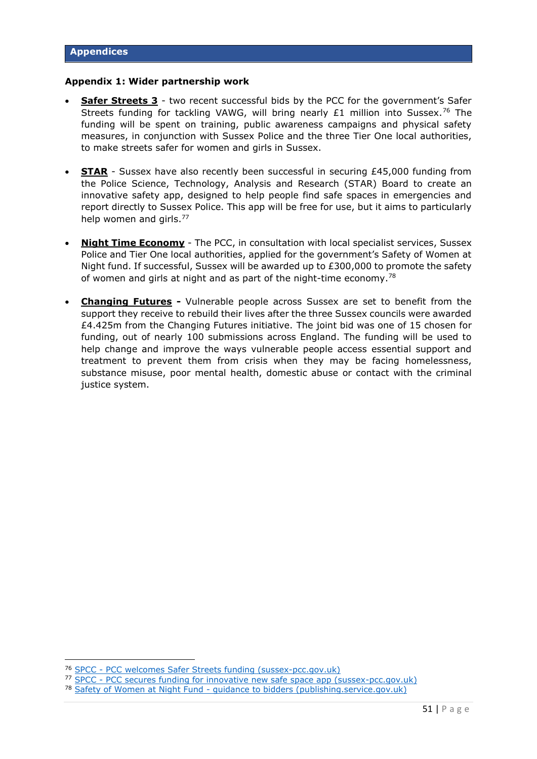# Appendices

## Appendix 1: Wider partnership work

- **Safer Streets 3** - two recent successful bids by the PCC for the government's Safer Streets funding for tackling VAWG, will bring nearly £1 million into Sussex.[76] The funding will be spent on training, public awareness campaigns and physical safety measures, in conjunction with Sussex Police and the three Tier One local authorities, to make streets safer for women and girls in Sussex.

- **STAR** - Sussex have also recently been successful in securing £45,000 funding from the Police Science, Technology, Analysis and Research (STAR) Board to create an innovative safety app, designed to help people find safe spaces in emergencies and report directly to Sussex Police. This app will be free for use, but it aims to particularly help women and girls.[77]

- **Night Time Economy** - The PCC, in consultation with local specialist services, Sussex Police and Tier One local authorities, applied for the government's Safety of Women at Night fund. If successful, Sussex will be awarded up to £300,000 to promote the safety of women and girls at night and as part of the night-time economy.[78]

- **Changing Futures -** Vulnerable people across Sussex are set to benefit from the support they receive to rebuild their lives after the three Sussex councils were awarded £4.425m from the Changing Futures initiative. The joint bid was one of 15 chosen for funding, out of nearly 100 submissions across England. The funding will be used to help change and improve the ways vulnerable people access essential support and treatment to prevent them from crisis when they may be facing homelessness, substance misuse, poor mental health, domestic abuse or contact with the criminal justice system.

---

[76] SPCC - PCC welcomes Safer Streets funding (sussex-pcc.gov.uk)
[77] SPCC - PCC secures funding for innovative new safe space app (sussex-pcc.gov.uk)
[78] Safety of Women at Night Fund - guidance to bidders (publishing.service.gov.uk)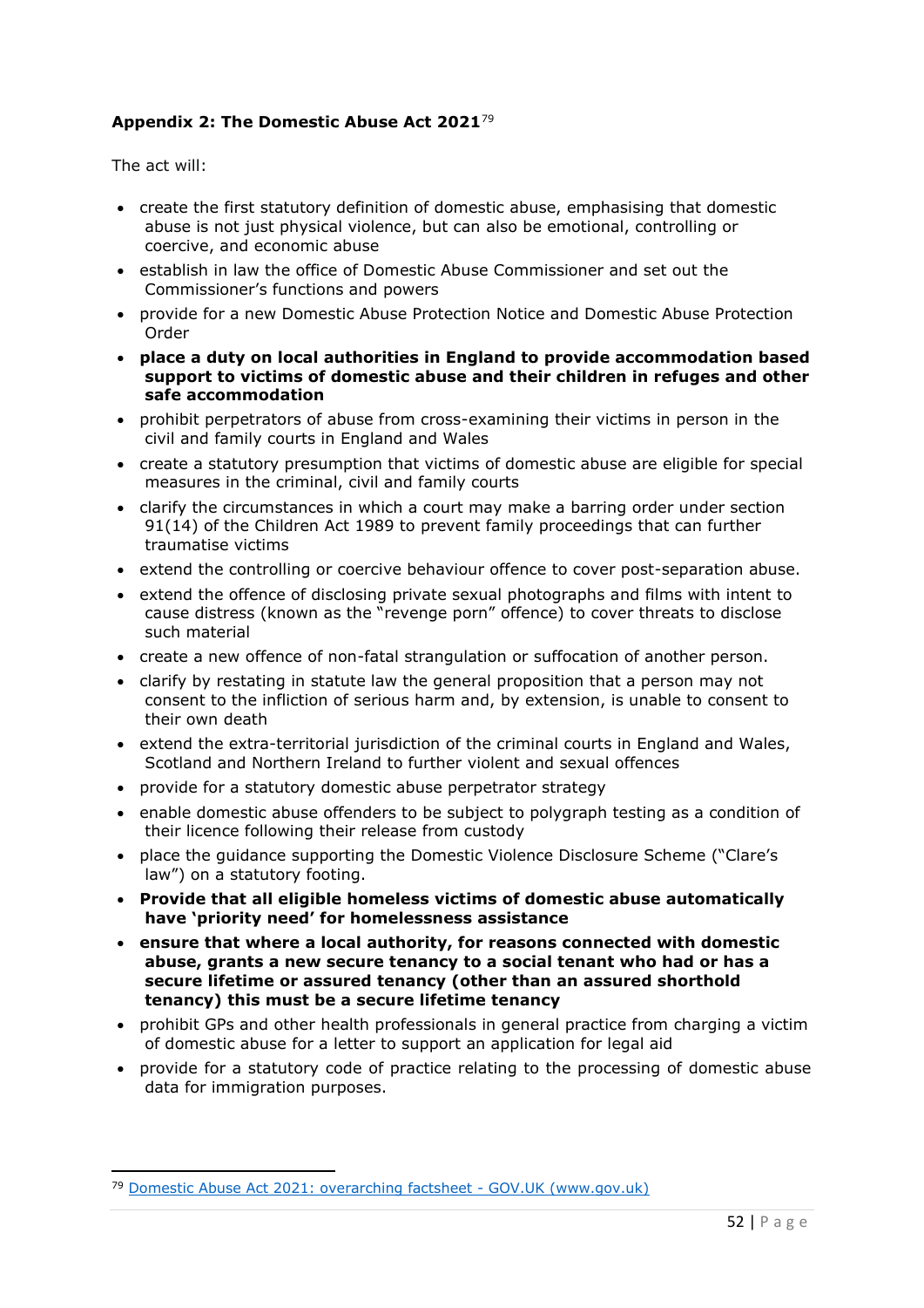**Appendix 2: The Domestic Abuse Act 2021**[79]

The act will:

- create the first statutory definition of domestic abuse, emphasising that domestic abuse is not just physical violence, but can also be emotional, controlling or coercive, and economic abuse
- establish in law the office of Domestic Abuse Commissioner and set out the Commissioner's functions and powers
- provide for a new Domestic Abuse Protection Notice and Domestic Abuse Protection Order
- **place a duty on local authorities in England to provide accommodation based support to victims of domestic abuse and their children in refuges and other safe accommodation**
- prohibit perpetrators of abuse from cross-examining their victims in person in the civil and family courts in England and Wales
- create a statutory presumption that victims of domestic abuse are eligible for special measures in the criminal, civil and family courts
- clarify the circumstances in which a court may make a barring order under section 91(14) of the Children Act 1989 to prevent family proceedings that can further traumatise victims
- extend the controlling or coercive behaviour offence to cover post-separation abuse.
- extend the offence of disclosing private sexual photographs and films with intent to cause distress (known as the "revenge porn" offence) to cover threats to disclose such material
- create a new offence of non-fatal strangulation or suffocation of another person.
- clarify by restating in statute law the general proposition that a person may not consent to the infliction of serious harm and, by extension, is unable to consent to their own death
- extend the extra-territorial jurisdiction of the criminal courts in England and Wales, Scotland and Northern Ireland to further violent and sexual offences
- provide for a statutory domestic abuse perpetrator strategy
- enable domestic abuse offenders to be subject to polygraph testing as a condition of their licence following their release from custody
- place the guidance supporting the Domestic Violence Disclosure Scheme ("Clare's law") on a statutory footing.
- **Provide that all eligible homeless victims of domestic abuse automatically have 'priority need' for homelessness assistance**
- **ensure that where a local authority, for reasons connected with domestic abuse, grants a new secure tenancy to a social tenant who had or has a secure lifetime or assured tenancy (other than an assured shorthold tenancy) this must be a secure lifetime tenancy**
- prohibit GPs and other health professionals in general practice from charging a victim of domestic abuse for a letter to support an application for legal aid
- provide for a statutory code of practice relating to the processing of domestic abuse data for immigration purposes.

---

[79] Domestic Abuse Act 2021: overarching factsheet - GOV.UK (www.gov.uk)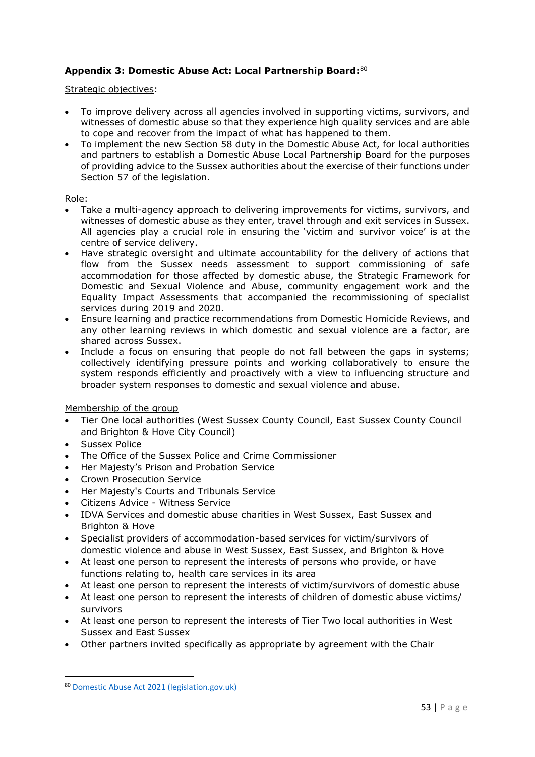**Appendix 3: Domestic Abuse Act: Local Partnership Board:**[80]

Strategic objectives:

- To improve delivery across all agencies involved in supporting victims, survivors, and witnesses of domestic abuse so that they experience high quality services and are able to cope and recover from the impact of what has happened to them.
- To implement the new Section 58 duty in the Domestic Abuse Act, for local authorities and partners to establish a Domestic Abuse Local Partnership Board for the purposes of providing advice to the Sussex authorities about the exercise of their functions under Section 57 of the legislation.

Role:

- Take a multi-agency approach to delivering improvements for victims, survivors, and witnesses of domestic abuse as they enter, travel through and exit services in Sussex. All agencies play a crucial role in ensuring the 'victim and survivor voice' is at the centre of service delivery.
- Have strategic oversight and ultimate accountability for the delivery of actions that flow from the Sussex needs assessment to support commissioning of safe accommodation for those affected by domestic abuse, the Strategic Framework for Domestic and Sexual Violence and Abuse, community engagement work and the Equality Impact Assessments that accompanied the recommissioning of specialist services during 2019 and 2020.
- Ensure learning and practice recommendations from Domestic Homicide Reviews, and any other learning reviews in which domestic and sexual violence are a factor, are shared across Sussex.
- Include a focus on ensuring that people do not fall between the gaps in systems; collectively identifying pressure points and working collaboratively to ensure the system responds efficiently and proactively with a view to influencing structure and broader system responses to domestic and sexual violence and abuse.

Membership of the group

- Tier One local authorities (West Sussex County Council, East Sussex County Council and Brighton & Hove City Council)
- Sussex Police
- The Office of the Sussex Police and Crime Commissioner
- Her Majesty's Prison and Probation Service
- Crown Prosecution Service
- Her Majesty's Courts and Tribunals Service
- Citizens Advice - Witness Service
- IDVA Services and domestic abuse charities in West Sussex, East Sussex and Brighton & Hove
- Specialist providers of accommodation-based services for victim/survivors of domestic violence and abuse in West Sussex, East Sussex, and Brighton & Hove
- At least one person to represent the interests of persons who provide, or have functions relating to, health care services in its area
- At least one person to represent the interests of victim/survivors of domestic abuse
- At least one person to represent the interests of children of domestic abuse victims/ survivors
- At least one person to represent the interests of Tier Two local authorities in West Sussex and East Sussex
- Other partners invited specifically as appropriate by agreement with the Chair

---

[80] Domestic Abuse Act 2021 (legislation.gov.uk)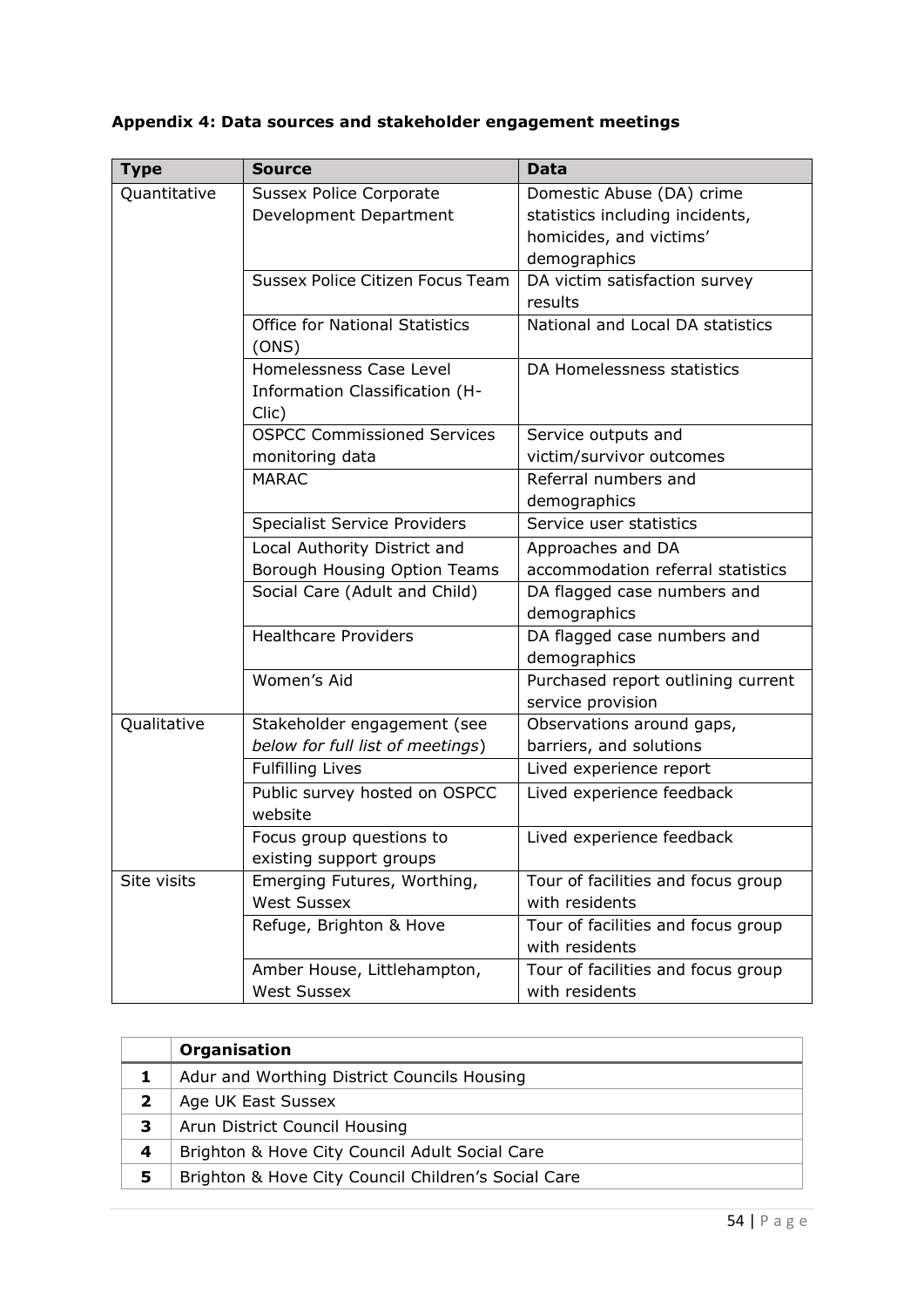**Appendix 4: Data sources and stakeholder engagement meetings**

| Type | Source | Data |
|---|---|---|
| Quantitative | Sussex Police Corporate Development Department | Domestic Abuse (DA) crime statistics including incidents, homicides, and victims' demographics |
| | Sussex Police Citizen Focus Team | DA victim satisfaction survey results |
| | Office for National Statistics (ONS) | National and Local DA statistics |
| | Homelessness Case Level Information Classification (H-Clic) | DA Homelessness statistics |
| | OSPCC Commissioned Services monitoring data | Service outputs and victim/survivor outcomes |
| | MARAC | Referral numbers and demographics |
| | Specialist Service Providers | Service user statistics |
| | Local Authority District and Borough Housing Option Teams | Approaches and DA accommodation referral statistics |
| | Social Care (Adult and Child) | DA flagged case numbers and demographics |
| | Healthcare Providers | DA flagged case numbers and demographics |
| | Women's Aid | Purchased report outlining current service provision |
| Qualitative | Stakeholder engagement (see *below for full list of meetings*) | Observations around gaps, barriers, and solutions |
| | Fulfilling Lives | Lived experience report |
| | Public survey hosted on OSPCC website | Lived experience feedback |
| | Focus group questions to existing support groups | Lived experience feedback |
| Site visits | Emerging Futures, Worthing, West Sussex | Tour of facilities and focus group with residents |
| | Refuge, Brighton & Hove | Tour of facilities and focus group with residents |
| | Amber House, Littlehampton, West Sussex | Tour of facilities and focus group with residents |

| | **Organisation** |
|---|---|
| **1** | Adur and Worthing District Councils Housing |
| **2** | Age UK East Sussex |
| **3** | Arun District Council Housing |
| **4** | Brighton & Hove City Council Adult Social Care |
| **5** | Brighton & Hove City Council Children's Social Care |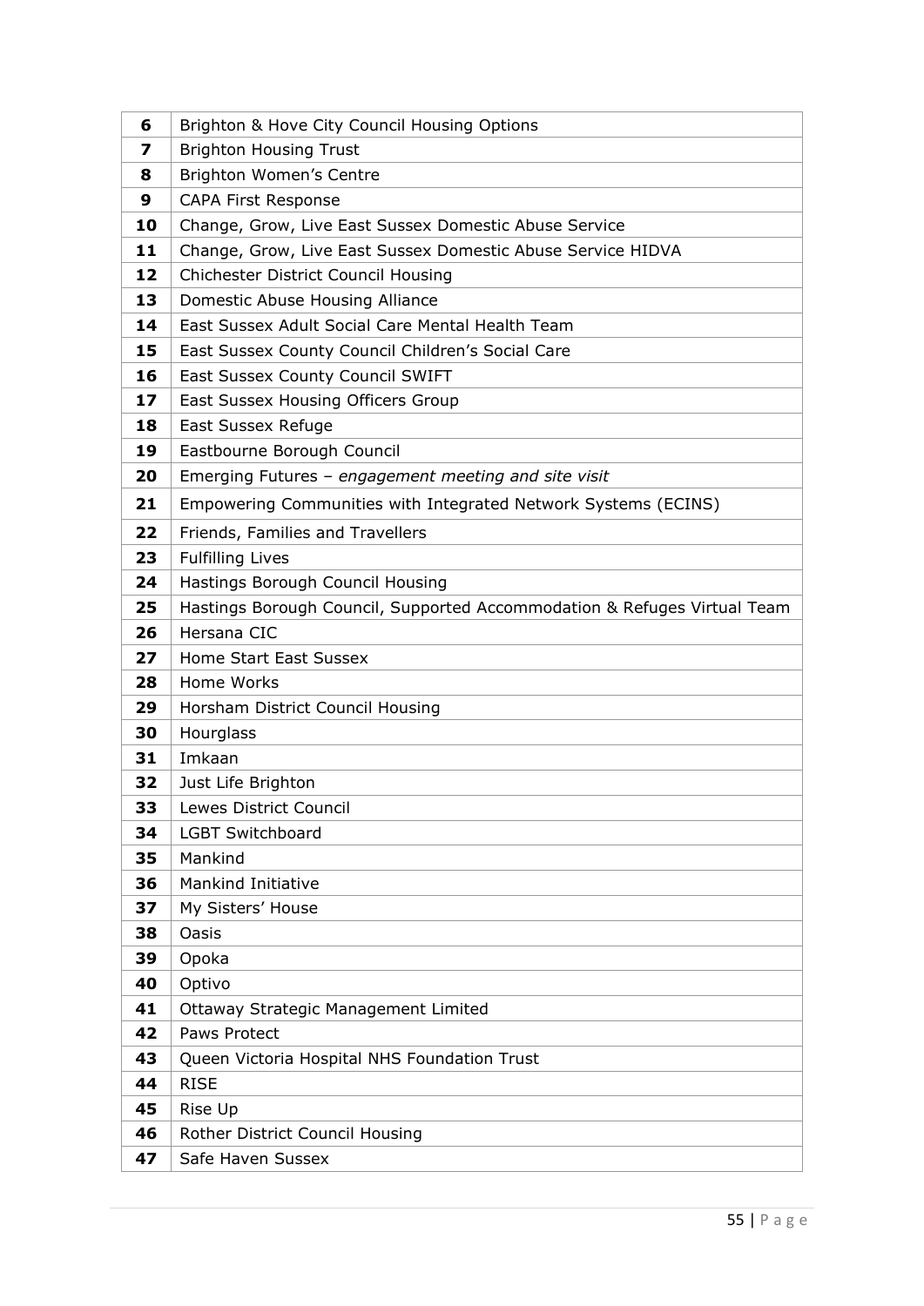| | |
|---|---|
| **6** | Brighton & Hove City Council Housing Options |
| **7** | Brighton Housing Trust |
| **8** | Brighton Women's Centre |
| **9** | CAPA First Response |
| **10** | Change, Grow, Live East Sussex Domestic Abuse Service |
| **11** | Change, Grow, Live East Sussex Domestic Abuse Service HIDVA |
| **12** | Chichester District Council Housing |
| **13** | Domestic Abuse Housing Alliance |
| **14** | East Sussex Adult Social Care Mental Health Team |
| **15** | East Sussex County Council Children's Social Care |
| **16** | East Sussex County Council SWIFT |
| **17** | East Sussex Housing Officers Group |
| **18** | East Sussex Refuge |
| **19** | Eastbourne Borough Council |
| **20** | Emerging Futures – *engagement meeting and site visit* |
| **21** | Empowering Communities with Integrated Network Systems (ECINS) |
| **22** | Friends, Families and Travellers |
| **23** | Fulfilling Lives |
| **24** | Hastings Borough Council Housing |
| **25** | Hastings Borough Council, Supported Accommodation & Refuges Virtual Team |
| **26** | Hersana CIC |
| **27** | Home Start East Sussex |
| **28** | Home Works |
| **29** | Horsham District Council Housing |
| **30** | Hourglass |
| **31** | Imkaan |
| **32** | Just Life Brighton |
| **33** | Lewes District Council |
| **34** | LGBT Switchboard |
| **35** | Mankind |
| **36** | Mankind Initiative |
| **37** | My Sisters' House |
| **38** | Oasis |
| **39** | Opoka |
| **40** | Optivo |
| **41** | Ottaway Strategic Management Limited |
| **42** | Paws Protect |
| **43** | Queen Victoria Hospital NHS Foundation Trust |
| **44** | RISE |
| **45** | Rise Up |
| **46** | Rother District Council Housing |
| **47** | Safe Haven Sussex |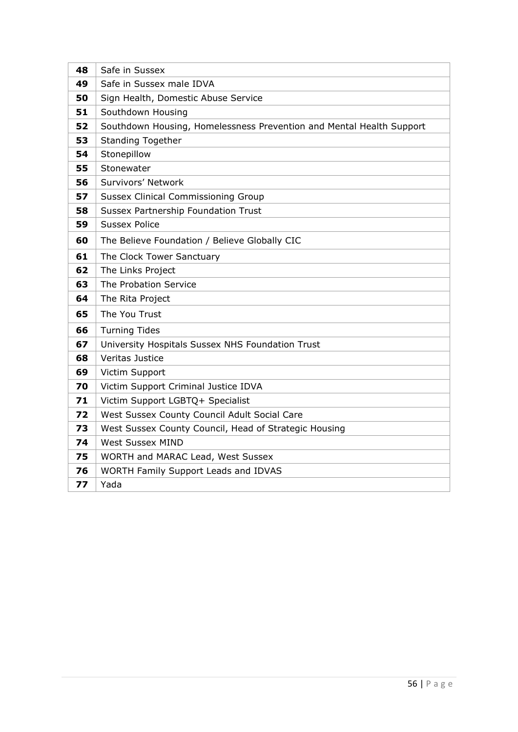| **48** | Safe in Sussex |
|---|---|
| **49** | Safe in Sussex male IDVA |
| **50** | Sign Health, Domestic Abuse Service |
| **51** | Southdown Housing |
| **52** | Southdown Housing, Homelessness Prevention and Mental Health Support |
| **53** | Standing Together |
| **54** | Stonepillow |
| **55** | Stonewater |
| **56** | Survivors' Network |
| **57** | Sussex Clinical Commissioning Group |
| **58** | Sussex Partnership Foundation Trust |
| **59** | Sussex Police |
| **60** | The Believe Foundation / Believe Globally CIC |
| **61** | The Clock Tower Sanctuary |
| **62** | The Links Project |
| **63** | The Probation Service |
| **64** | The Rita Project |
| **65** | The You Trust |
| **66** | Turning Tides |
| **67** | University Hospitals Sussex NHS Foundation Trust |
| **68** | Veritas Justice |
| **69** | Victim Support |
| **70** | Victim Support Criminal Justice IDVA |
| **71** | Victim Support LGBTQ+ Specialist |
| **72** | West Sussex County Council Adult Social Care |
| **73** | West Sussex County Council, Head of Strategic Housing |
| **74** | West Sussex MIND |
| **75** | WORTH and MARAC Lead, West Sussex |
| **76** | WORTH Family Support Leads and IDVAS |
| **77** | Yada |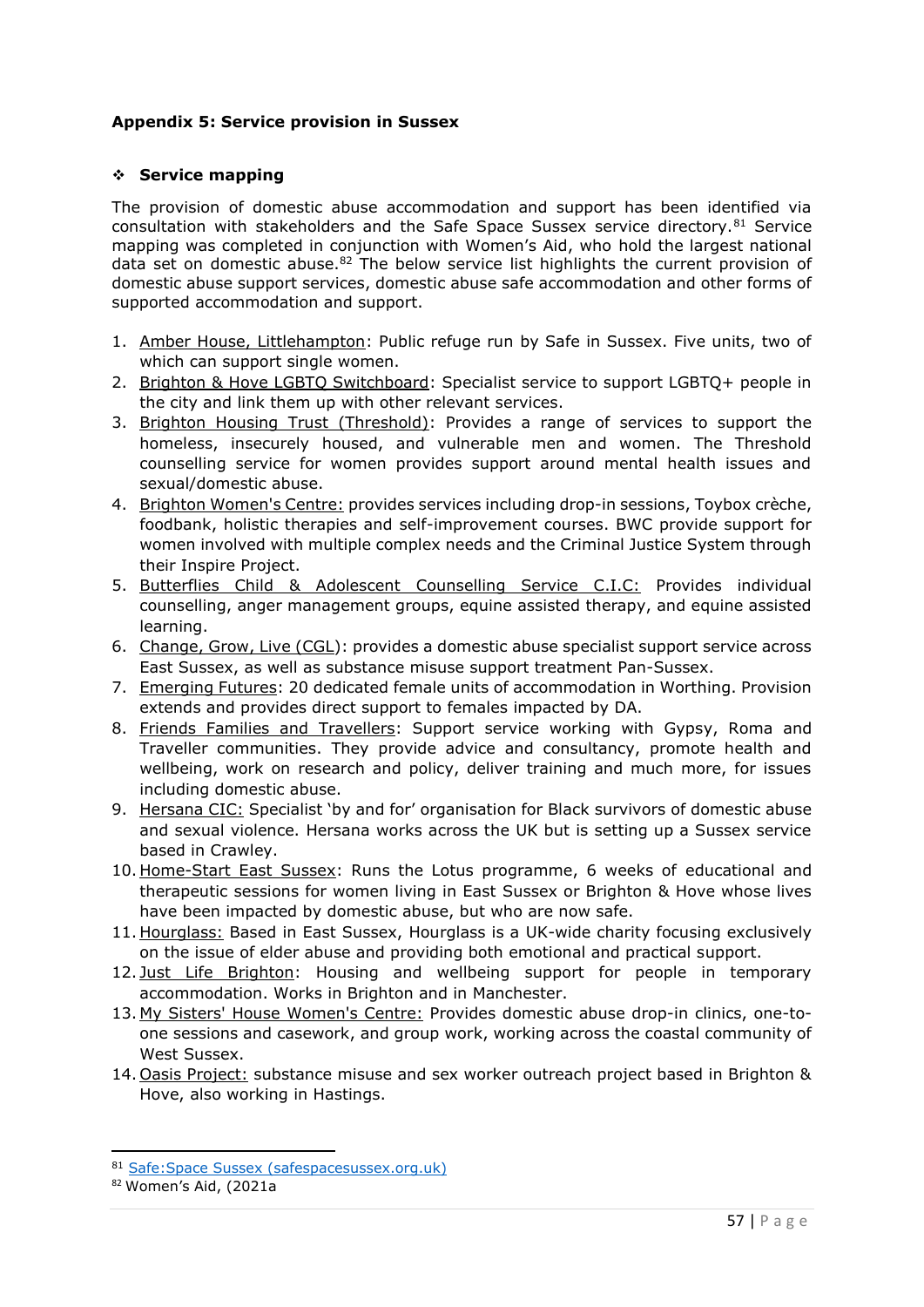**Appendix 5: Service provision in Sussex**

❖ **Service mapping**

The provision of domestic abuse accommodation and support has been identified via consultation with stakeholders and the Safe Space Sussex service directory.[81] Service mapping was completed in conjunction with Women's Aid, who hold the largest national data set on domestic abuse.[82] The below service list highlights the current provision of domestic abuse support services, domestic abuse safe accommodation and other forms of supported accommodation and support.

1. Amber House, Littlehampton: Public refuge run by Safe in Sussex. Five units, two of which can support single women.
2. Brighton & Hove LGBTQ Switchboard: Specialist service to support LGBTQ+ people in the city and link them up with other relevant services.
3. Brighton Housing Trust (Threshold): Provides a range of services to support the homeless, insecurely housed, and vulnerable men and women. The Threshold counselling service for women provides support around mental health issues and sexual/domestic abuse.
4. Brighton Women's Centre: provides services including drop-in sessions, Toybox crèche, foodbank, holistic therapies and self-improvement courses. BWC provide support for women involved with multiple complex needs and the Criminal Justice System through their Inspire Project.
5. Butterflies Child & Adolescent Counselling Service C.I.C: Provides individual counselling, anger management groups, equine assisted therapy, and equine assisted learning.
6. Change, Grow, Live (CGL): provides a domestic abuse specialist support service across East Sussex, as well as substance misuse support treatment Pan-Sussex.
7. Emerging Futures: 20 dedicated female units of accommodation in Worthing. Provision extends and provides direct support to females impacted by DA.
8. Friends Families and Travellers: Support service working with Gypsy, Roma and Traveller communities. They provide advice and consultancy, promote health and wellbeing, work on research and policy, deliver training and much more, for issues including domestic abuse.
9. Hersana CIC: Specialist 'by and for' organisation for Black survivors of domestic abuse and sexual violence. Hersana works across the UK but is setting up a Sussex service based in Crawley.
10. Home-Start East Sussex: Runs the Lotus programme, 6 weeks of educational and therapeutic sessions for women living in East Sussex or Brighton & Hove whose lives have been impacted by domestic abuse, but who are now safe.
11. Hourglass: Based in East Sussex, Hourglass is a UK-wide charity focusing exclusively on the issue of elder abuse and providing both emotional and practical support.
12. Just Life Brighton: Housing and wellbeing support for people in temporary accommodation. Works in Brighton and in Manchester.
13. My Sisters' House Women's Centre: Provides domestic abuse drop-in clinics, one-to-one sessions and casework, and group work, working across the coastal community of West Sussex.
14. Oasis Project: substance misuse and sex worker outreach project based in Brighton & Hove, also working in Hastings.

---

[81] Safe:Space Sussex (safespacesussex.org.uk)

[82] Women's Aid, (2021a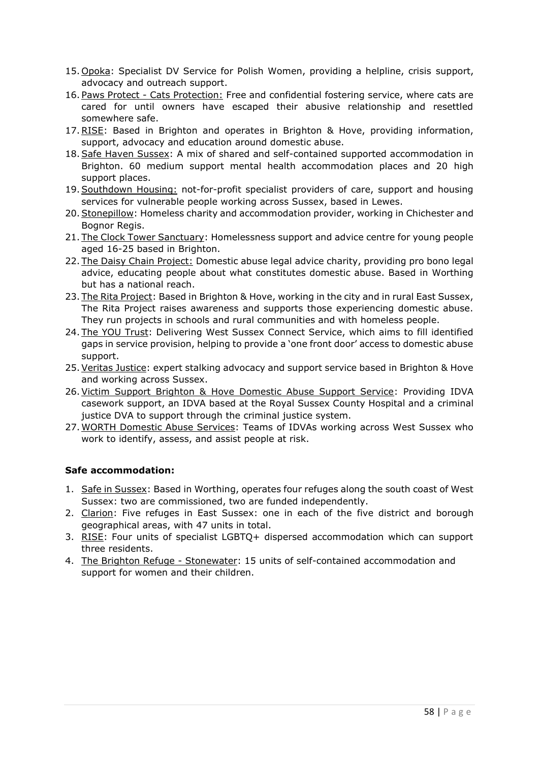15. Opoka: Specialist DV Service for Polish Women, providing a helpline, crisis support, advocacy and outreach support.
16. Paws Protect - Cats Protection: Free and confidential fostering service, where cats are cared for until owners have escaped their abusive relationship and resettled somewhere safe.
17. RISE: Based in Brighton and operates in Brighton & Hove, providing information, support, advocacy and education around domestic abuse.
18. Safe Haven Sussex: A mix of shared and self-contained supported accommodation in Brighton. 60 medium support mental health accommodation places and 20 high support places.
19. Southdown Housing: not-for-profit specialist providers of care, support and housing services for vulnerable people working across Sussex, based in Lewes.
20. Stonepillow: Homeless charity and accommodation provider, working in Chichester and Bognor Regis.
21. The Clock Tower Sanctuary: Homelessness support and advice centre for young people aged 16-25 based in Brighton.
22. The Daisy Chain Project: Domestic abuse legal advice charity, providing pro bono legal advice, educating people about what constitutes domestic abuse. Based in Worthing but has a national reach.
23. The Rita Project: Based in Brighton & Hove, working in the city and in rural East Sussex, The Rita Project raises awareness and supports those experiencing domestic abuse. They run projects in schools and rural communities and with homeless people.
24. The YOU Trust: Delivering West Sussex Connect Service, which aims to fill identified gaps in service provision, helping to provide a 'one front door' access to domestic abuse support.
25. Veritas Justice: expert stalking advocacy and support service based in Brighton & Hove and working across Sussex.
26. Victim Support Brighton & Hove Domestic Abuse Support Service: Providing IDVA casework support, an IDVA based at the Royal Sussex County Hospital and a criminal justice DVA to support through the criminal justice system.
27. WORTH Domestic Abuse Services: Teams of IDVAs working across West Sussex who work to identify, assess, and assist people at risk.

**Safe accommodation:**

1. Safe in Sussex: Based in Worthing, operates four refuges along the south coast of West Sussex: two are commissioned, two are funded independently.
2. Clarion: Five refuges in East Sussex: one in each of the five district and borough geographical areas, with 47 units in total.
3. RISE: Four units of specialist LGBTQ+ dispersed accommodation which can support three residents.
4. The Brighton Refuge - Stonewater: 15 units of self-contained accommodation and support for women and their children.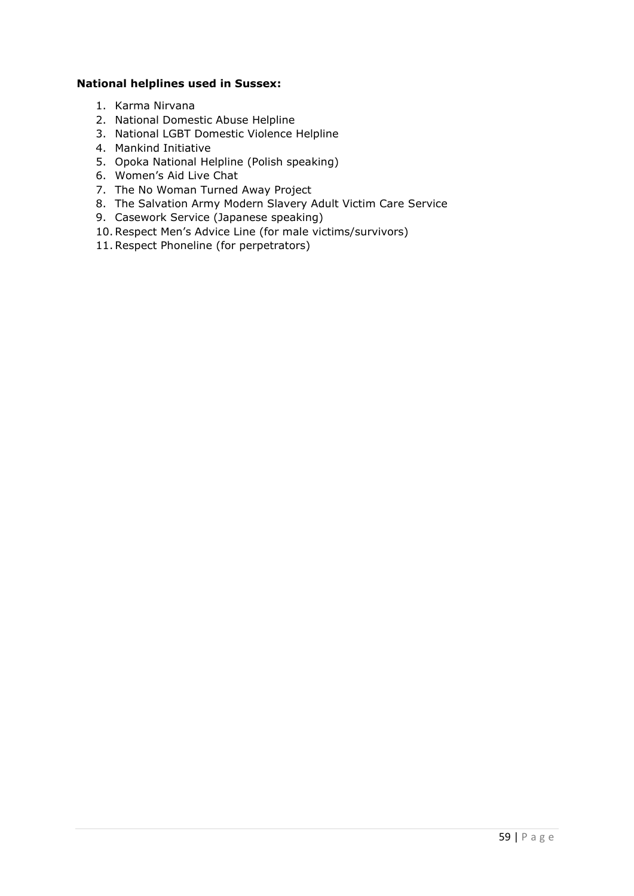**National helplines used in Sussex:**

1. Karma Nirvana
2. National Domestic Abuse Helpline
3. National LGBT Domestic Violence Helpline
4. Mankind Initiative
5. Opoka National Helpline (Polish speaking)
6. Women's Aid Live Chat
7. The No Woman Turned Away Project
8. The Salvation Army Modern Slavery Adult Victim Care Service
9. Casework Service (Japanese speaking)
10. Respect Men's Advice Line (for male victims/survivors)
11. Respect Phoneline (for perpetrators)